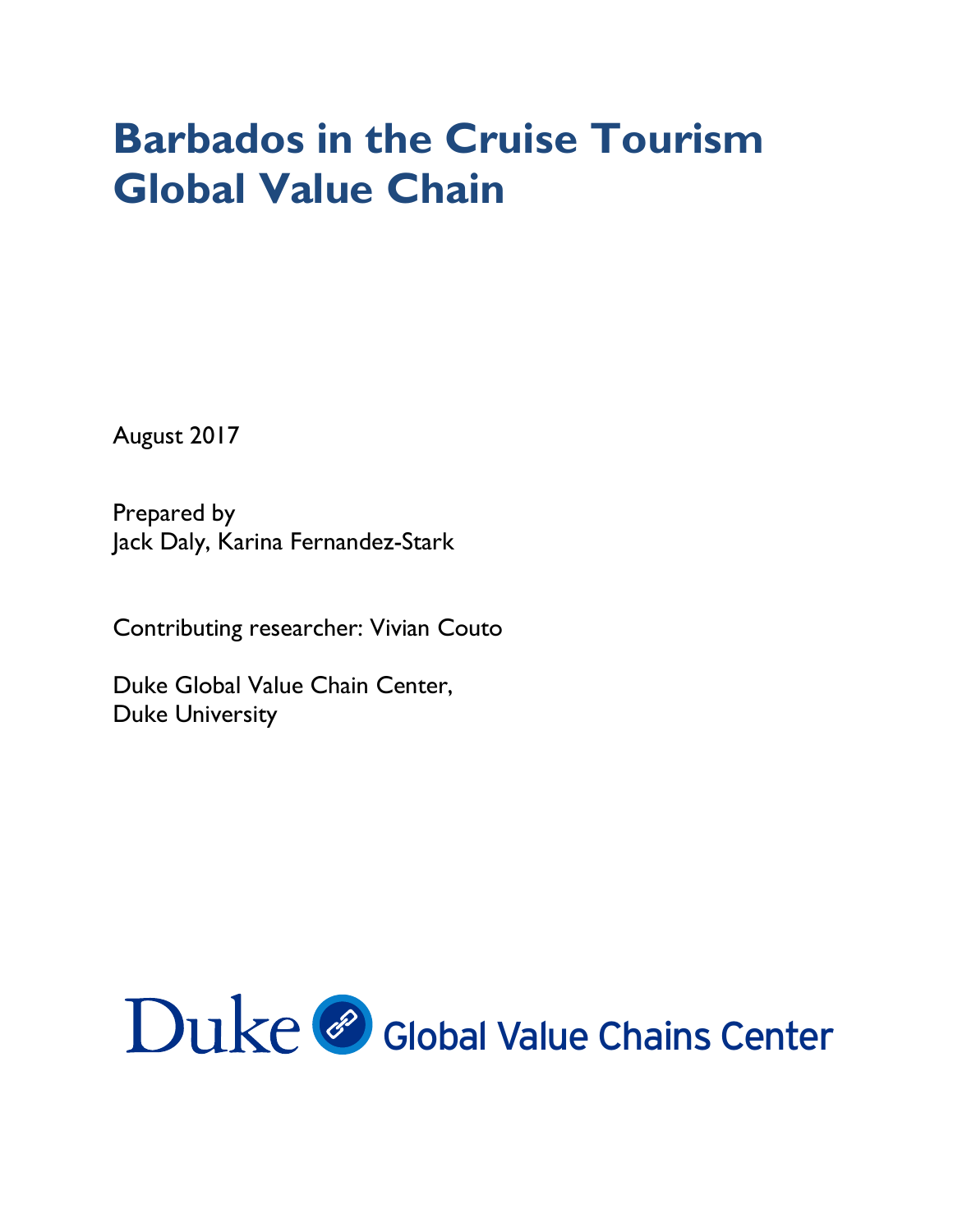# Barbados in the Cruise Tourism Global Value Chain

August 2017

Prepared by
Jack Daly, Karina Fernandez-Stark

Contributing researcher: Vivian Couto

Duke Global Value Chain Center,
Duke University

Duke Global Value Chains Center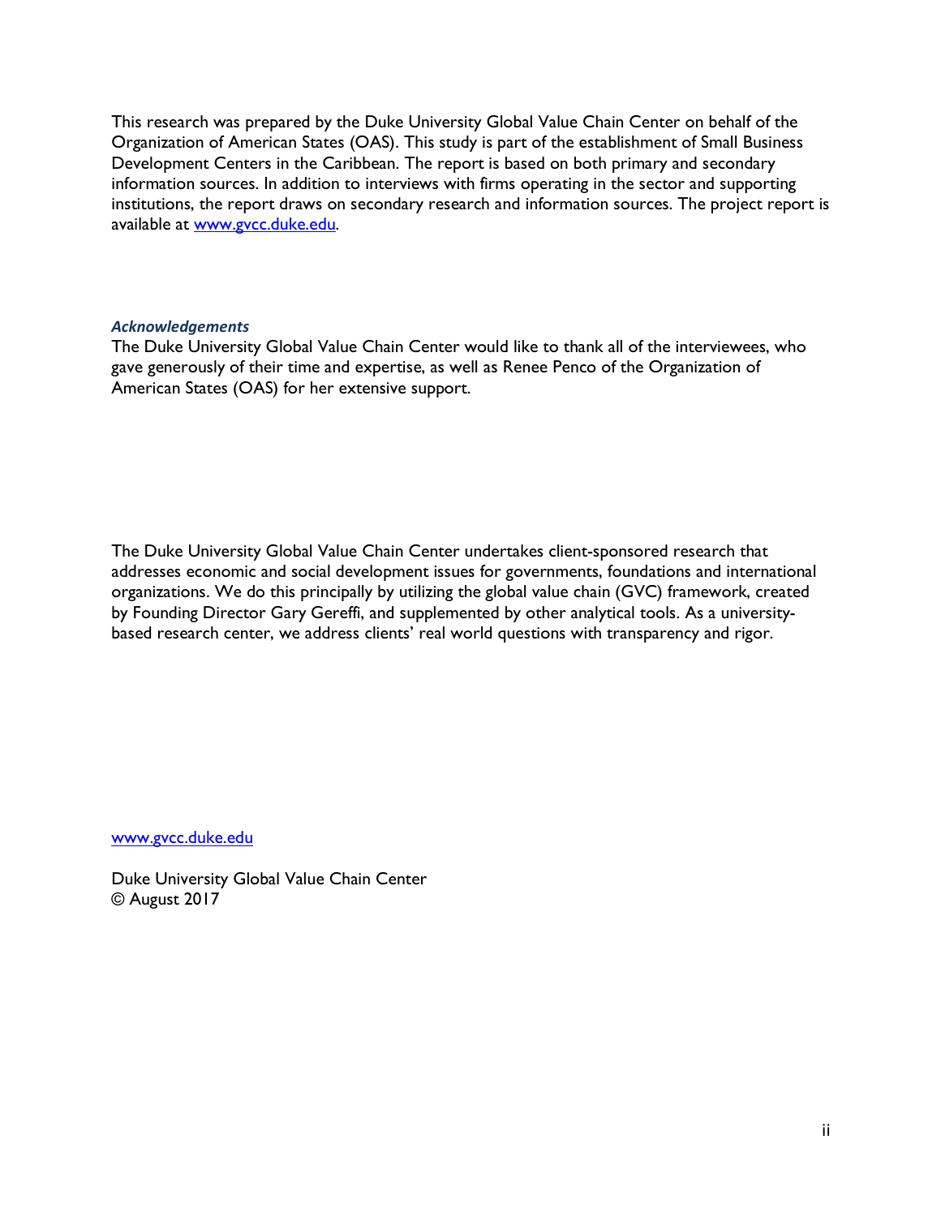This research was prepared by the Duke University Global Value Chain Center on behalf of the Organization of American States (OAS). This study is part of the establishment of Small Business Development Centers in the Caribbean. The report is based on both primary and secondary information sources. In addition to interviews with firms operating in the sector and supporting institutions, the report draws on secondary research and information sources. The project report is available at [www.gvcc.duke.edu](www.gvcc.duke.edu).

***Acknowledgements***

The Duke University Global Value Chain Center would like to thank all of the interviewees, who gave generously of their time and expertise, as well as Renee Penco of the Organization of American States (OAS) for her extensive support.

The Duke University Global Value Chain Center undertakes client-sponsored research that addresses economic and social development issues for governments, foundations and international organizations. We do this principally by utilizing the global value chain (GVC) framework, created by Founding Director Gary Gereffi, and supplemented by other analytical tools. As a university-based research center, we address clients' real world questions with transparency and rigor.

[www.gvcc.duke.edu](www.gvcc.duke.edu)

Duke University Global Value Chain Center
© August 2017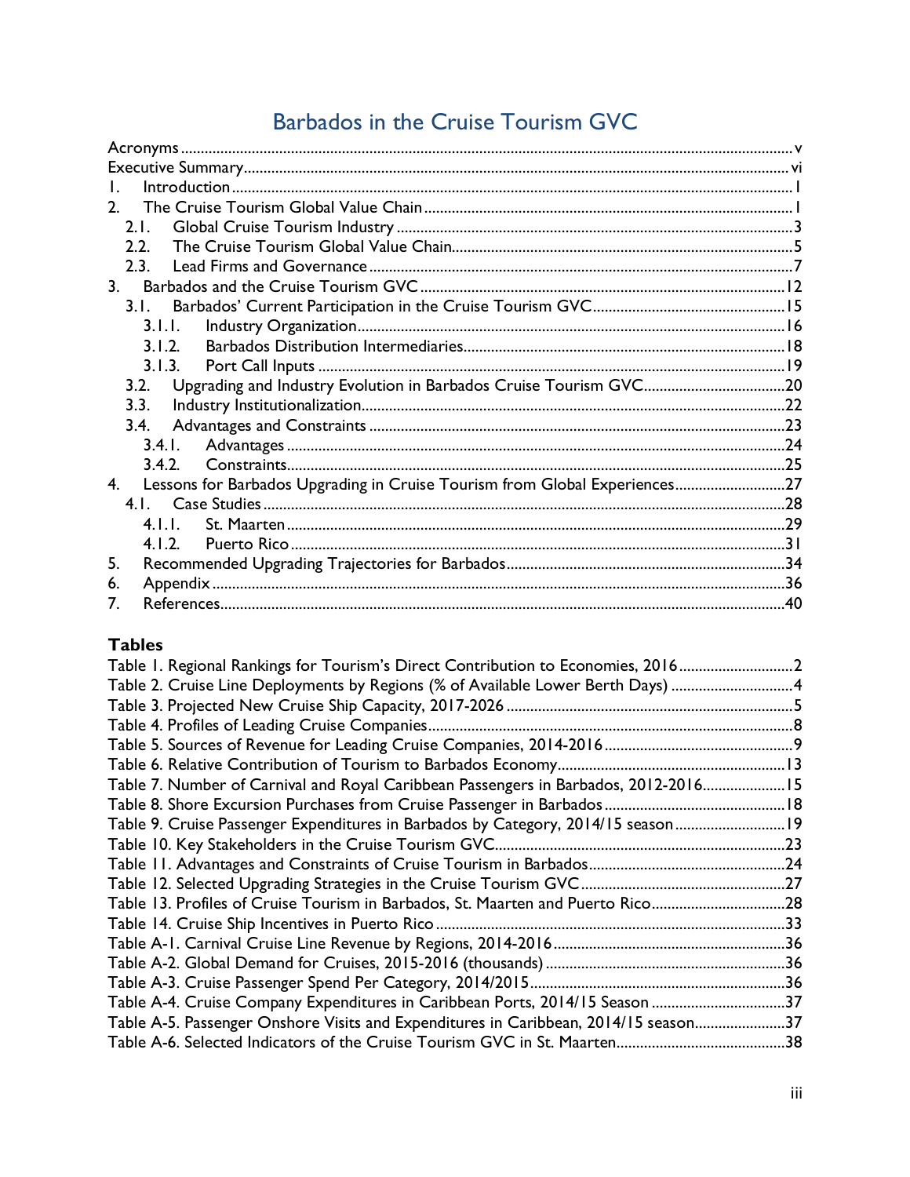# Barbados in the Cruise Tourism GVC

Acronyms ..... v
Executive Summary ..... vi
1. Introduction ..... 1
2. The Cruise Tourism Global Value Chain ..... 1
   2.1. Global Cruise Tourism Industry ..... 3
   2.2. The Cruise Tourism Global Value Chain ..... 5
   2.3. Lead Firms and Governance ..... 7
3. Barbados and the Cruise Tourism GVC ..... 12
   3.1. Barbados' Current Participation in the Cruise Tourism GVC ..... 15
      3.1.1. Industry Organization ..... 16
      3.1.2. Barbados Distribution Intermediaries ..... 18
      3.1.3. Port Call Inputs ..... 19
   3.2. Upgrading and Industry Evolution in Barbados Cruise Tourism GVC ..... 20
   3.3. Industry Institutionalization ..... 22
   3.4. Advantages and Constraints ..... 23
      3.4.1. Advantages ..... 24
      3.4.2. Constraints ..... 25
4. Lessons for Barbados Upgrading in Cruise Tourism from Global Experiences ..... 27
   4.1. Case Studies ..... 28
      4.1.1. St. Maarten ..... 29
      4.1.2. Puerto Rico ..... 31
5. Recommended Upgrading Trajectories for Barbados ..... 34
6. Appendix ..... 36
7. References ..... 40

## Tables

Table 1. Regional Rankings for Tourism's Direct Contribution to Economies, 2016 ..... 2
Table 2. Cruise Line Deployments by Regions (% of Available Lower Berth Days) ..... 4
Table 3. Projected New Cruise Ship Capacity, 2017-2026 ..... 5
Table 4. Profiles of Leading Cruise Companies ..... 8
Table 5. Sources of Revenue for Leading Cruise Companies, 2014-2016 ..... 9
Table 6. Relative Contribution of Tourism to Barbados Economy ..... 13
Table 7. Number of Carnival and Royal Caribbean Passengers in Barbados, 2012-2016 ..... 15
Table 8. Shore Excursion Purchases from Cruise Passenger in Barbados ..... 18
Table 9. Cruise Passenger Expenditures in Barbados by Category, 2014/15 season ..... 19
Table 10. Key Stakeholders in the Cruise Tourism GVC ..... 23
Table 11. Advantages and Constraints of Cruise Tourism in Barbados ..... 24
Table 12. Selected Upgrading Strategies in the Cruise Tourism GVC ..... 27
Table 13. Profiles of Cruise Tourism in Barbados, St. Maarten and Puerto Rico ..... 28
Table 14. Cruise Ship Incentives in Puerto Rico ..... 33
Table A-1. Carnival Cruise Line Revenue by Regions, 2014-2016 ..... 36
Table A-2. Global Demand for Cruises, 2015-2016 (thousands) ..... 36
Table A-3. Cruise Passenger Spend Per Category, 2014/2015 ..... 36
Table A-4. Cruise Company Expenditures in Caribbean Ports, 2014/15 Season ..... 37
Table A-5. Passenger Onshore Visits and Expenditures in Caribbean, 2014/15 season ..... 37
Table A-6. Selected Indicators of the Cruise Tourism GVC in St. Maarten ..... 38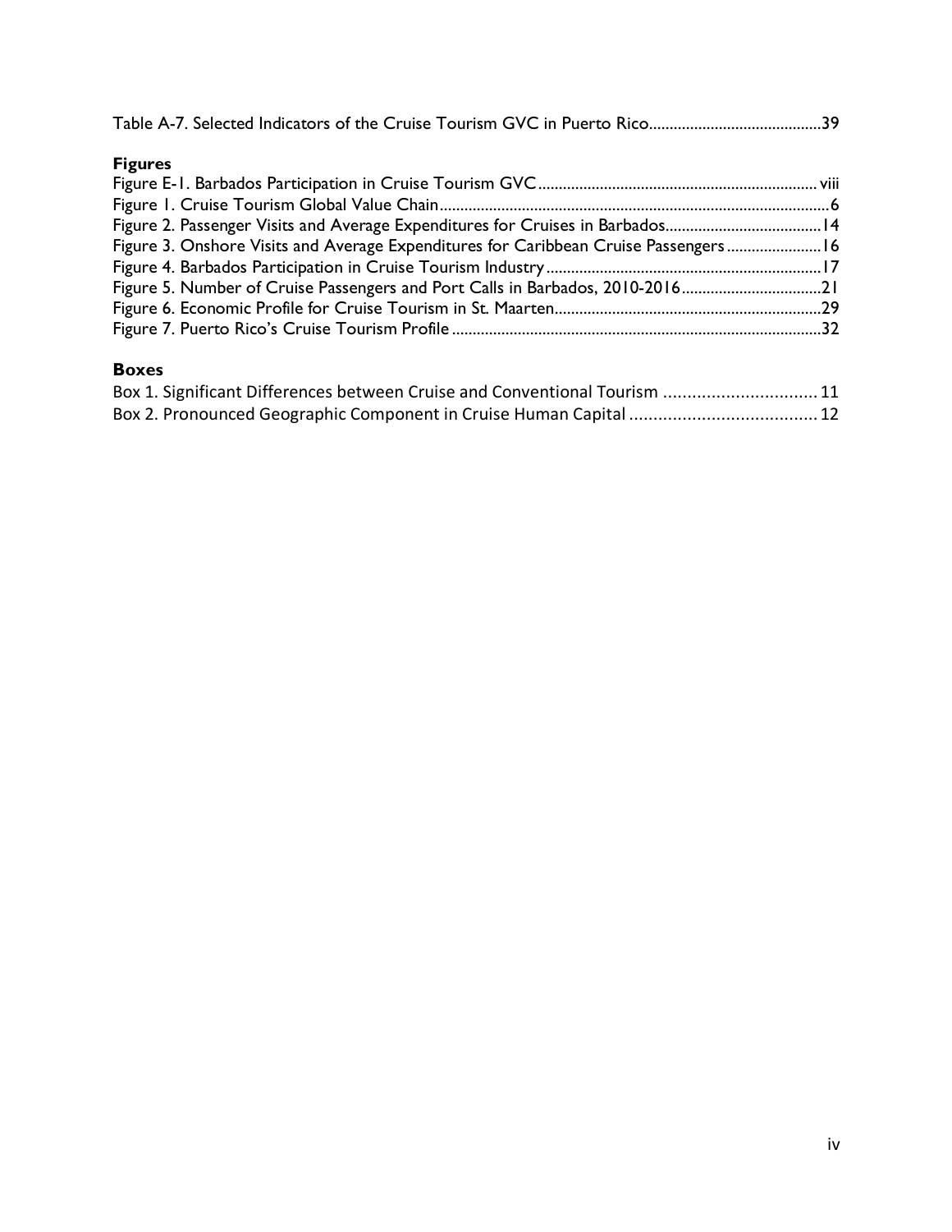Table A-7. Selected Indicators of the Cruise Tourism GVC in Puerto Rico..........................................39

## Figures

Figure E-1. Barbados Participation in Cruise Tourism GVC.................................................................... viii
Figure 1. Cruise Tourism Global Value Chain...............................................................................................6
Figure 2. Passenger Visits and Average Expenditures for Cruises in Barbados......................................14
Figure 3. Onshore Visits and Average Expenditures for Caribbean Cruise Passengers.......................16
Figure 4. Barbados Participation in Cruise Tourism Industry...................................................................17
Figure 5. Number of Cruise Passengers and Port Calls in Barbados, 2010-2016..................................21
Figure 6. Economic Profile for Cruise Tourism in St. Maarten.................................................................29
Figure 7. Puerto Rico's Cruise Tourism Profile.........................................................................................32

## Boxes

Box 1. Significant Differences between Cruise and Conventional Tourism ................................ 11
Box 2. Pronounced Geographic Component in Cruise Human Capital ....................................... 12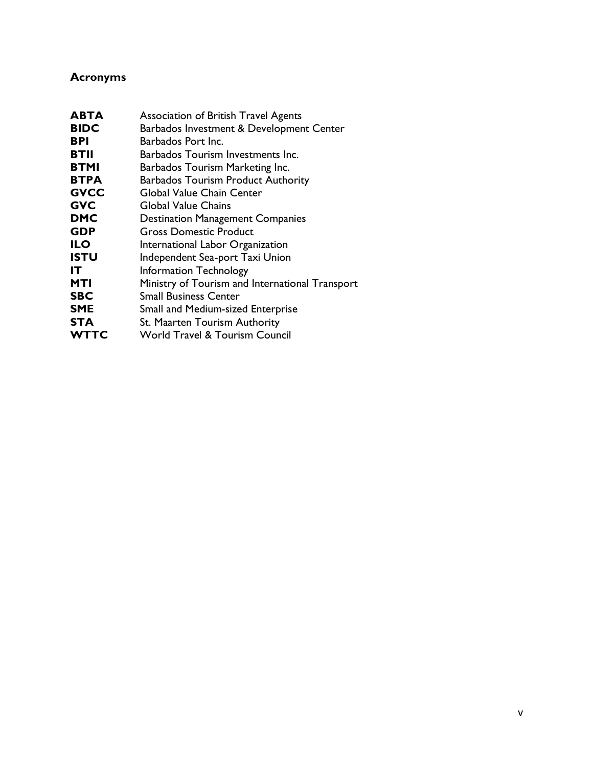## Acronyms

| | |
|---|---|
| **ABTA** | Association of British Travel Agents |
| **BIDC** | Barbados Investment & Development Center |
| **BPI** | Barbados Port Inc. |
| **BTII** | Barbados Tourism Investments Inc. |
| **BTMI** | Barbados Tourism Marketing Inc. |
| **BTPA** | Barbados Tourism Product Authority |
| **GVCC** | Global Value Chain Center |
| **GVC** | Global Value Chains |
| **DMC** | Destination Management Companies |
| **GDP** | Gross Domestic Product |
| **ILO** | International Labor Organization |
| **ISTU** | Independent Sea-port Taxi Union |
| **IT** | Information Technology |
| **MTI** | Ministry of Tourism and International Transport |
| **SBC** | Small Business Center |
| **SME** | Small and Medium-sized Enterprise |
| **STA** | St. Maarten Tourism Authority |
| **WTTC** | World Travel & Tourism Council |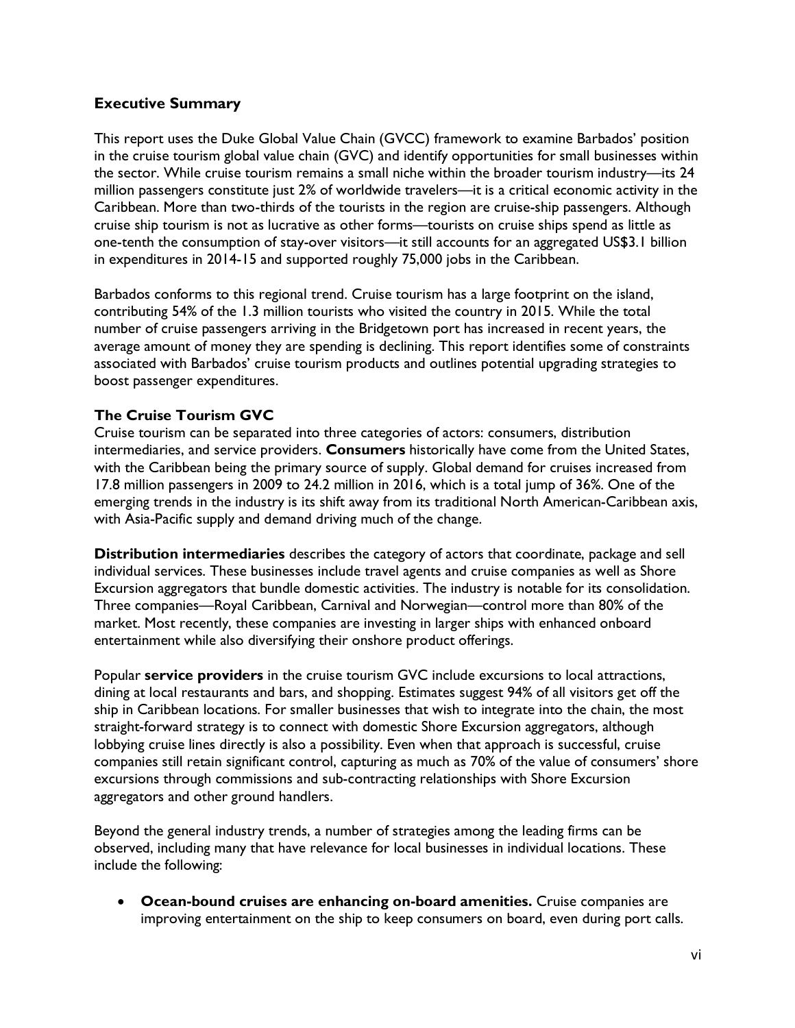## Executive Summary

This report uses the Duke Global Value Chain (GVCC) framework to examine Barbados' position in the cruise tourism global value chain (GVC) and identify opportunities for small businesses within the sector. While cruise tourism remains a small niche within the broader tourism industry—its 24 million passengers constitute just 2% of worldwide travelers—it is a critical economic activity in the Caribbean. More than two-thirds of the tourists in the region are cruise-ship passengers. Although cruise ship tourism is not as lucrative as other forms—tourists on cruise ships spend as little as one-tenth the consumption of stay-over visitors—it still accounts for an aggregated US$3.1 billion in expenditures in 2014-15 and supported roughly 75,000 jobs in the Caribbean.

Barbados conforms to this regional trend. Cruise tourism has a large footprint on the island, contributing 54% of the 1.3 million tourists who visited the country in 2015. While the total number of cruise passengers arriving in the Bridgetown port has increased in recent years, the average amount of money they are spending is declining. This report identifies some of constraints associated with Barbados' cruise tourism products and outlines potential upgrading strategies to boost passenger expenditures.

### The Cruise Tourism GVC

Cruise tourism can be separated into three categories of actors: consumers, distribution intermediaries, and service providers. **Consumers** historically have come from the United States, with the Caribbean being the primary source of supply. Global demand for cruises increased from 17.8 million passengers in 2009 to 24.2 million in 2016, which is a total jump of 36%. One of the emerging trends in the industry is its shift away from its traditional North American-Caribbean axis, with Asia-Pacific supply and demand driving much of the change.

**Distribution intermediaries** describes the category of actors that coordinate, package and sell individual services. These businesses include travel agents and cruise companies as well as Shore Excursion aggregators that bundle domestic activities. The industry is notable for its consolidation. Three companies—Royal Caribbean, Carnival and Norwegian—control more than 80% of the market. Most recently, these companies are investing in larger ships with enhanced onboard entertainment while also diversifying their onshore product offerings.

Popular **service providers** in the cruise tourism GVC include excursions to local attractions, dining at local restaurants and bars, and shopping. Estimates suggest 94% of all visitors get off the ship in Caribbean locations. For smaller businesses that wish to integrate into the chain, the most straight-forward strategy is to connect with domestic Shore Excursion aggregators, although lobbying cruise lines directly is also a possibility. Even when that approach is successful, cruise companies still retain significant control, capturing as much as 70% of the value of consumers' shore excursions through commissions and sub-contracting relationships with Shore Excursion aggregators and other ground handlers.

Beyond the general industry trends, a number of strategies among the leading firms can be observed, including many that have relevance for local businesses in individual locations. These include the following:

- **Ocean-bound cruises are enhancing on-board amenities.** Cruise companies are improving entertainment on the ship to keep consumers on board, even during port calls.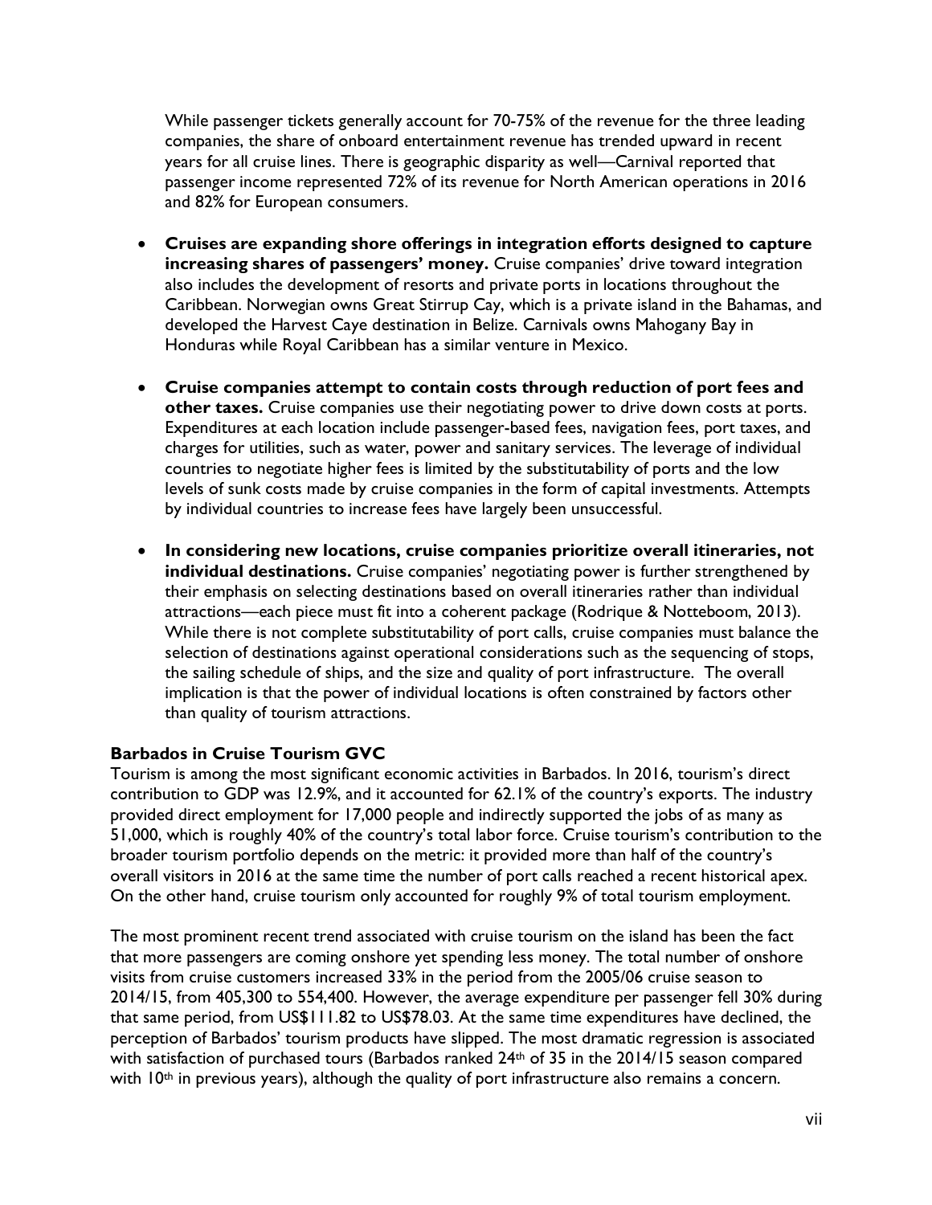While passenger tickets generally account for 70-75% of the revenue for the three leading companies, the share of onboard entertainment revenue has trended upward in recent years for all cruise lines. There is geographic disparity as well—Carnival reported that passenger income represented 72% of its revenue for North American operations in 2016 and 82% for European consumers.

- **Cruises are expanding shore offerings in integration efforts designed to capture increasing shares of passengers' money.** Cruise companies' drive toward integration also includes the development of resorts and private ports in locations throughout the Caribbean. Norwegian owns Great Stirrup Cay, which is a private island in the Bahamas, and developed the Harvest Caye destination in Belize. Carnivals owns Mahogany Bay in Honduras while Royal Caribbean has a similar venture in Mexico.

- **Cruise companies attempt to contain costs through reduction of port fees and other taxes.** Cruise companies use their negotiating power to drive down costs at ports. Expenditures at each location include passenger-based fees, navigation fees, port taxes, and charges for utilities, such as water, power and sanitary services. The leverage of individual countries to negotiate higher fees is limited by the substitutability of ports and the low levels of sunk costs made by cruise companies in the form of capital investments. Attempts by individual countries to increase fees have largely been unsuccessful.

- **In considering new locations, cruise companies prioritize overall itineraries, not individual destinations.** Cruise companies' negotiating power is further strengthened by their emphasis on selecting destinations based on overall itineraries rather than individual attractions—each piece must fit into a coherent package (Rodrique & Notteboom, 2013). While there is not complete substitutability of port calls, cruise companies must balance the selection of destinations against operational considerations such as the sequencing of stops, the sailing schedule of ships, and the size and quality of port infrastructure. The overall implication is that the power of individual locations is often constrained by factors other than quality of tourism attractions.

### Barbados in Cruise Tourism GVC

Tourism is among the most significant economic activities in Barbados. In 2016, tourism's direct contribution to GDP was 12.9%, and it accounted for 62.1% of the country's exports. The industry provided direct employment for 17,000 people and indirectly supported the jobs of as many as 51,000, which is roughly 40% of the country's total labor force. Cruise tourism's contribution to the broader tourism portfolio depends on the metric: it provided more than half of the country's overall visitors in 2016 at the same time the number of port calls reached a recent historical apex. On the other hand, cruise tourism only accounted for roughly 9% of total tourism employment.

The most prominent recent trend associated with cruise tourism on the island has been the fact that more passengers are coming onshore yet spending less money. The total number of onshore visits from cruise customers increased 33% in the period from the 2005/06 cruise season to 2014/15, from 405,300 to 554,400. However, the average expenditure per passenger fell 30% during that same period, from US$111.82 to US$78.03. At the same time expenditures have declined, the perception of Barbados' tourism products have slipped. The most dramatic regression is associated with satisfaction of purchased tours (Barbados ranked 24th of 35 in the 2014/15 season compared with 10th in previous years), although the quality of port infrastructure also remains a concern.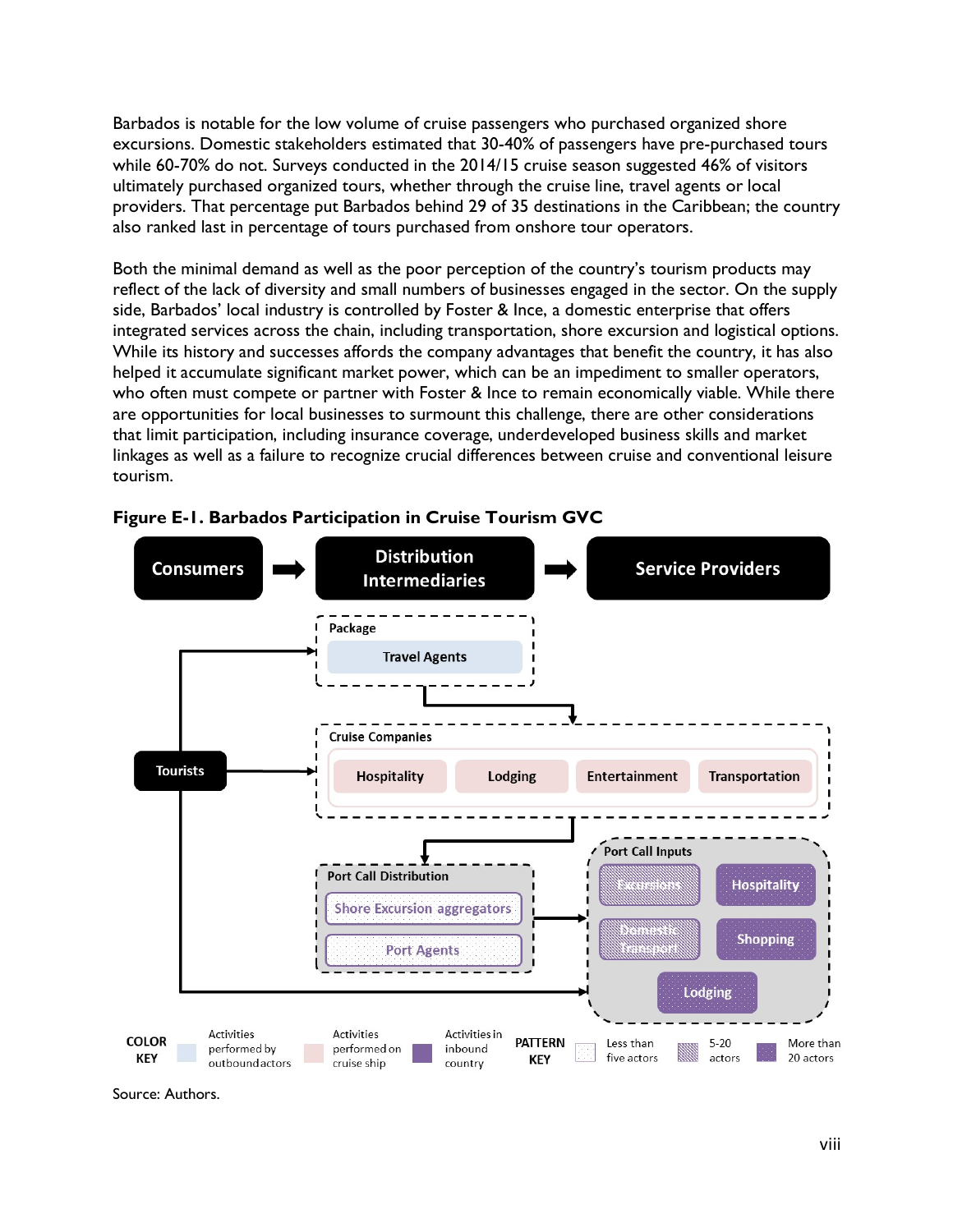Barbados is notable for the low volume of cruise passengers who purchased organized shore excursions. Domestic stakeholders estimated that 30-40% of passengers have pre-purchased tours while 60-70% do not. Surveys conducted in the 2014/15 cruise season suggested 46% of visitors ultimately purchased organized tours, whether through the cruise line, travel agents or local providers. That percentage put Barbados behind 29 of 35 destinations in the Caribbean; the country also ranked last in percentage of tours purchased from onshore tour operators.

Both the minimal demand as well as the poor perception of the country's tourism products may reflect of the lack of diversity and small numbers of businesses engaged in the sector. On the supply side, Barbados' local industry is controlled by Foster & Ince, a domestic enterprise that offers integrated services across the chain, including transportation, shore excursion and logistical options. While its history and successes affords the company advantages that benefit the country, it has also helped it accumulate significant market power, which can be an impediment to smaller operators, who often must compete or partner with Foster & Ince to remain economically viable. While there are opportunities for local businesses to surmount this challenge, there are other considerations that limit participation, including insurance coverage, underdeveloped business skills and market linkages as well as a failure to recognize crucial differences between cruise and conventional leisure tourism.

**Figure E-1. Barbados Participation in Cruise Tourism GVC**

Consumers → Distribution Intermediaries → Service Providers

- Tourists
- Package: Travel Agents
- Cruise Companies: Hospitality, Lodging, Entertainment, Transportation
- Port Call Distribution: Shore Excursion aggregators, Port Agents
- Port Call Inputs: Excursions, Hospitality, Domestic Transport, Shopping, Lodging

COLOR KEY: Activities performed by outbound actors; Activities performed on cruise ship; Activities in inbound country

PATTERN KEY: Less than five actors; 5-20 actors; More than 20 actors

Source: Authors.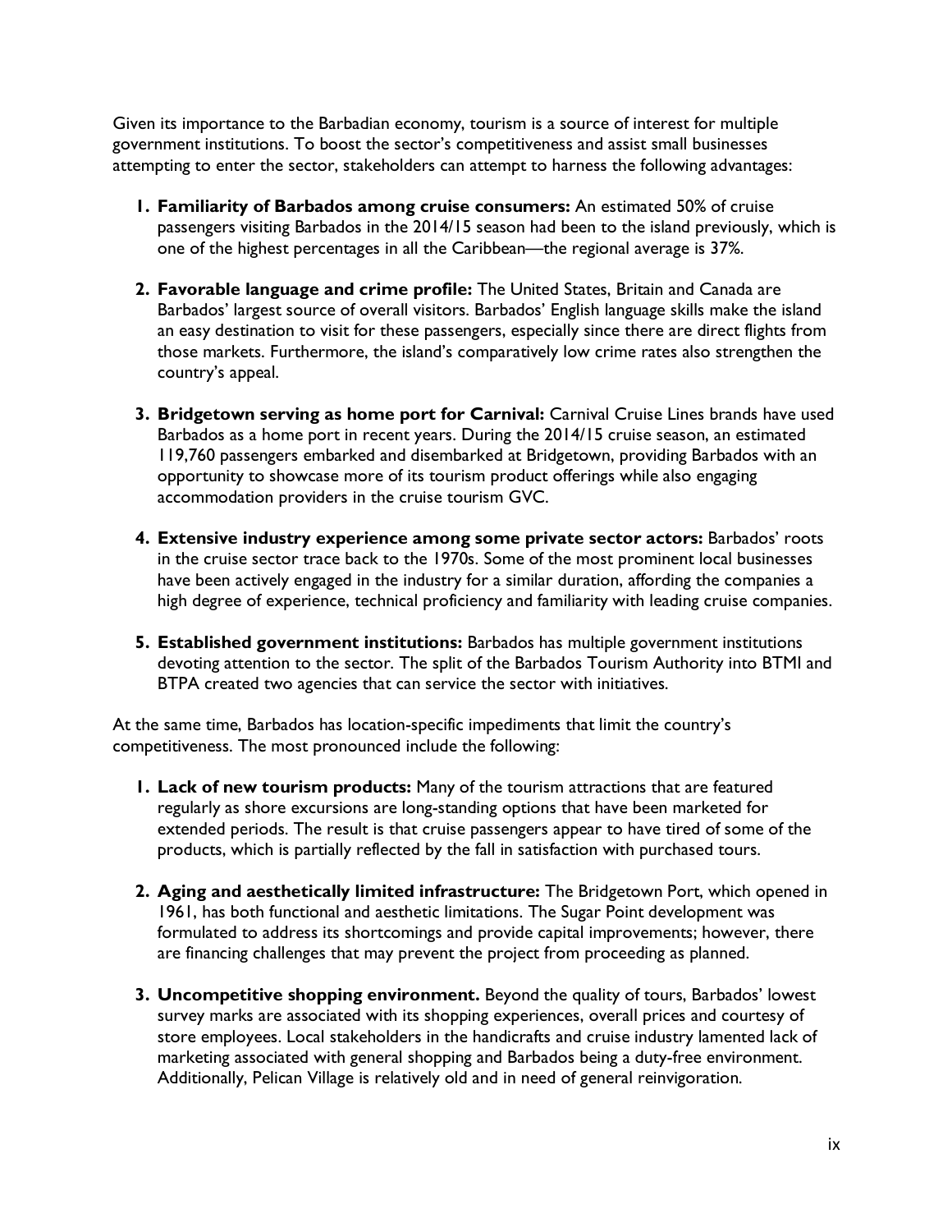Given its importance to the Barbadian economy, tourism is a source of interest for multiple government institutions. To boost the sector's competitiveness and assist small businesses attempting to enter the sector, stakeholders can attempt to harness the following advantages:

1. **Familiarity of Barbados among cruise consumers:** An estimated 50% of cruise passengers visiting Barbados in the 2014/15 season had been to the island previously, which is one of the highest percentages in all the Caribbean—the regional average is 37%.

2. **Favorable language and crime profile:** The United States, Britain and Canada are Barbados' largest source of overall visitors. Barbados' English language skills make the island an easy destination to visit for these passengers, especially since there are direct flights from those markets. Furthermore, the island's comparatively low crime rates also strengthen the country's appeal.

3. **Bridgetown serving as home port for Carnival:** Carnival Cruise Lines brands have used Barbados as a home port in recent years. During the 2014/15 cruise season, an estimated 119,760 passengers embarked and disembarked at Bridgetown, providing Barbados with an opportunity to showcase more of its tourism product offerings while also engaging accommodation providers in the cruise tourism GVC.

4. **Extensive industry experience among some private sector actors:** Barbados' roots in the cruise sector trace back to the 1970s. Some of the most prominent local businesses have been actively engaged in the industry for a similar duration, affording the companies a high degree of experience, technical proficiency and familiarity with leading cruise companies.

5. **Established government institutions:** Barbados has multiple government institutions devoting attention to the sector. The split of the Barbados Tourism Authority into BTMI and BTPA created two agencies that can service the sector with initiatives.

At the same time, Barbados has location-specific impediments that limit the country's competitiveness. The most pronounced include the following:

1. **Lack of new tourism products:** Many of the tourism attractions that are featured regularly as shore excursions are long-standing options that have been marketed for extended periods. The result is that cruise passengers appear to have tired of some of the products, which is partially reflected by the fall in satisfaction with purchased tours.

2. **Aging and aesthetically limited infrastructure:** The Bridgetown Port, which opened in 1961, has both functional and aesthetic limitations. The Sugar Point development was formulated to address its shortcomings and provide capital improvements; however, there are financing challenges that may prevent the project from proceeding as planned.

3. **Uncompetitive shopping environment.** Beyond the quality of tours, Barbados' lowest survey marks are associated with its shopping experiences, overall prices and courtesy of store employees. Local stakeholders in the handicrafts and cruise industry lamented lack of marketing associated with general shopping and Barbados being a duty-free environment. Additionally, Pelican Village is relatively old and in need of general reinvigoration.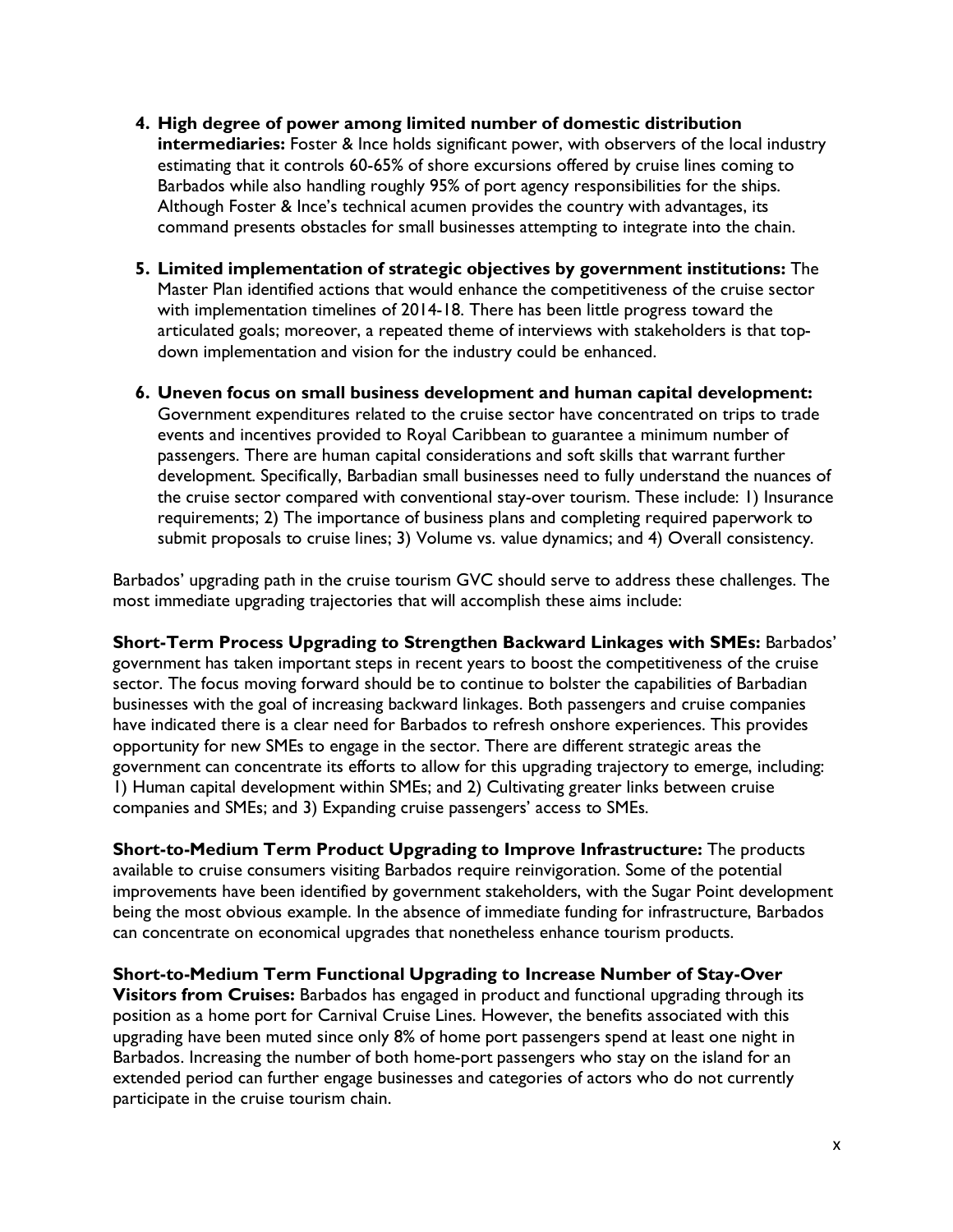4. **High degree of power among limited number of domestic distribution intermediaries:** Foster & Ince holds significant power, with observers of the local industry estimating that it controls 60-65% of shore excursions offered by cruise lines coming to Barbados while also handling roughly 95% of port agency responsibilities for the ships. Although Foster & Ince's technical acumen provides the country with advantages, its command presents obstacles for small businesses attempting to integrate into the chain.

5. **Limited implementation of strategic objectives by government institutions:** The Master Plan identified actions that would enhance the competitiveness of the cruise sector with implementation timelines of 2014-18. There has been little progress toward the articulated goals; moreover, a repeated theme of interviews with stakeholders is that top-down implementation and vision for the industry could be enhanced.

6. **Uneven focus on small business development and human capital development:** Government expenditures related to the cruise sector have concentrated on trips to trade events and incentives provided to Royal Caribbean to guarantee a minimum number of passengers. There are human capital considerations and soft skills that warrant further development. Specifically, Barbadian small businesses need to fully understand the nuances of the cruise sector compared with conventional stay-over tourism. These include: 1) Insurance requirements; 2) The importance of business plans and completing required paperwork to submit proposals to cruise lines; 3) Volume vs. value dynamics; and 4) Overall consistency.

Barbados' upgrading path in the cruise tourism GVC should serve to address these challenges. The most immediate upgrading trajectories that will accomplish these aims include:

**Short-Term Process Upgrading to Strengthen Backward Linkages with SMEs:** Barbados' government has taken important steps in recent years to boost the competitiveness of the cruise sector. The focus moving forward should be to continue to bolster the capabilities of Barbadian businesses with the goal of increasing backward linkages. Both passengers and cruise companies have indicated there is a clear need for Barbados to refresh onshore experiences. This provides opportunity for new SMEs to engage in the sector. There are different strategic areas the government can concentrate its efforts to allow for this upgrading trajectory to emerge, including: 1) Human capital development within SMEs; and 2) Cultivating greater links between cruise companies and SMEs; and 3) Expanding cruise passengers' access to SMEs.

**Short-to-Medium Term Product Upgrading to Improve Infrastructure:** The products available to cruise consumers visiting Barbados require reinvigoration. Some of the potential improvements have been identified by government stakeholders, with the Sugar Point development being the most obvious example. In the absence of immediate funding for infrastructure, Barbados can concentrate on economical upgrades that nonetheless enhance tourism products.

**Short-to-Medium Term Functional Upgrading to Increase Number of Stay-Over Visitors from Cruises:** Barbados has engaged in product and functional upgrading through its position as a home port for Carnival Cruise Lines. However, the benefits associated with this upgrading have been muted since only 8% of home port passengers spend at least one night in Barbados. Increasing the number of both home-port passengers who stay on the island for an extended period can further engage businesses and categories of actors who do not currently participate in the cruise tourism chain.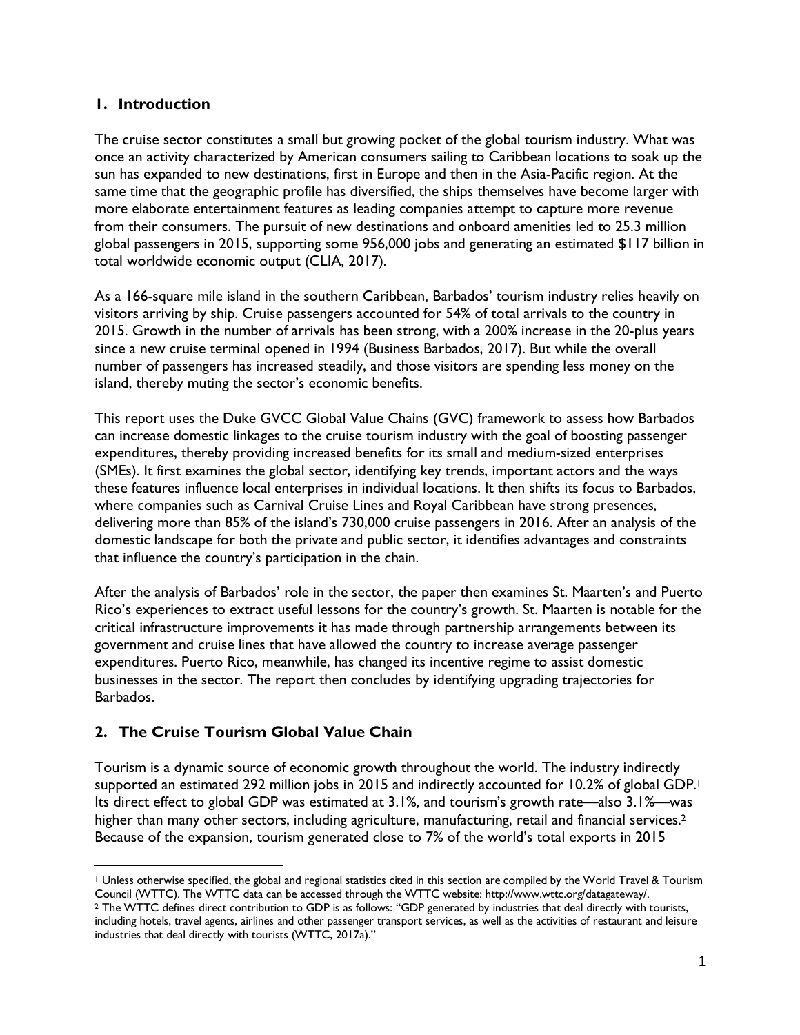## 1. Introduction

The cruise sector constitutes a small but growing pocket of the global tourism industry. What was once an activity characterized by American consumers sailing to Caribbean locations to soak up the sun has expanded to new destinations, first in Europe and then in the Asia-Pacific region. At the same time that the geographic profile has diversified, the ships themselves have become larger with more elaborate entertainment features as leading companies attempt to capture more revenue from their consumers. The pursuit of new destinations and onboard amenities led to 25.3 million global passengers in 2015, supporting some 956,000 jobs and generating an estimated $117 billion in total worldwide economic output (CLIA, 2017).

As a 166-square mile island in the southern Caribbean, Barbados' tourism industry relies heavily on visitors arriving by ship. Cruise passengers accounted for 54% of total arrivals to the country in 2015. Growth in the number of arrivals has been strong, with a 200% increase in the 20-plus years since a new cruise terminal opened in 1994 (Business Barbados, 2017). But while the overall number of passengers has increased steadily, and those visitors are spending less money on the island, thereby muting the sector's economic benefits.

This report uses the Duke GVCC Global Value Chains (GVC) framework to assess how Barbados can increase domestic linkages to the cruise tourism industry with the goal of boosting passenger expenditures, thereby providing increased benefits for its small and medium-sized enterprises (SMEs). It first examines the global sector, identifying key trends, important actors and the ways these features influence local enterprises in individual locations. It then shifts its focus to Barbados, where companies such as Carnival Cruise Lines and Royal Caribbean have strong presences, delivering more than 85% of the island's 730,000 cruise passengers in 2016. After an analysis of the domestic landscape for both the private and public sector, it identifies advantages and constraints that influence the country's participation in the chain.

After the analysis of Barbados' role in the sector, the paper then examines St. Maarten's and Puerto Rico's experiences to extract useful lessons for the country's growth. St. Maarten is notable for the critical infrastructure improvements it has made through partnership arrangements between its government and cruise lines that have allowed the country to increase average passenger expenditures. Puerto Rico, meanwhile, has changed its incentive regime to assist domestic businesses in the sector. The report then concludes by identifying upgrading trajectories for Barbados.

## 2. The Cruise Tourism Global Value Chain

Tourism is a dynamic source of economic growth throughout the world. The industry indirectly supported an estimated 292 million jobs in 2015 and indirectly accounted for 10.2% of global GDP.[1] Its direct effect to global GDP was estimated at 3.1%, and tourism's growth rate—also 3.1%—was higher than many other sectors, including agriculture, manufacturing, retail and financial services.[2] Because of the expansion, tourism generated close to 7% of the world's total exports in 2015

---

[1] Unless otherwise specified, the global and regional statistics cited in this section are compiled by the World Travel & Tourism Council (WTTC). The WTTC data can be accessed through the WTTC website: http://www.wttc.org/datagateway/.

[2] The WTTC defines direct contribution to GDP is as follows: "GDP generated by industries that deal directly with tourists, including hotels, travel agents, airlines and other passenger transport services, as well as the activities of restaurant and leisure industries that deal directly with tourists (WTTC, 2017a)."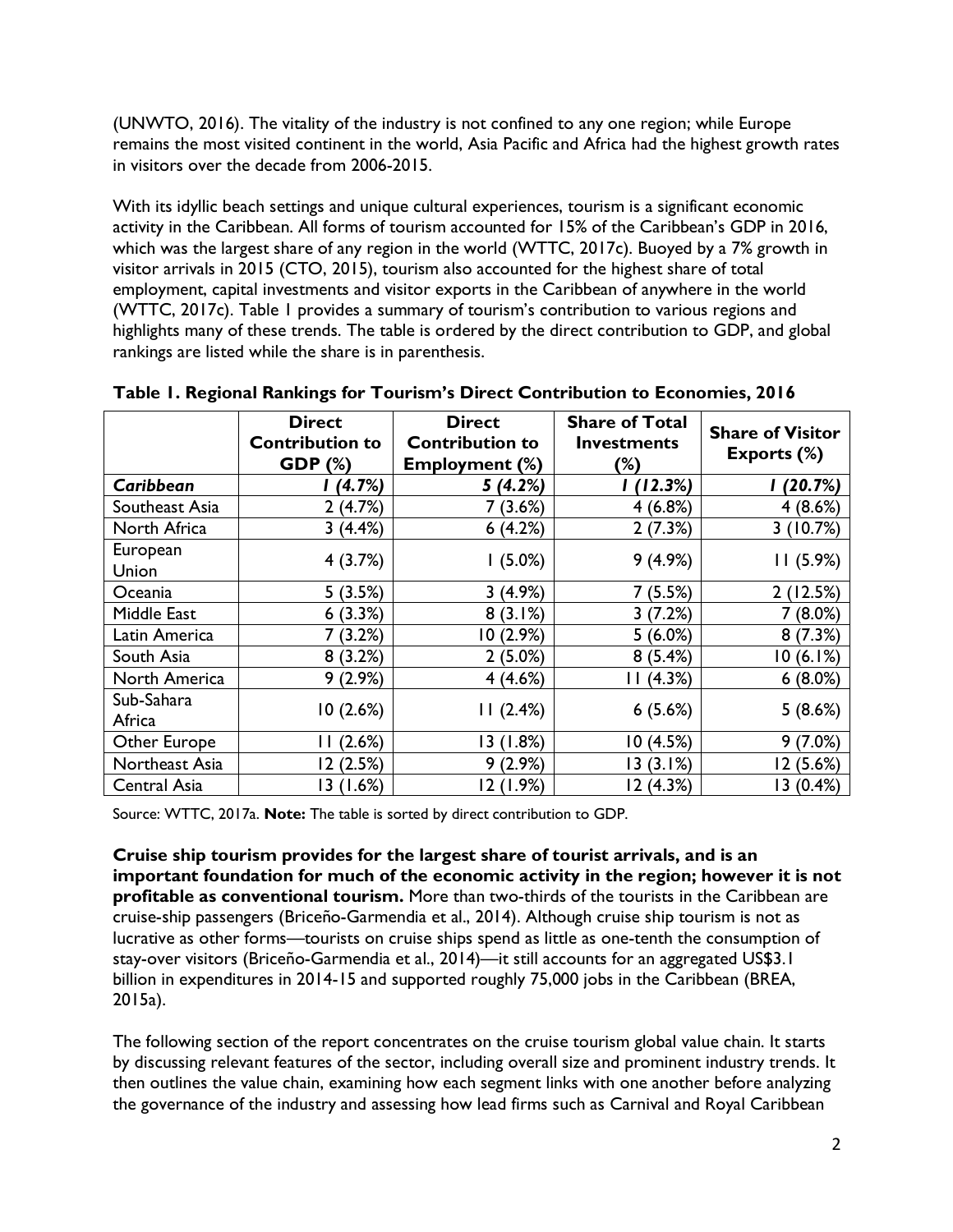(UNWTO, 2016). The vitality of the industry is not confined to any one region; while Europe remains the most visited continent in the world, Asia Pacific and Africa had the highest growth rates in visitors over the decade from 2006-2015.

With its idyllic beach settings and unique cultural experiences, tourism is a significant economic activity in the Caribbean. All forms of tourism accounted for 15% of the Caribbean's GDP in 2016, which was the largest share of any region in the world (WTTC, 2017c). Buoyed by a 7% growth in visitor arrivals in 2015 (CTO, 2015), tourism also accounted for the highest share of total employment, capital investments and visitor exports in the Caribbean of anywhere in the world (WTTC, 2017c). Table 1 provides a summary of tourism's contribution to various regions and highlights many of these trends. The table is ordered by the direct contribution to GDP, and global rankings are listed while the share is in parenthesis.

**Table 1. Regional Rankings for Tourism's Direct Contribution to Economies, 2016**

| | Direct Contribution to GDP (%) | Direct Contribution to Employment (%) | Share of Total Investments (%) | Share of Visitor Exports (%) |
|---|---|---|---|---|
| ***Caribbean*** | ***1 (4.7%)*** | ***5 (4.2%)*** | ***1 (12.3%)*** | ***1 (20.7%)*** |
| Southeast Asia | 2 (4.7%) | 7 (3.6%) | 4 (6.8%) | 4 (8.6%) |
| North Africa | 3 (4.4%) | 6 (4.2%) | 2 (7.3%) | 3 (10.7%) |
| European Union | 4 (3.7%) | 1 (5.0%) | 9 (4.9%) | 11 (5.9%) |
| Oceania | 5 (3.5%) | 3 (4.9%) | 7 (5.5%) | 2 (12.5%) |
| Middle East | 6 (3.3%) | 8 (3.1%) | 3 (7.2%) | 7 (8.0%) |
| Latin America | 7 (3.2%) | 10 (2.9%) | 5 (6.0%) | 8 (7.3%) |
| South Asia | 8 (3.2%) | 2 (5.0%) | 8 (5.4%) | 10 (6.1%) |
| North America | 9 (2.9%) | 4 (4.6%) | 11 (4.3%) | 6 (8.0%) |
| Sub-Sahara Africa | 10 (2.6%) | 11 (2.4%) | 6 (5.6%) | 5 (8.6%) |
| Other Europe | 11 (2.6%) | 13 (1.8%) | 10 (4.5%) | 9 (7.0%) |
| Northeast Asia | 12 (2.5%) | 9 (2.9%) | 13 (3.1%) | 12 (5.6%) |
| Central Asia | 13 (1.6%) | 12 (1.9%) | 12 (4.3%) | 13 (0.4%) |

Source: WTTC, 2017a. **Note:** The table is sorted by direct contribution to GDP.

**Cruise ship tourism provides for the largest share of tourist arrivals, and is an important foundation for much of the economic activity in the region; however it is not profitable as conventional tourism.** More than two-thirds of the tourists in the Caribbean are cruise-ship passengers (Briceño-Garmendia et al., 2014). Although cruise ship tourism is not as lucrative as other forms—tourists on cruise ships spend as little as one-tenth the consumption of stay-over visitors (Briceño-Garmendia et al., 2014)—it still accounts for an aggregated US$3.1 billion in expenditures in 2014-15 and supported roughly 75,000 jobs in the Caribbean (BREA, 2015a).

The following section of the report concentrates on the cruise tourism global value chain. It starts by discussing relevant features of the sector, including overall size and prominent industry trends. It then outlines the value chain, examining how each segment links with one another before analyzing the governance of the industry and assessing how lead firms such as Carnival and Royal Caribbean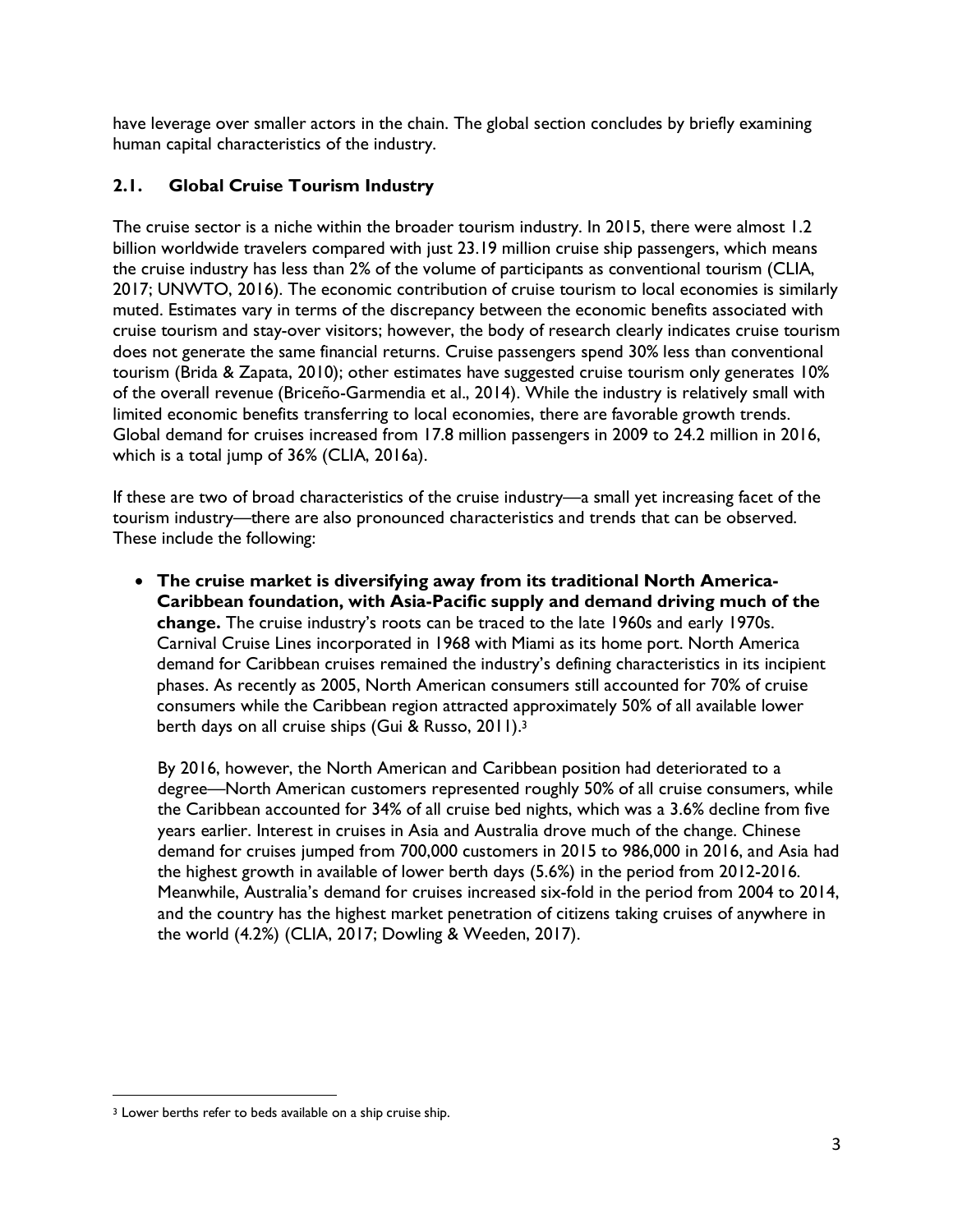have leverage over smaller actors in the chain. The global section concludes by briefly examining human capital characteristics of the industry.

### 2.1. Global Cruise Tourism Industry

The cruise sector is a niche within the broader tourism industry. In 2015, there were almost 1.2 billion worldwide travelers compared with just 23.19 million cruise ship passengers, which means the cruise industry has less than 2% of the volume of participants as conventional tourism (CLIA, 2017; UNWTO, 2016). The economic contribution of cruise tourism to local economies is similarly muted. Estimates vary in terms of the discrepancy between the economic benefits associated with cruise tourism and stay-over visitors; however, the body of research clearly indicates cruise tourism does not generate the same financial returns. Cruise passengers spend 30% less than conventional tourism (Brida & Zapata, 2010); other estimates have suggested cruise tourism only generates 10% of the overall revenue (Briceño-Garmendia et al., 2014). While the industry is relatively small with limited economic benefits transferring to local economies, there are favorable growth trends. Global demand for cruises increased from 17.8 million passengers in 2009 to 24.2 million in 2016, which is a total jump of 36% (CLIA, 2016a).

If these are two of broad characteristics of the cruise industry—a small yet increasing facet of the tourism industry—there are also pronounced characteristics and trends that can be observed. These include the following:

- **The cruise market is diversifying away from its traditional North America-Caribbean foundation, with Asia-Pacific supply and demand driving much of the change.** The cruise industry's roots can be traced to the late 1960s and early 1970s. Carnival Cruise Lines incorporated in 1968 with Miami as its home port. North America demand for Caribbean cruises remained the industry's defining characteristics in its incipient phases. As recently as 2005, North American consumers still accounted for 70% of cruise consumers while the Caribbean region attracted approximately 50% of all available lower berth days on all cruise ships (Gui & Russo, 2011).[3]

  By 2016, however, the North American and Caribbean position had deteriorated to a degree—North American customers represented roughly 50% of all cruise consumers, while the Caribbean accounted for 34% of all cruise bed nights, which was a 3.6% decline from five years earlier. Interest in cruises in Asia and Australia drove much of the change. Chinese demand for cruises jumped from 700,000 customers in 2015 to 986,000 in 2016, and Asia had the highest growth in available of lower berth days (5.6%) in the period from 2012-2016. Meanwhile, Australia's demand for cruises increased six-fold in the period from 2004 to 2014, and the country has the highest market penetration of citizens taking cruises of anywhere in the world (4.2%) (CLIA, 2017; Dowling & Weeden, 2017).

[3] Lower berths refer to beds available on a ship cruise ship.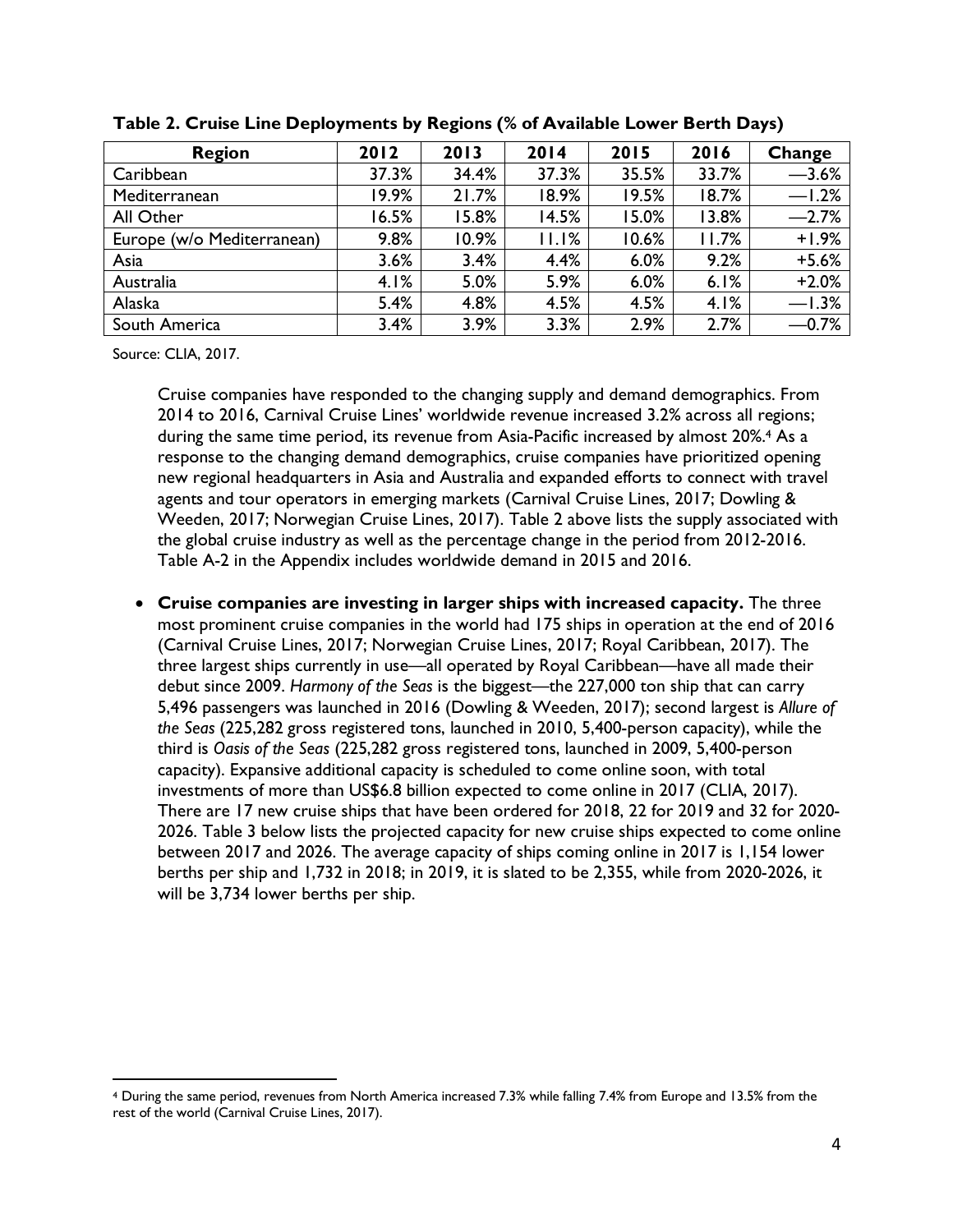**Table 2. Cruise Line Deployments by Regions (% of Available Lower Berth Days)**

| Region | 2012 | 2013 | 2014 | 2015 | 2016 | Change |
|---|---|---|---|---|---|---|
| Caribbean | 37.3% | 34.4% | 37.3% | 35.5% | 33.7% | —3.6% |
| Mediterranean | 19.9% | 21.7% | 18.9% | 19.5% | 18.7% | —1.2% |
| All Other | 16.5% | 15.8% | 14.5% | 15.0% | 13.8% | —2.7% |
| Europe (w/o Mediterranean) | 9.8% | 10.9% | 11.1% | 10.6% | 11.7% | +1.9% |
| Asia | 3.6% | 3.4% | 4.4% | 6.0% | 9.2% | +5.6% |
| Australia | 4.1% | 5.0% | 5.9% | 6.0% | 6.1% | +2.0% |
| Alaska | 5.4% | 4.8% | 4.5% | 4.5% | 4.1% | —1.3% |
| South America | 3.4% | 3.9% | 3.3% | 2.9% | 2.7% | —0.7% |

Source: CLIA, 2017.

Cruise companies have responded to the changing supply and demand demographics. From 2014 to 2016, Carnival Cruise Lines' worldwide revenue increased 3.2% across all regions; during the same time period, its revenue from Asia-Pacific increased by almost 20%.[4] As a response to the changing demand demographics, cruise companies have prioritized opening new regional headquarters in Asia and Australia and expanded efforts to connect with travel agents and tour operators in emerging markets (Carnival Cruise Lines, 2017; Dowling & Weeden, 2017; Norwegian Cruise Lines, 2017). Table 2 above lists the supply associated with the global cruise industry as well as the percentage change in the period from 2012-2016. Table A-2 in the Appendix includes worldwide demand in 2015 and 2016.

- **Cruise companies are investing in larger ships with increased capacity.** The three most prominent cruise companies in the world had 175 ships in operation at the end of 2016 (Carnival Cruise Lines, 2017; Norwegian Cruise Lines, 2017; Royal Caribbean, 2017). The three largest ships currently in use—all operated by Royal Caribbean—have all made their debut since 2009. *Harmony of the Seas* is the biggest—the 227,000 ton ship that can carry 5,496 passengers was launched in 2016 (Dowling & Weeden, 2017); second largest is *Allure of the Seas* (225,282 gross registered tons, launched in 2010, 5,400-person capacity), while the third is *Oasis of the Seas* (225,282 gross registered tons, launched in 2009, 5,400-person capacity). Expansive additional capacity is scheduled to come online soon, with total investments of more than US$6.8 billion expected to come online in 2017 (CLIA, 2017). There are 17 new cruise ships that have been ordered for 2018, 22 for 2019 and 32 for 2020-2026. Table 3 below lists the projected capacity for new cruise ships expected to come online between 2017 and 2026. The average capacity of ships coming online in 2017 is 1,154 lower berths per ship and 1,732 in 2018; in 2019, it is slated to be 2,355, while from 2020-2026, it will be 3,734 lower berths per ship.

[4] During the same period, revenues from North America increased 7.3% while falling 7.4% from Europe and 13.5% from the rest of the world (Carnival Cruise Lines, 2017).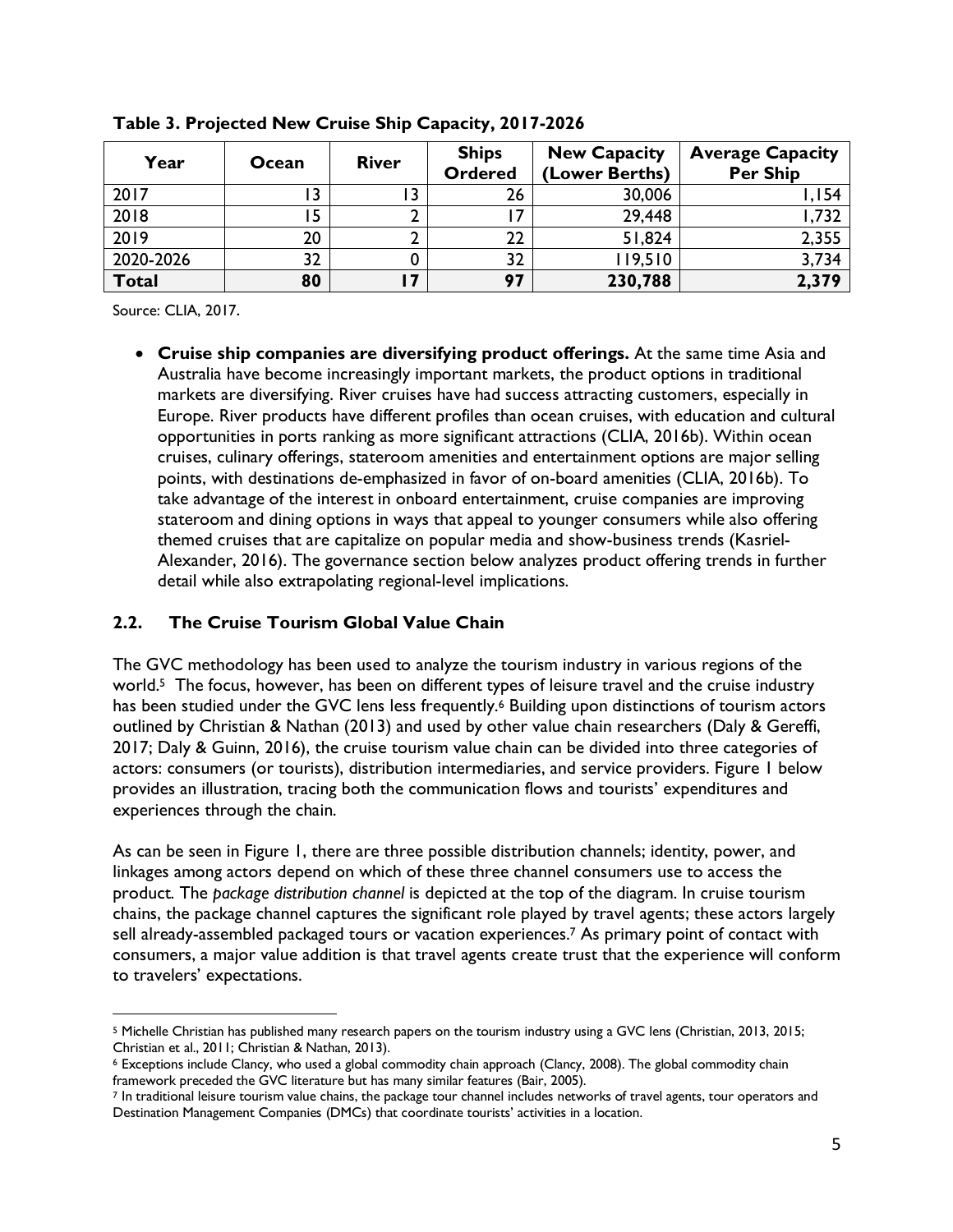**Table 3. Projected New Cruise Ship Capacity, 2017-2026**

| Year | Ocean | River | Ships Ordered | New Capacity (Lower Berths) | Average Capacity Per Ship |
|---|---|---|---|---|---|
| 2017 | 13 | 13 | 26 | 30,006 | 1,154 |
| 2018 | 15 | 2 | 17 | 29,448 | 1,732 |
| 2019 | 20 | 2 | 22 | 51,824 | 2,355 |
| 2020-2026 | 32 | 0 | 32 | 119,510 | 3,734 |
| **Total** | **80** | **17** | **97** | **230,788** | **2,379** |

Source: CLIA, 2017.

- **Cruise ship companies are diversifying product offerings.** At the same time Asia and Australia have become increasingly important markets, the product options in traditional markets are diversifying. River cruises have had success attracting customers, especially in Europe. River products have different profiles than ocean cruises, with education and cultural opportunities in ports ranking as more significant attractions (CLIA, 2016b). Within ocean cruises, culinary offerings, stateroom amenities and entertainment options are major selling points, with destinations de-emphasized in favor of on-board amenities (CLIA, 2016b). To take advantage of the interest in onboard entertainment, cruise companies are improving stateroom and dining options in ways that appeal to younger consumers while also offering themed cruises that are capitalize on popular media and show-business trends (Kasriel-Alexander, 2016). The governance section below analyzes product offering trends in further detail while also extrapolating regional-level implications.

## 2.2. The Cruise Tourism Global Value Chain

The GVC methodology has been used to analyze the tourism industry in various regions of the world.[5] The focus, however, has been on different types of leisure travel and the cruise industry has been studied under the GVC lens less frequently.[6] Building upon distinctions of tourism actors outlined by Christian & Nathan (2013) and used by other value chain researchers (Daly & Gereffi, 2017; Daly & Guinn, 2016), the cruise tourism value chain can be divided into three categories of actors: consumers (or tourists), distribution intermediaries, and service providers. Figure 1 below provides an illustration, tracing both the communication flows and tourists' expenditures and experiences through the chain.

As can be seen in Figure 1, there are three possible distribution channels; identity, power, and linkages among actors depend on which of these three channel consumers use to access the product. The *package distribution channel* is depicted at the top of the diagram. In cruise tourism chains, the package channel captures the significant role played by travel agents; these actors largely sell already-assembled packaged tours or vacation experiences.[7] As primary point of contact with consumers, a major value addition is that travel agents create trust that the experience will conform to travelers' expectations.

[5] Michelle Christian has published many research papers on the tourism industry using a GVC lens (Christian, 2013, 2015; Christian et al., 2011; Christian & Nathan, 2013).

[6] Exceptions include Clancy, who used a global commodity chain approach (Clancy, 2008). The global commodity chain framework preceded the GVC literature but has many similar features (Bair, 2005).

[7] In traditional leisure tourism value chains, the package tour channel includes networks of travel agents, tour operators and Destination Management Companies (DMCs) that coordinate tourists' activities in a location.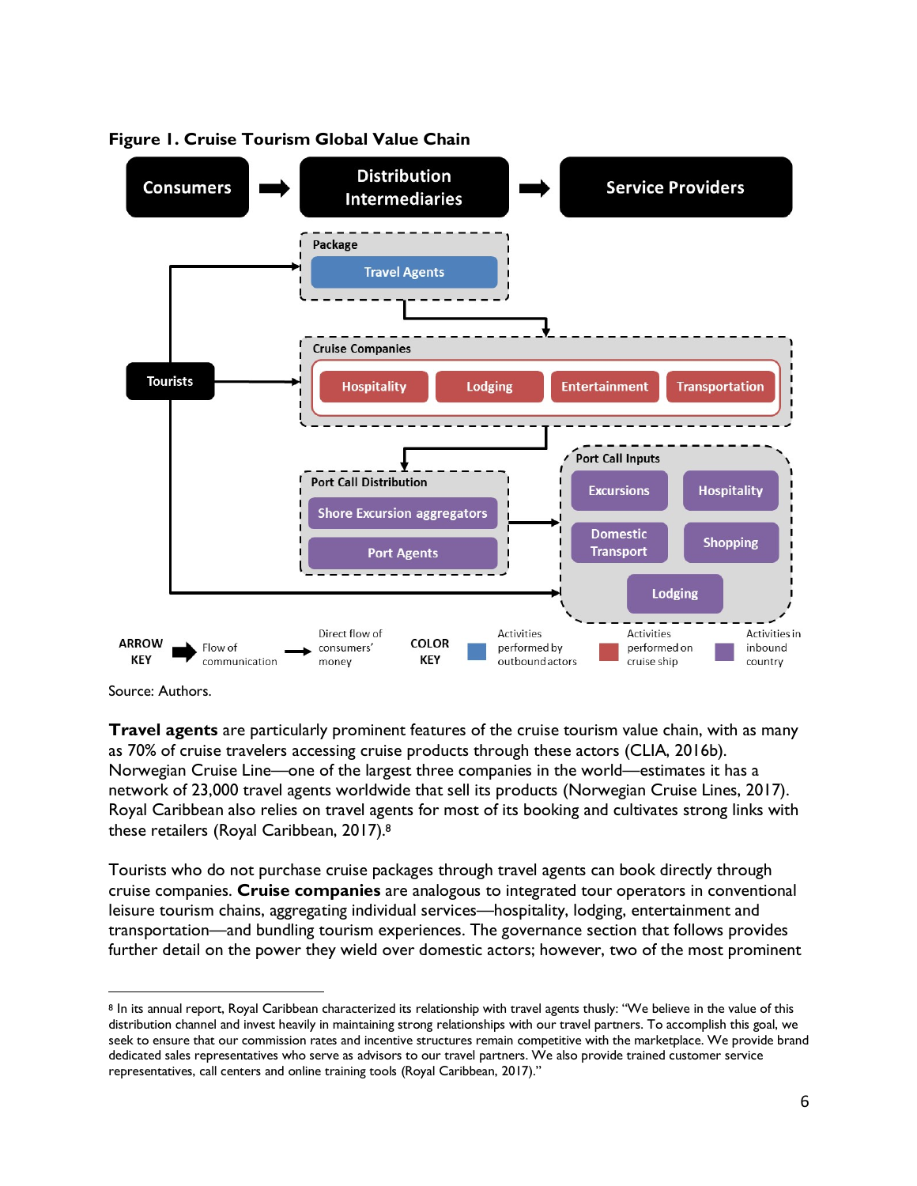**Figure 1. Cruise Tourism Global Value Chain**

Source: Authors.

**Travel agents** are particularly prominent features of the cruise tourism value chain, with as many as 70% of cruise travelers accessing cruise products through these actors (CLIA, 2016b). Norwegian Cruise Line—one of the largest three companies in the world—estimates it has a network of 23,000 travel agents worldwide that sell its products (Norwegian Cruise Lines, 2017). Royal Caribbean also relies on travel agents for most of its booking and cultivates strong links with these retailers (Royal Caribbean, 2017).[8]

Tourists who do not purchase cruise packages through travel agents can book directly through cruise companies. **Cruise companies** are analogous to integrated tour operators in conventional leisure tourism chains, aggregating individual services—hospitality, lodging, entertainment and transportation—and bundling tourism experiences. The governance section that follows provides further detail on the power they wield over domestic actors; however, two of the most prominent

[8] In its annual report, Royal Caribbean characterized its relationship with travel agents thusly: "We believe in the value of this distribution channel and invest heavily in maintaining strong relationships with our travel partners. To accomplish this goal, we seek to ensure that our commission rates and incentive structures remain competitive with the marketplace. We provide brand dedicated sales representatives who serve as advisors to our travel partners. We also provide trained customer service representatives, call centers and online training tools (Royal Caribbean, 2017)."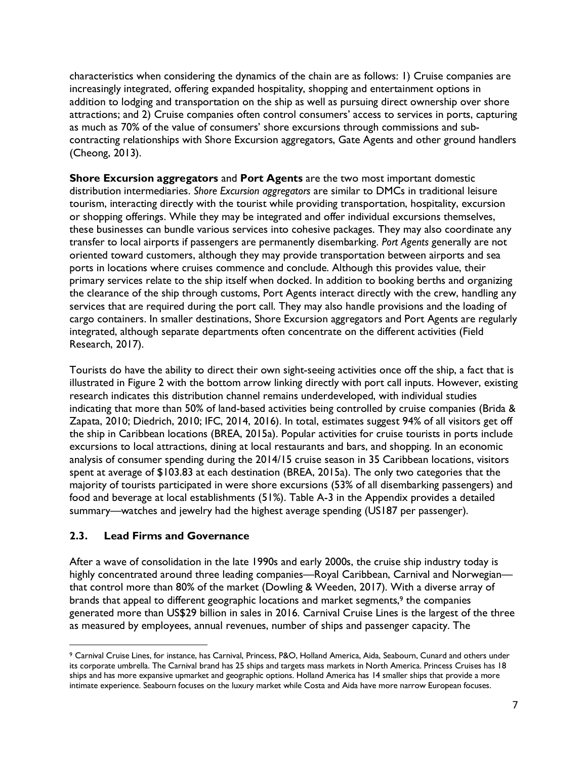characteristics when considering the dynamics of the chain are as follows: 1) Cruise companies are increasingly integrated, offering expanded hospitality, shopping and entertainment options in addition to lodging and transportation on the ship as well as pursuing direct ownership over shore attractions; and 2) Cruise companies often control consumers' access to services in ports, capturing as much as 70% of the value of consumers' shore excursions through commissions and sub-contracting relationships with Shore Excursion aggregators, Gate Agents and other ground handlers (Cheong, 2013).

**Shore Excursion aggregators** and **Port Agents** are the two most important domestic distribution intermediaries. *Shore Excursion aggregators* are similar to DMCs in traditional leisure tourism, interacting directly with the tourist while providing transportation, hospitality, excursion or shopping offerings. While they may be integrated and offer individual excursions themselves, these businesses can bundle various services into cohesive packages. They may also coordinate any transfer to local airports if passengers are permanently disembarking. *Port Agents* generally are not oriented toward customers, although they may provide transportation between airports and sea ports in locations where cruises commence and conclude. Although this provides value, their primary services relate to the ship itself when docked. In addition to booking berths and organizing the clearance of the ship through customs, Port Agents interact directly with the crew, handling any services that are required during the port call. They may also handle provisions and the loading of cargo containers. In smaller destinations, Shore Excursion aggregators and Port Agents are regularly integrated, although separate departments often concentrate on the different activities (Field Research, 2017).

Tourists do have the ability to direct their own sight-seeing activities once off the ship, a fact that is illustrated in Figure 2 with the bottom arrow linking directly with port call inputs. However, existing research indicates this distribution channel remains underdeveloped, with individual studies indicating that more than 50% of land-based activities being controlled by cruise companies (Brida & Zapata, 2010; Diedrich, 2010; IFC, 2014, 2016). In total, estimates suggest 94% of all visitors get off the ship in Caribbean locations (BREA, 2015a). Popular activities for cruise tourists in ports include excursions to local attractions, dining at local restaurants and bars, and shopping. In an economic analysis of consumer spending during the 2014/15 cruise season in 35 Caribbean locations, visitors spent at average of $103.83 at each destination (BREA, 2015a). The only two categories that the majority of tourists participated in were shore excursions (53% of all disembarking passengers) and food and beverage at local establishments (51%). Table A-3 in the Appendix provides a detailed summary—watches and jewelry had the highest average spending (US187 per passenger).

## 2.3. Lead Firms and Governance

After a wave of consolidation in the late 1990s and early 2000s, the cruise ship industry today is highly concentrated around three leading companies—Royal Caribbean, Carnival and Norwegian—that control more than 80% of the market (Dowling & Weeden, 2017). With a diverse array of brands that appeal to different geographic locations and market segments,[9] the companies generated more than US$29 billion in sales in 2016. Carnival Cruise Lines is the largest of the three as measured by employees, annual revenues, number of ships and passenger capacity. The

[9] Carnival Cruise Lines, for instance, has Carnival, Princess, P&O, Holland America, Aida, Seabourn, Cunard and others under its corporate umbrella. The Carnival brand has 25 ships and targets mass markets in North America. Princess Cruises has 18 ships and has more expansive upmarket and geographic options. Holland America has 14 smaller ships that provide a more intimate experience. Seabourn focuses on the luxury market while Costa and Aida have more narrow European focuses.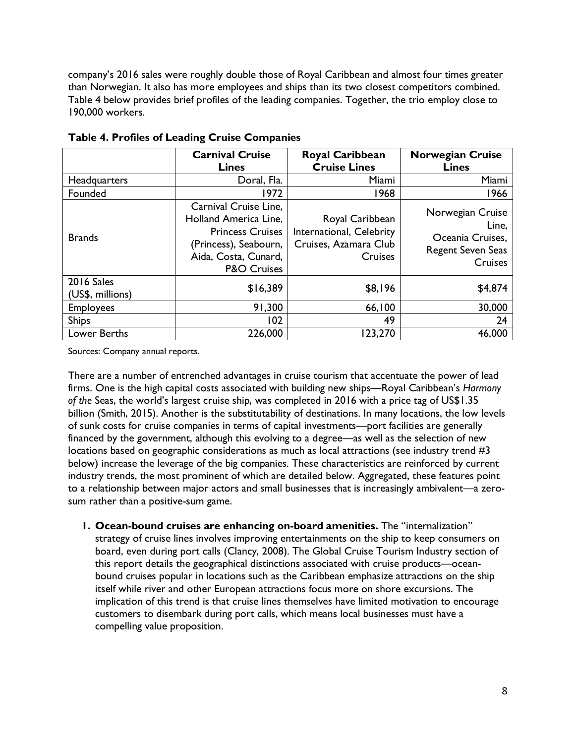company's 2016 sales were roughly double those of Royal Caribbean and almost four times greater than Norwegian. It also has more employees and ships than its two closest competitors combined. Table 4 below provides brief profiles of the leading companies. Together, the trio employ close to 190,000 workers.

**Table 4. Profiles of Leading Cruise Companies**

| | Carnival Cruise Lines | Royal Caribbean Cruise Lines | Norwegian Cruise Lines |
|---|---|---|---|
| Headquarters | Doral, Fla. | Miami | Miami |
| Founded | 1972 | 1968 | 1966 |
| Brands | Carnival Cruise Line, Holland America Line, Princess Cruises (Princess), Seabourn, Aida, Costa, Cunard, P&O Cruises | Royal Caribbean International, Celebrity Cruises, Azamara Club Cruises | Norwegian Cruise Line, Oceania Cruises, Regent Seven Seas Cruises |
| 2016 Sales (US$, millions) | $16,389 | $8,196 | $4,874 |
| Employees | 91,300 | 66,100 | 30,000 |
| Ships | 102 | 49 | 24 |
| Lower Berths | 226,000 | 123,270 | 46,000 |

Sources: Company annual reports.

There are a number of entrenched advantages in cruise tourism that accentuate the power of lead firms. One is the high capital costs associated with building new ships—Royal Caribbean's *Harmony of the* Seas, the world's largest cruise ship, was completed in 2016 with a price tag of US$1.35 billion (Smith, 2015). Another is the substitutability of destinations. In many locations, the low levels of sunk costs for cruise companies in terms of capital investments—port facilities are generally financed by the government, although this evolving to a degree—as well as the selection of new locations based on geographic considerations as much as local attractions (see industry trend #3 below) increase the leverage of the big companies. These characteristics are reinforced by current industry trends, the most prominent of which are detailed below. Aggregated, these features point to a relationship between major actors and small businesses that is increasingly ambivalent—a zero-sum rather than a positive-sum game.

1. **Ocean-bound cruises are enhancing on-board amenities.** The "internalization" strategy of cruise lines involves improving entertainments on the ship to keep consumers on board, even during port calls (Clancy, 2008). The Global Cruise Tourism Industry section of this report details the geographical distinctions associated with cruise products—ocean-bound cruises popular in locations such as the Caribbean emphasize attractions on the ship itself while river and other European attractions focus more on shore excursions. The implication of this trend is that cruise lines themselves have limited motivation to encourage customers to disembark during port calls, which means local businesses must have a compelling value proposition.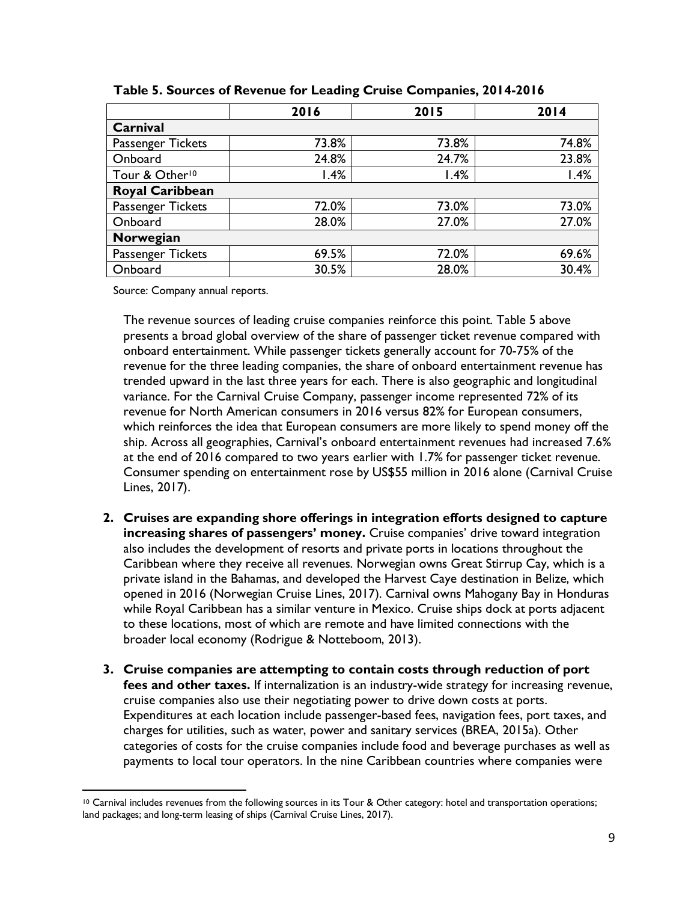**Table 5. Sources of Revenue for Leading Cruise Companies, 2014-2016**

| | 2016 | 2015 | 2014 |
|---|---|---|---|
| **Carnival** | | | |
| Passenger Tickets | 73.8% | 73.8% | 74.8% |
| Onboard | 24.8% | 24.7% | 23.8% |
| Tour & Other[10] | 1.4% | 1.4% | 1.4% |
| **Royal Caribbean** | | | |
| Passenger Tickets | 72.0% | 73.0% | 73.0% |
| Onboard | 28.0% | 27.0% | 27.0% |
| **Norwegian** | | | |
| Passenger Tickets | 69.5% | 72.0% | 69.6% |
| Onboard | 30.5% | 28.0% | 30.4% |

Source: Company annual reports.

The revenue sources of leading cruise companies reinforce this point. Table 5 above presents a broad global overview of the share of passenger ticket revenue compared with onboard entertainment. While passenger tickets generally account for 70-75% of the revenue for the three leading companies, the share of onboard entertainment revenue has trended upward in the last three years for each. There is also geographic and longitudinal variance. For the Carnival Cruise Company, passenger income represented 72% of its revenue for North American consumers in 2016 versus 82% for European consumers, which reinforces the idea that European consumers are more likely to spend money off the ship. Across all geographies, Carnival's onboard entertainment revenues had increased 7.6% at the end of 2016 compared to two years earlier with 1.7% for passenger ticket revenue. Consumer spending on entertainment rose by US$55 million in 2016 alone (Carnival Cruise Lines, 2017).

2. **Cruises are expanding shore offerings in integration efforts designed to capture increasing shares of passengers' money.** Cruise companies' drive toward integration also includes the development of resorts and private ports in locations throughout the Caribbean where they receive all revenues. Norwegian owns Great Stirrup Cay, which is a private island in the Bahamas, and developed the Harvest Caye destination in Belize, which opened in 2016 (Norwegian Cruise Lines, 2017). Carnival owns Mahogany Bay in Honduras while Royal Caribbean has a similar venture in Mexico. Cruise ships dock at ports adjacent to these locations, most of which are remote and have limited connections with the broader local economy (Rodrigue & Notteboom, 2013).

3. **Cruise companies are attempting to contain costs through reduction of port fees and other taxes.** If internalization is an industry-wide strategy for increasing revenue, cruise companies also use their negotiating power to drive down costs at ports. Expenditures at each location include passenger-based fees, navigation fees, port taxes, and charges for utilities, such as water, power and sanitary services (BREA, 2015a). Other categories of costs for the cruise companies include food and beverage purchases as well as payments to local tour operators. In the nine Caribbean countries where companies were

[10] Carnival includes revenues from the following sources in its Tour & Other category: hotel and transportation operations; land packages; and long-term leasing of ships (Carnival Cruise Lines, 2017).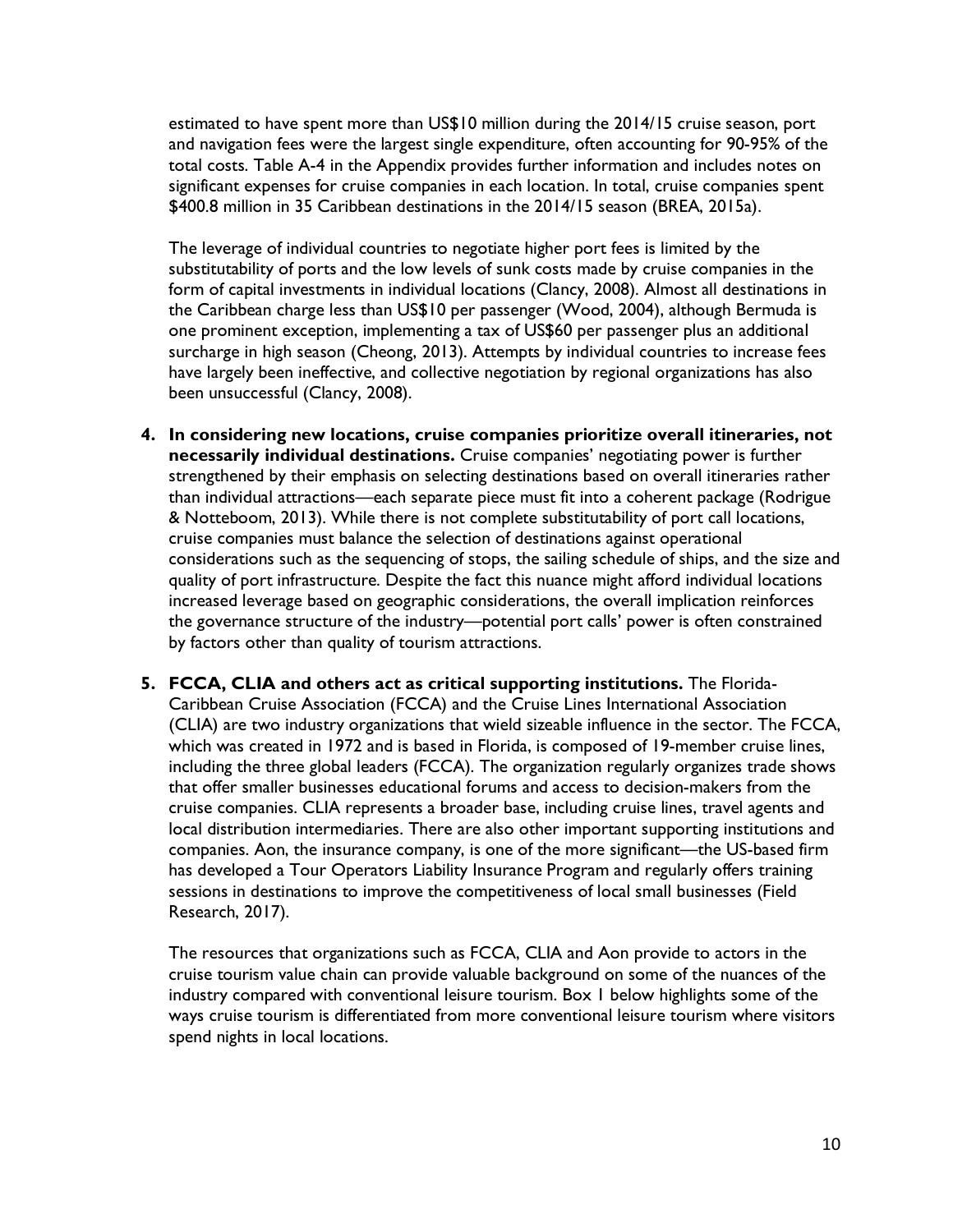estimated to have spent more than US$10 million during the 2014/15 cruise season, port and navigation fees were the largest single expenditure, often accounting for 90-95% of the total costs. Table A-4 in the Appendix provides further information and includes notes on significant expenses for cruise companies in each location. In total, cruise companies spent $400.8 million in 35 Caribbean destinations in the 2014/15 season (BREA, 2015a).

The leverage of individual countries to negotiate higher port fees is limited by the substitutability of ports and the low levels of sunk costs made by cruise companies in the form of capital investments in individual locations (Clancy, 2008). Almost all destinations in the Caribbean charge less than US$10 per passenger (Wood, 2004), although Bermuda is one prominent exception, implementing a tax of US$60 per passenger plus an additional surcharge in high season (Cheong, 2013). Attempts by individual countries to increase fees have largely been ineffective, and collective negotiation by regional organizations has also been unsuccessful (Clancy, 2008).

4. **In considering new locations, cruise companies prioritize overall itineraries, not necessarily individual destinations.** Cruise companies' negotiating power is further strengthened by their emphasis on selecting destinations based on overall itineraries rather than individual attractions—each separate piece must fit into a coherent package (Rodrigue & Notteboom, 2013). While there is not complete substitutability of port call locations, cruise companies must balance the selection of destinations against operational considerations such as the sequencing of stops, the sailing schedule of ships, and the size and quality of port infrastructure. Despite the fact this nuance might afford individual locations increased leverage based on geographic considerations, the overall implication reinforces the governance structure of the industry—potential port calls' power is often constrained by factors other than quality of tourism attractions.

5. **FCCA, CLIA and others act as critical supporting institutions.** The Florida-Caribbean Cruise Association (FCCA) and the Cruise Lines International Association (CLIA) are two industry organizations that wield sizeable influence in the sector. The FCCA, which was created in 1972 and is based in Florida, is composed of 19-member cruise lines, including the three global leaders (FCCA). The organization regularly organizes trade shows that offer smaller businesses educational forums and access to decision-makers from the cruise companies. CLIA represents a broader base, including cruise lines, travel agents and local distribution intermediaries. There are also other important supporting institutions and companies. Aon, the insurance company, is one of the more significant—the US-based firm has developed a Tour Operators Liability Insurance Program and regularly offers training sessions in destinations to improve the competitiveness of local small businesses (Field Research, 2017).

   The resources that organizations such as FCCA, CLIA and Aon provide to actors in the cruise tourism value chain can provide valuable background on some of the nuances of the industry compared with conventional leisure tourism. Box 1 below highlights some of the ways cruise tourism is differentiated from more conventional leisure tourism where visitors spend nights in local locations.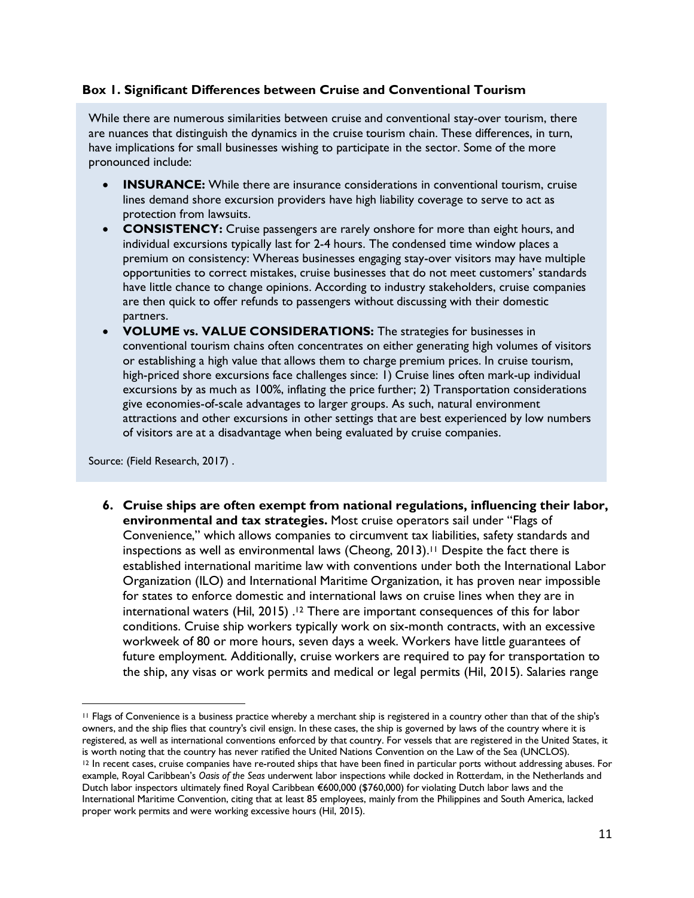### Box 1. Significant Differences between Cruise and Conventional Tourism

While there are numerous similarities between cruise and conventional stay-over tourism, there are nuances that distinguish the dynamics in the cruise tourism chain. These differences, in turn, have implications for small businesses wishing to participate in the sector. Some of the more pronounced include:

- **INSURANCE:** While there are insurance considerations in conventional tourism, cruise lines demand shore excursion providers have high liability coverage to serve to act as protection from lawsuits.
- **CONSISTENCY:** Cruise passengers are rarely onshore for more than eight hours, and individual excursions typically last for 2-4 hours. The condensed time window places a premium on consistency: Whereas businesses engaging stay-over visitors may have multiple opportunities to correct mistakes, cruise businesses that do not meet customers' standards have little chance to change opinions. According to industry stakeholders, cruise companies are then quick to offer refunds to passengers without discussing with their domestic partners.
- **VOLUME vs. VALUE CONSIDERATIONS:** The strategies for businesses in conventional tourism chains often concentrates on either generating high volumes of visitors or establishing a high value that allows them to charge premium prices. In cruise tourism, high-priced shore excursions face challenges since: 1) Cruise lines often mark-up individual excursions by as much as 100%, inflating the price further; 2) Transportation considerations give economies-of-scale advantages to larger groups. As such, natural environment attractions and other excursions in other settings that are best experienced by low numbers of visitors are at a disadvantage when being evaluated by cruise companies.

Source: (Field Research, 2017) .

6. **Cruise ships are often exempt from national regulations, influencing their labor, environmental and tax strategies.** Most cruise operators sail under "Flags of Convenience," which allows companies to circumvent tax liabilities, safety standards and inspections as well as environmental laws (Cheong, 2013).[11] Despite the fact there is established international maritime law with conventions under both the International Labor Organization (ILO) and International Maritime Organization, it has proven near impossible for states to enforce domestic and international laws on cruise lines when they are in international waters (Hil, 2015) .[12] There are important consequences of this for labor conditions. Cruise ship workers typically work on six-month contracts, with an excessive workweek of 80 or more hours, seven days a week. Workers have little guarantees of future employment. Additionally, cruise workers are required to pay for transportation to the ship, any visas or work permits and medical or legal permits (Hil, 2015). Salaries range

---

[11] Flags of Convenience is a business practice whereby a merchant ship is registered in a country other than that of the ship's owners, and the ship flies that country's civil ensign. In these cases, the ship is governed by laws of the country where it is registered, as well as international conventions enforced by that country. For vessels that are registered in the United States, it is worth noting that the country has never ratified the United Nations Convention on the Law of the Sea (UNCLOS).

[12] In recent cases, cruise companies have re-routed ships that have been fined in particular ports without addressing abuses. For example, Royal Caribbean's *Oasis of the Seas* underwent labor inspections while docked in Rotterdam, in the Netherlands and Dutch labor inspectors ultimately fined Royal Caribbean €600,000 ($760,000) for violating Dutch labor laws and the International Maritime Convention, citing that at least 85 employees, mainly from the Philippines and South America, lacked proper work permits and were working excessive hours (Hil, 2015).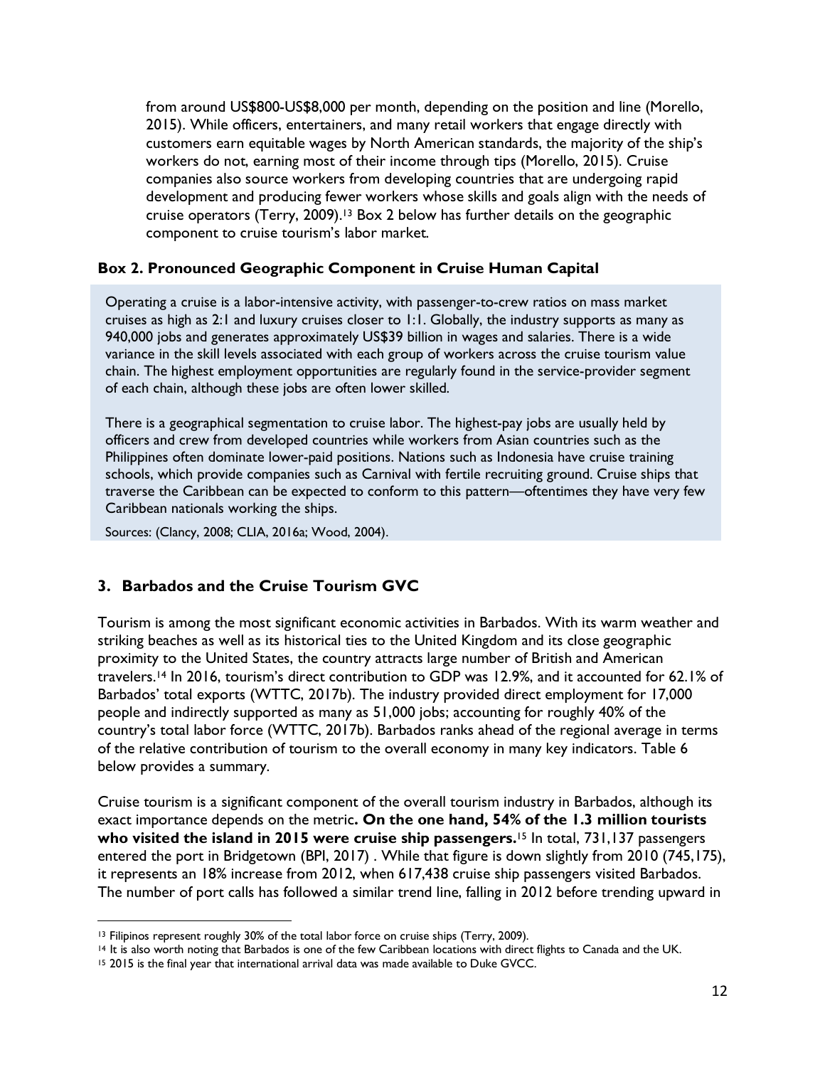from around US$800-US$8,000 per month, depending on the position and line (Morello, 2015). While officers, entertainers, and many retail workers that engage directly with customers earn equitable wages by North American standards, the majority of the ship's workers do not, earning most of their income through tips (Morello, 2015). Cruise companies also source workers from developing countries that are undergoing rapid development and producing fewer workers whose skills and goals align with the needs of cruise operators (Terry, 2009).[13] Box 2 below has further details on the geographic component to cruise tourism's labor market.

**Box 2. Pronounced Geographic Component in Cruise Human Capital**

Operating a cruise is a labor-intensive activity, with passenger-to-crew ratios on mass market cruises as high as 2:1 and luxury cruises closer to 1:1. Globally, the industry supports as many as 940,000 jobs and generates approximately US$39 billion in wages and salaries. There is a wide variance in the skill levels associated with each group of workers across the cruise tourism value chain. The highest employment opportunities are regularly found in the service-provider segment of each chain, although these jobs are often lower skilled.

There is a geographical segmentation to cruise labor. The highest-pay jobs are usually held by officers and crew from developed countries while workers from Asian countries such as the Philippines often dominate lower-paid positions. Nations such as Indonesia have cruise training schools, which provide companies such as Carnival with fertile recruiting ground. Cruise ships that traverse the Caribbean can be expected to conform to this pattern—oftentimes they have very few Caribbean nationals working the ships.

Sources: (Clancy, 2008; CLIA, 2016a; Wood, 2004).

## 3. Barbados and the Cruise Tourism GVC

Tourism is among the most significant economic activities in Barbados. With its warm weather and striking beaches as well as its historical ties to the United Kingdom and its close geographic proximity to the United States, the country attracts large number of British and American travelers.[14] In 2016, tourism's direct contribution to GDP was 12.9%, and it accounted for 62.1% of Barbados' total exports (WTTC, 2017b). The industry provided direct employment for 17,000 people and indirectly supported as many as 51,000 jobs; accounting for roughly 40% of the country's total labor force (WTTC, 2017b). Barbados ranks ahead of the regional average in terms of the relative contribution of tourism to the overall economy in many key indicators. Table 6 below provides a summary.

Cruise tourism is a significant component of the overall tourism industry in Barbados, although its exact importance depends on the metric**. On the one hand, 54% of the 1.3 million tourists who visited the island in 2015 were cruise ship passengers.**[15] In total, 731,137 passengers entered the port in Bridgetown (BPI, 2017) . While that figure is down slightly from 2010 (745,175), it represents an 18% increase from 2012, when 617,438 cruise ship passengers visited Barbados. The number of port calls has followed a similar trend line, falling in 2012 before trending upward in

[13] Filipinos represent roughly 30% of the total labor force on cruise ships (Terry, 2009).

[14] It is also worth noting that Barbados is one of the few Caribbean locations with direct flights to Canada and the UK.

[15] 2015 is the final year that international arrival data was made available to Duke GVCC.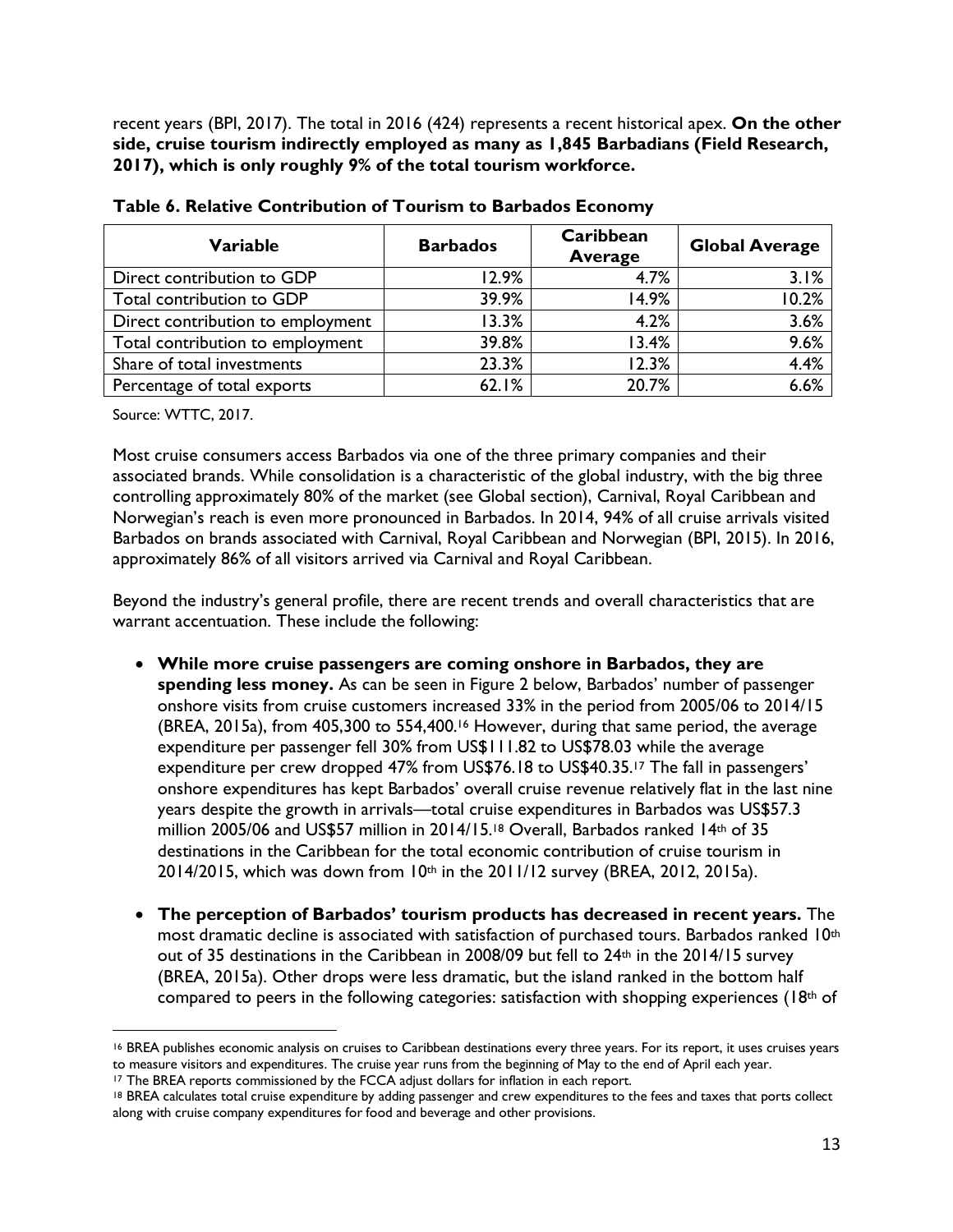recent years (BPI, 2017). The total in 2016 (424) represents a recent historical apex. **On the other side, cruise tourism indirectly employed as many as 1,845 Barbadians (Field Research, 2017), which is only roughly 9% of the total tourism workforce.**

**Table 6. Relative Contribution of Tourism to Barbados Economy**

| Variable | Barbados | Caribbean Average | Global Average |
|---|---|---|---|
| Direct contribution to GDP | 12.9% | 4.7% | 3.1% |
| Total contribution to GDP | 39.9% | 14.9% | 10.2% |
| Direct contribution to employment | 13.3% | 4.2% | 3.6% |
| Total contribution to employment | 39.8% | 13.4% | 9.6% |
| Share of total investments | 23.3% | 12.3% | 4.4% |
| Percentage of total exports | 62.1% | 20.7% | 6.6% |

Source: WTTC, 2017.

Most cruise consumers access Barbados via one of the three primary companies and their associated brands. While consolidation is a characteristic of the global industry, with the big three controlling approximately 80% of the market (see Global section), Carnival, Royal Caribbean and Norwegian's reach is even more pronounced in Barbados. In 2014, 94% of all cruise arrivals visited Barbados on brands associated with Carnival, Royal Caribbean and Norwegian (BPI, 2015). In 2016, approximately 86% of all visitors arrived via Carnival and Royal Caribbean.

Beyond the industry's general profile, there are recent trends and overall characteristics that are warrant accentuation. These include the following:

- **While more cruise passengers are coming onshore in Barbados, they are spending less money.** As can be seen in Figure 2 below, Barbados' number of passenger onshore visits from cruise customers increased 33% in the period from 2005/06 to 2014/15 (BREA, 2015a), from 405,300 to 554,400.[16] However, during that same period, the average expenditure per passenger fell 30% from US$111.82 to US$78.03 while the average expenditure per crew dropped 47% from US$76.18 to US$40.35.[17] The fall in passengers' onshore expenditures has kept Barbados' overall cruise revenue relatively flat in the last nine years despite the growth in arrivals—total cruise expenditures in Barbados was US$57.3 million 2005/06 and US$57 million in 2014/15.[18] Overall, Barbados ranked 14th of 35 destinations in the Caribbean for the total economic contribution of cruise tourism in 2014/2015, which was down from 10th in the 2011/12 survey (BREA, 2012, 2015a).

- **The perception of Barbados' tourism products has decreased in recent years.** The most dramatic decline is associated with satisfaction of purchased tours. Barbados ranked 10th out of 35 destinations in the Caribbean in 2008/09 but fell to 24th in the 2014/15 survey (BREA, 2015a). Other drops were less dramatic, but the island ranked in the bottom half compared to peers in the following categories: satisfaction with shopping experiences (18th of

---

[16] BREA publishes economic analysis on cruises to Caribbean destinations every three years. For its report, it uses cruises years to measure visitors and expenditures. The cruise year runs from the beginning of May to the end of April each year.

[17] The BREA reports commissioned by the FCCA adjust dollars for inflation in each report.

[18] BREA calculates total cruise expenditure by adding passenger and crew expenditures to the fees and taxes that ports collect along with cruise company expenditures for food and beverage and other provisions.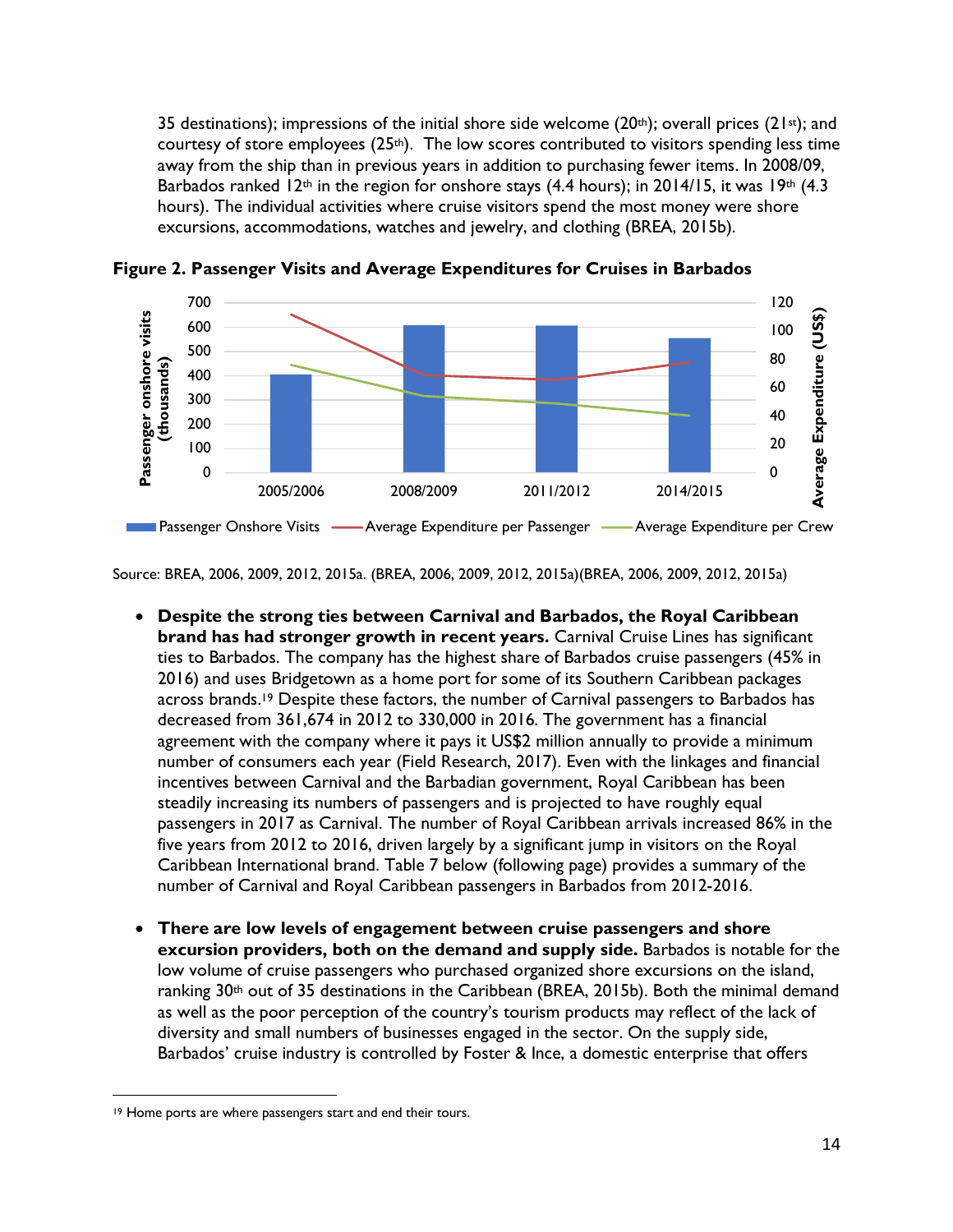35 destinations); impressions of the initial shore side welcome (20th); overall prices (21st); and courtesy of store employees (25th). The low scores contributed to visitors spending less time away from the ship than in previous years in addition to purchasing fewer items. In 2008/09, Barbados ranked 12th in the region for onshore stays (4.4 hours); in 2014/15, it was 19th (4.3 hours). The individual activities where cruise visitors spend the most money were shore excursions, accommodations, watches and jewelry, and clothing (BREA, 2015b).

**Figure 2. Passenger Visits and Average Expenditures for Cruises in Barbados**

Source: BREA, 2006, 2009, 2012, 2015a. (BREA, 2006, 2009, 2012, 2015a)(BREA, 2006, 2009, 2012, 2015a)

- **Despite the strong ties between Carnival and Barbados, the Royal Caribbean brand has had stronger growth in recent years.** Carnival Cruise Lines has significant ties to Barbados. The company has the highest share of Barbados cruise passengers (45% in 2016) and uses Bridgetown as a home port for some of its Southern Caribbean packages across brands.[19] Despite these factors, the number of Carnival passengers to Barbados has decreased from 361,674 in 2012 to 330,000 in 2016. The government has a financial agreement with the company where it pays it US$2 million annually to provide a minimum number of consumers each year (Field Research, 2017). Even with the linkages and financial incentives between Carnival and the Barbadian government, Royal Caribbean has been steadily increasing its numbers of passengers and is projected to have roughly equal passengers in 2017 as Carnival. The number of Royal Caribbean arrivals increased 86% in the five years from 2012 to 2016, driven largely by a significant jump in visitors on the Royal Caribbean International brand. Table 7 below (following page) provides a summary of the number of Carnival and Royal Caribbean passengers in Barbados from 2012-2016.

- **There are low levels of engagement between cruise passengers and shore excursion providers, both on the demand and supply side.** Barbados is notable for the low volume of cruise passengers who purchased organized shore excursions on the island, ranking 30th out of 35 destinations in the Caribbean (BREA, 2015b). Both the minimal demand as well as the poor perception of the country's tourism products may reflect of the lack of diversity and small numbers of businesses engaged in the sector. On the supply side, Barbados' cruise industry is controlled by Foster & Ince, a domestic enterprise that offers

[19] Home ports are where passengers start and end their tours.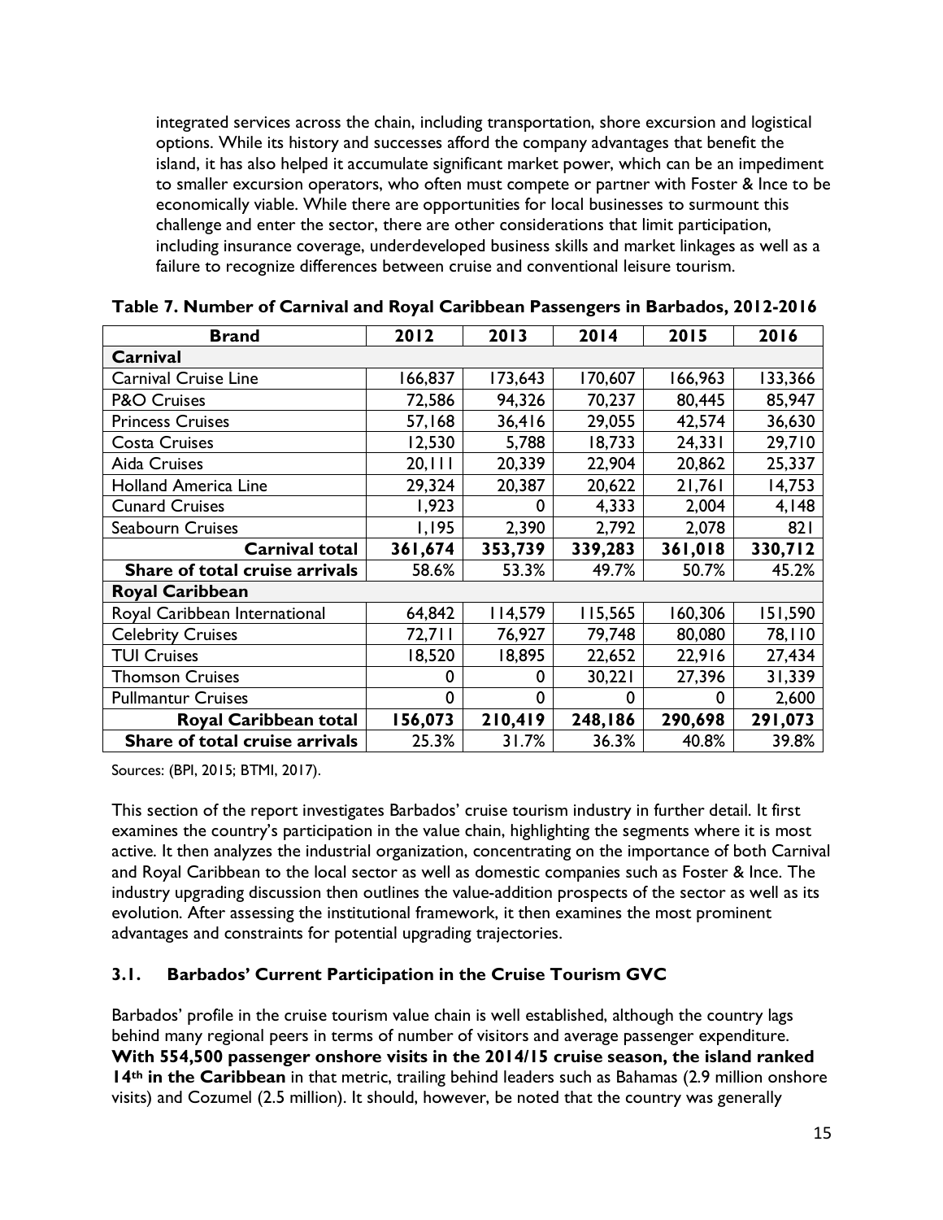integrated services across the chain, including transportation, shore excursion and logistical options. While its history and successes afford the company advantages that benefit the island, it has also helped it accumulate significant market power, which can be an impediment to smaller excursion operators, who often must compete or partner with Foster & Ince to be economically viable. While there are opportunities for local businesses to surmount this challenge and enter the sector, there are other considerations that limit participation, including insurance coverage, underdeveloped business skills and market linkages as well as a failure to recognize differences between cruise and conventional leisure tourism.

**Table 7. Number of Carnival and Royal Caribbean Passengers in Barbados, 2012-2016**

| Brand | 2012 | 2013 | 2014 | 2015 | 2016 |
|---|---|---|---|---|---|
| **Carnival** | | | | | |
| Carnival Cruise Line | 166,837 | 173,643 | 170,607 | 166,963 | 133,366 |
| P&O Cruises | 72,586 | 94,326 | 70,237 | 80,445 | 85,947 |
| Princess Cruises | 57,168 | 36,416 | 29,055 | 42,574 | 36,630 |
| Costa Cruises | 12,530 | 5,788 | 18,733 | 24,331 | 29,710 |
| Aida Cruises | 20,111 | 20,339 | 22,904 | 20,862 | 25,337 |
| Holland America Line | 29,324 | 20,387 | 20,622 | 21,761 | 14,753 |
| Cunard Cruises | 1,923 | 0 | 4,333 | 2,004 | 4,148 |
| Seabourn Cruises | 1,195 | 2,390 | 2,792 | 2,078 | 821 |
| **Carnival total** | **361,674** | **353,739** | **339,283** | **361,018** | **330,712** |
| **Share of total cruise arrivals** | 58.6% | 53.3% | 49.7% | 50.7% | 45.2% |
| **Royal Caribbean** | | | | | |
| Royal Caribbean International | 64,842 | 114,579 | 115,565 | 160,306 | 151,590 |
| Celebrity Cruises | 72,711 | 76,927 | 79,748 | 80,080 | 78,110 |
| TUI Cruises | 18,520 | 18,895 | 22,652 | 22,916 | 27,434 |
| Thomson Cruises | 0 | 0 | 30,221 | 27,396 | 31,339 |
| Pullmantur Cruises | 0 | 0 | 0 | 0 | 2,600 |
| **Royal Caribbean total** | **156,073** | **210,419** | **248,186** | **290,698** | **291,073** |
| **Share of total cruise arrivals** | 25.3% | 31.7% | 36.3% | 40.8% | 39.8% |

Sources: (BPI, 2015; BTMI, 2017).

This section of the report investigates Barbados' cruise tourism industry in further detail. It first examines the country's participation in the value chain, highlighting the segments where it is most active. It then analyzes the industrial organization, concentrating on the importance of both Carnival and Royal Caribbean to the local sector as well as domestic companies such as Foster & Ince. The industry upgrading discussion then outlines the value-addition prospects of the sector as well as its evolution. After assessing the institutional framework, it then examines the most prominent advantages and constraints for potential upgrading trajectories.

### 3.1. Barbados' Current Participation in the Cruise Tourism GVC

Barbados' profile in the cruise tourism value chain is well established, although the country lags behind many regional peers in terms of number of visitors and average passenger expenditure. **With 554,500 passenger onshore visits in the 2014/15 cruise season, the island ranked 14th in the Caribbean** in that metric, trailing behind leaders such as Bahamas (2.9 million onshore visits) and Cozumel (2.5 million). It should, however, be noted that the country was generally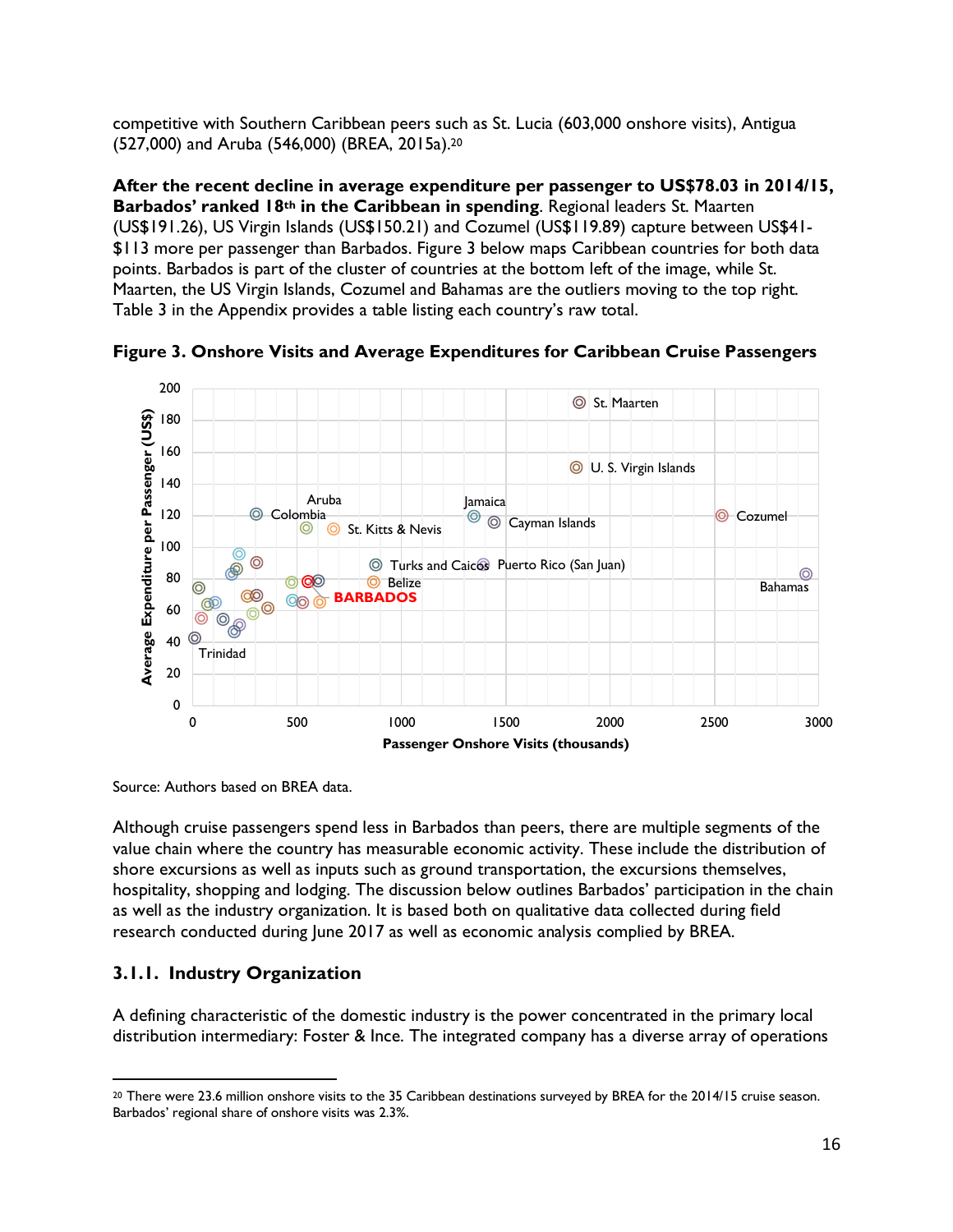competitive with Southern Caribbean peers such as St. Lucia (603,000 onshore visits), Antigua (527,000) and Aruba (546,000) (BREA, 2015a).[20]

**After the recent decline in average expenditure per passenger to US$78.03 in 2014/15, Barbados' ranked 18th in the Caribbean in spending**. Regional leaders St. Maarten (US$191.26), US Virgin Islands (US$150.21) and Cozumel (US$119.89) capture between US$41-$113 more per passenger than Barbados. Figure 3 below maps Caribbean countries for both data points. Barbados is part of the cluster of countries at the bottom left of the image, while St. Maarten, the US Virgin Islands, Cozumel and Bahamas are the outliers moving to the top right. Table 3 in the Appendix provides a table listing each country's raw total.

**Figure 3. Onshore Visits and Average Expenditures for Caribbean Cruise Passengers**

Source: Authors based on BREA data.

Although cruise passengers spend less in Barbados than peers, there are multiple segments of the value chain where the country has measurable economic activity. These include the distribution of shore excursions as well as inputs such as ground transportation, the excursions themselves, hospitality, shopping and lodging. The discussion below outlines Barbados' participation in the chain as well as the industry organization. It is based both on qualitative data collected during field research conducted during June 2017 as well as economic analysis complied by BREA.

### 3.1.1. Industry Organization

A defining characteristic of the domestic industry is the power concentrated in the primary local distribution intermediary: Foster & Ince. The integrated company has a diverse array of operations

[20] There were 23.6 million onshore visits to the 35 Caribbean destinations surveyed by BREA for the 2014/15 cruise season. Barbados' regional share of onshore visits was 2.3%.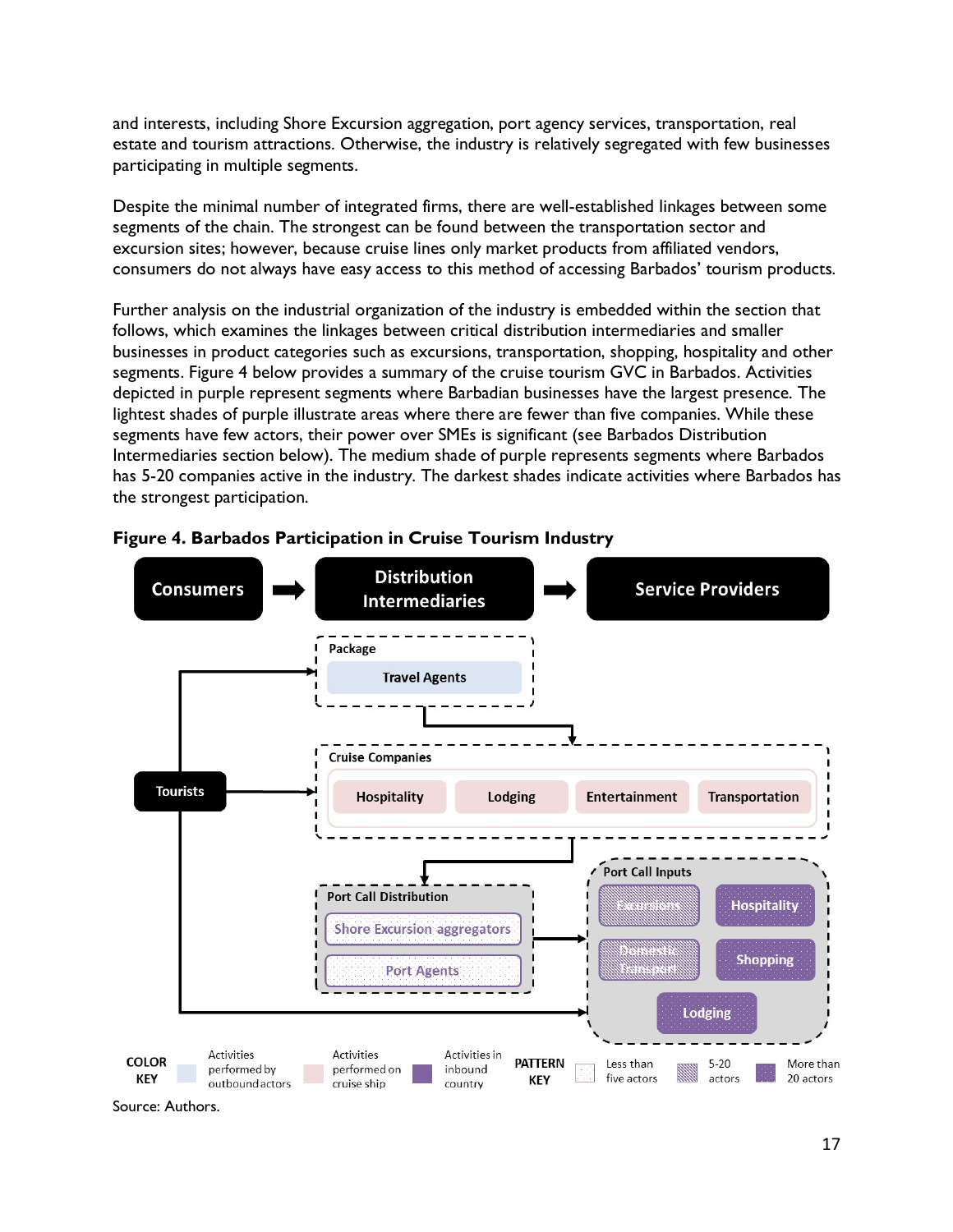and interests, including Shore Excursion aggregation, port agency services, transportation, real estate and tourism attractions. Otherwise, the industry is relatively segregated with few businesses participating in multiple segments.

Despite the minimal number of integrated firms, there are well-established linkages between some segments of the chain. The strongest can be found between the transportation sector and excursion sites; however, because cruise lines only market products from affiliated vendors, consumers do not always have easy access to this method of accessing Barbados' tourism products.

Further analysis on the industrial organization of the industry is embedded within the section that follows, which examines the linkages between critical distribution intermediaries and smaller businesses in product categories such as excursions, transportation, shopping, hospitality and other segments. Figure 4 below provides a summary of the cruise tourism GVC in Barbados. Activities depicted in purple represent segments where Barbadian businesses have the largest presence. The lightest shades of purple illustrate areas where there are fewer than five companies. While these segments have few actors, their power over SMEs is significant (see Barbados Distribution Intermediaries section below). The medium shade of purple represents segments where Barbados has 5-20 companies active in the industry. The darkest shades indicate activities where Barbados has the strongest participation.

**Figure 4. Barbados Participation in Cruise Tourism Industry**

Consumers → Distribution Intermediaries → Service Providers

Package: Travel Agents

Tourists

Cruise Companies: Hospitality, Lodging, Entertainment, Transportation

Port Call Distribution: Shore Excursion aggregators, Port Agents

Port Call Inputs: Excursions, Hospitality, Domestic Transport, Shopping, Lodging

COLOR KEY: Activities performed by outbound actors; Activities performed on cruise ship; Activities in inbound country

PATTERN KEY: Less than five actors; 5-20 actors; More than 20 actors

Source: Authors.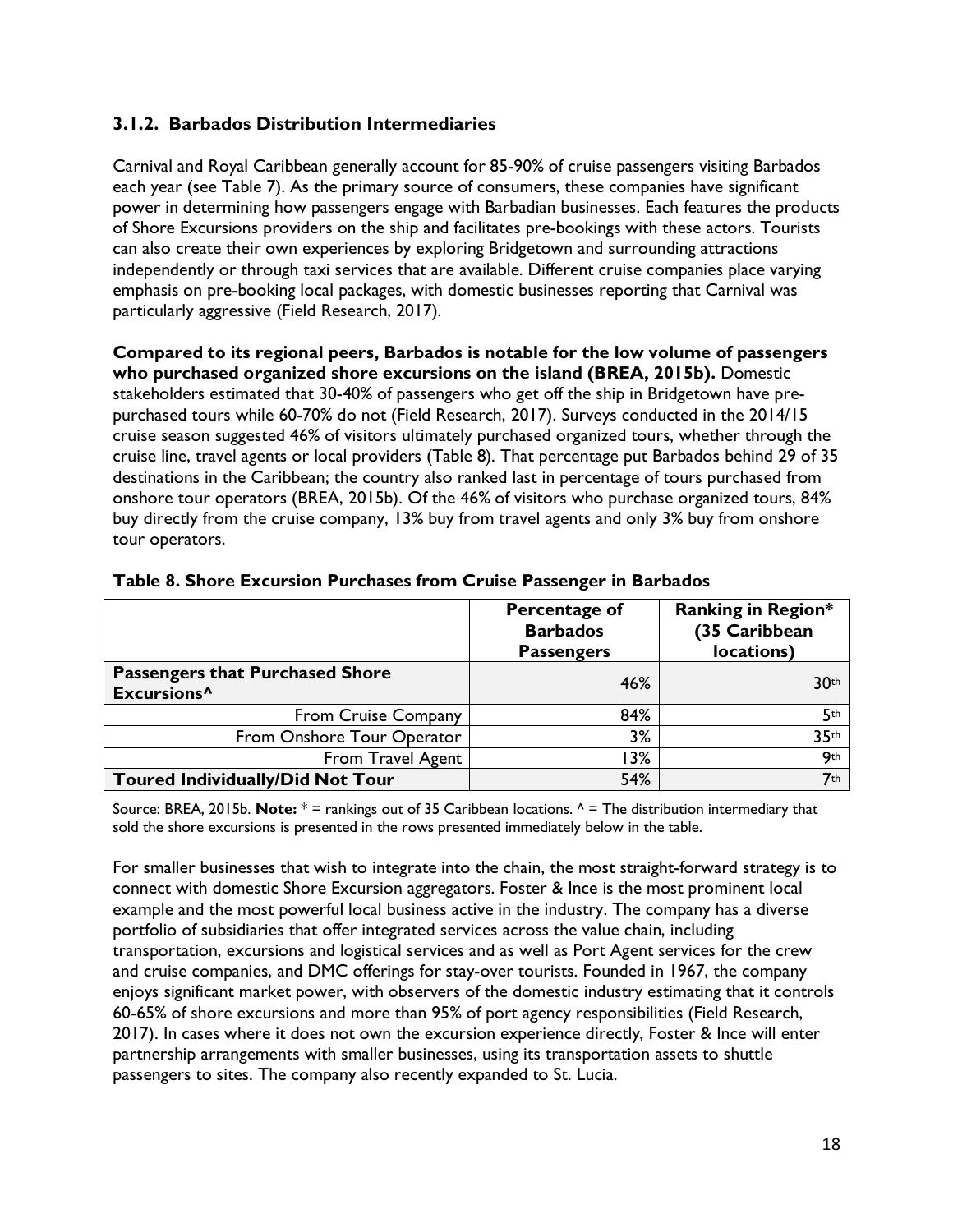### 3.1.2. Barbados Distribution Intermediaries

Carnival and Royal Caribbean generally account for 85-90% of cruise passengers visiting Barbados each year (see Table 7). As the primary source of consumers, these companies have significant power in determining how passengers engage with Barbadian businesses. Each features the products of Shore Excursions providers on the ship and facilitates pre-bookings with these actors. Tourists can also create their own experiences by exploring Bridgetown and surrounding attractions independently or through taxi services that are available. Different cruise companies place varying emphasis on pre-booking local packages, with domestic businesses reporting that Carnival was particularly aggressive (Field Research, 2017).

**Compared to its regional peers, Barbados is notable for the low volume of passengers who purchased organized shore excursions on the island (BREA, 2015b).** Domestic stakeholders estimated that 30-40% of passengers who get off the ship in Bridgetown have pre-purchased tours while 60-70% do not (Field Research, 2017). Surveys conducted in the 2014/15 cruise season suggested 46% of visitors ultimately purchased organized tours, whether through the cruise line, travel agents or local providers (Table 8). That percentage put Barbados behind 29 of 35 destinations in the Caribbean; the country also ranked last in percentage of tours purchased from onshore tour operators (BREA, 2015b). Of the 46% of visitors who purchase organized tours, 84% buy directly from the cruise company, 13% buy from travel agents and only 3% buy from onshore tour operators.

**Table 8. Shore Excursion Purchases from Cruise Passenger in Barbados**

| | Percentage of Barbados Passengers | Ranking in Region* (35 Caribbean locations) |
|---|---|---|
| **Passengers that Purchased Shore Excursions^** | 46% | 30th |
| From Cruise Company | 84% | 5th |
| From Onshore Tour Operator | 3% | 35th |
| From Travel Agent | 13% | 9th |
| **Toured Individually/Did Not Tour** | 54% | 7th |

Source: BREA, 2015b. **Note:** * = rankings out of 35 Caribbean locations. ^ = The distribution intermediary that sold the shore excursions is presented in the rows presented immediately below in the table.

For smaller businesses that wish to integrate into the chain, the most straight-forward strategy is to connect with domestic Shore Excursion aggregators. Foster & Ince is the most prominent local example and the most powerful local business active in the industry. The company has a diverse portfolio of subsidiaries that offer integrated services across the value chain, including transportation, excursions and logistical services and as well as Port Agent services for the crew and cruise companies, and DMC offerings for stay-over tourists. Founded in 1967, the company enjoys significant market power, with observers of the domestic industry estimating that it controls 60-65% of shore excursions and more than 95% of port agency responsibilities (Field Research, 2017). In cases where it does not own the excursion experience directly, Foster & Ince will enter partnership arrangements with smaller businesses, using its transportation assets to shuttle passengers to sites. The company also recently expanded to St. Lucia.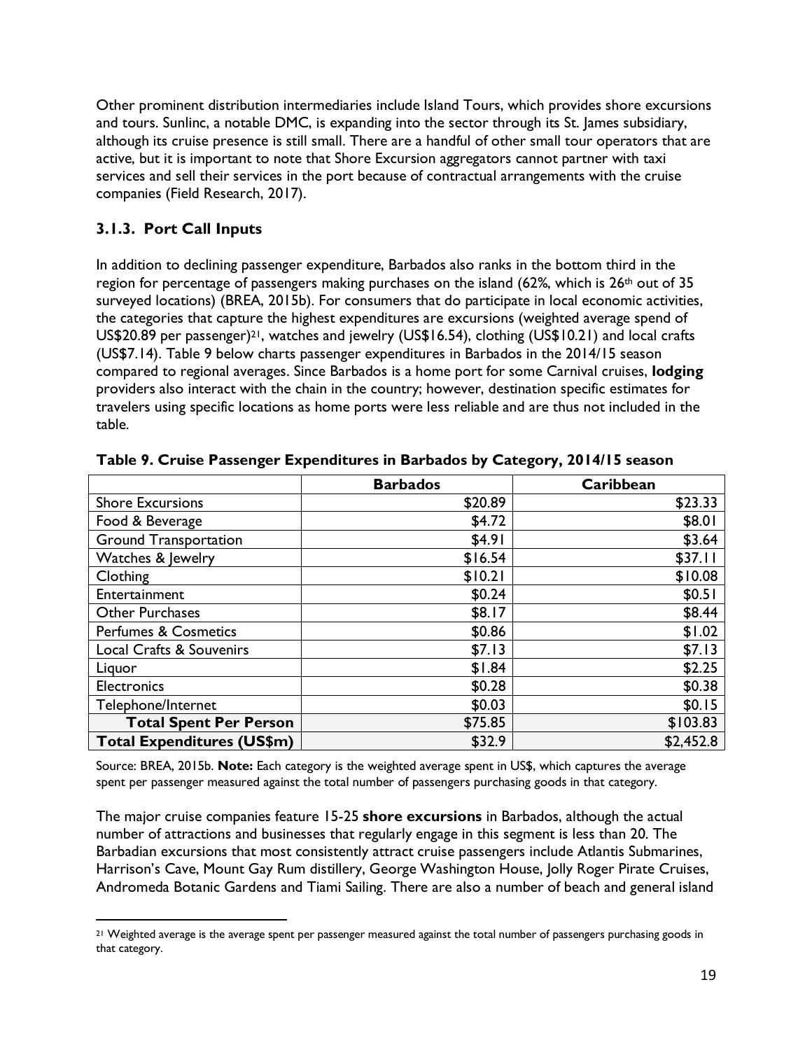Other prominent distribution intermediaries include Island Tours, which provides shore excursions and tours. Sunlinc, a notable DMC, is expanding into the sector through its St. James subsidiary, although its cruise presence is still small. There are a handful of other small tour operators that are active, but it is important to note that Shore Excursion aggregators cannot partner with taxi services and sell their services in the port because of contractual arrangements with the cruise companies (Field Research, 2017).

### 3.1.3. Port Call Inputs

In addition to declining passenger expenditure, Barbados also ranks in the bottom third in the region for percentage of passengers making purchases on the island (62%, which is 26th out of 35 surveyed locations) (BREA, 2015b). For consumers that do participate in local economic activities, the categories that capture the highest expenditures are excursions (weighted average spend of US$20.89 per passenger)[21], watches and jewelry (US$16.54), clothing (US$10.21) and local crafts (US$7.14). Table 9 below charts passenger expenditures in Barbados in the 2014/15 season compared to regional averages. Since Barbados is a home port for some Carnival cruises, **lodging** providers also interact with the chain in the country; however, destination specific estimates for travelers using specific locations as home ports were less reliable and are thus not included in the table.

**Table 9. Cruise Passenger Expenditures in Barbados by Category, 2014/15 season**

| | Barbados | Caribbean |
|---|---|---|
| Shore Excursions | $20.89 | $23.33 |
| Food & Beverage | $4.72 | $8.01 |
| Ground Transportation | $4.91 | $3.64 |
| Watches & Jewelry | $16.54 | $37.11 |
| Clothing | $10.21 | $10.08 |
| Entertainment | $0.24 | $0.51 |
| Other Purchases | $8.17 | $8.44 |
| Perfumes & Cosmetics | $0.86 | $1.02 |
| Local Crafts & Souvenirs | $7.13 | $7.13 |
| Liquor | $1.84 | $2.25 |
| Electronics | $0.28 | $0.38 |
| Telephone/Internet | $0.03 | $0.15 |
| **Total Spent Per Person** | $75.85 | $103.83 |
| **Total Expenditures (US$m)** | $32.9 | $2,452.8 |

Source: BREA, 2015b. **Note:** Each category is the weighted average spent in US$, which captures the average spent per passenger measured against the total number of passengers purchasing goods in that category.

The major cruise companies feature 15-25 **shore excursions** in Barbados, although the actual number of attractions and businesses that regularly engage in this segment is less than 20. The Barbadian excursions that most consistently attract cruise passengers include Atlantis Submarines, Harrison's Cave, Mount Gay Rum distillery, George Washington House, Jolly Roger Pirate Cruises, Andromeda Botanic Gardens and Tiami Sailing. There are also a number of beach and general island

[21] Weighted average is the average spent per passenger measured against the total number of passengers purchasing goods in that category.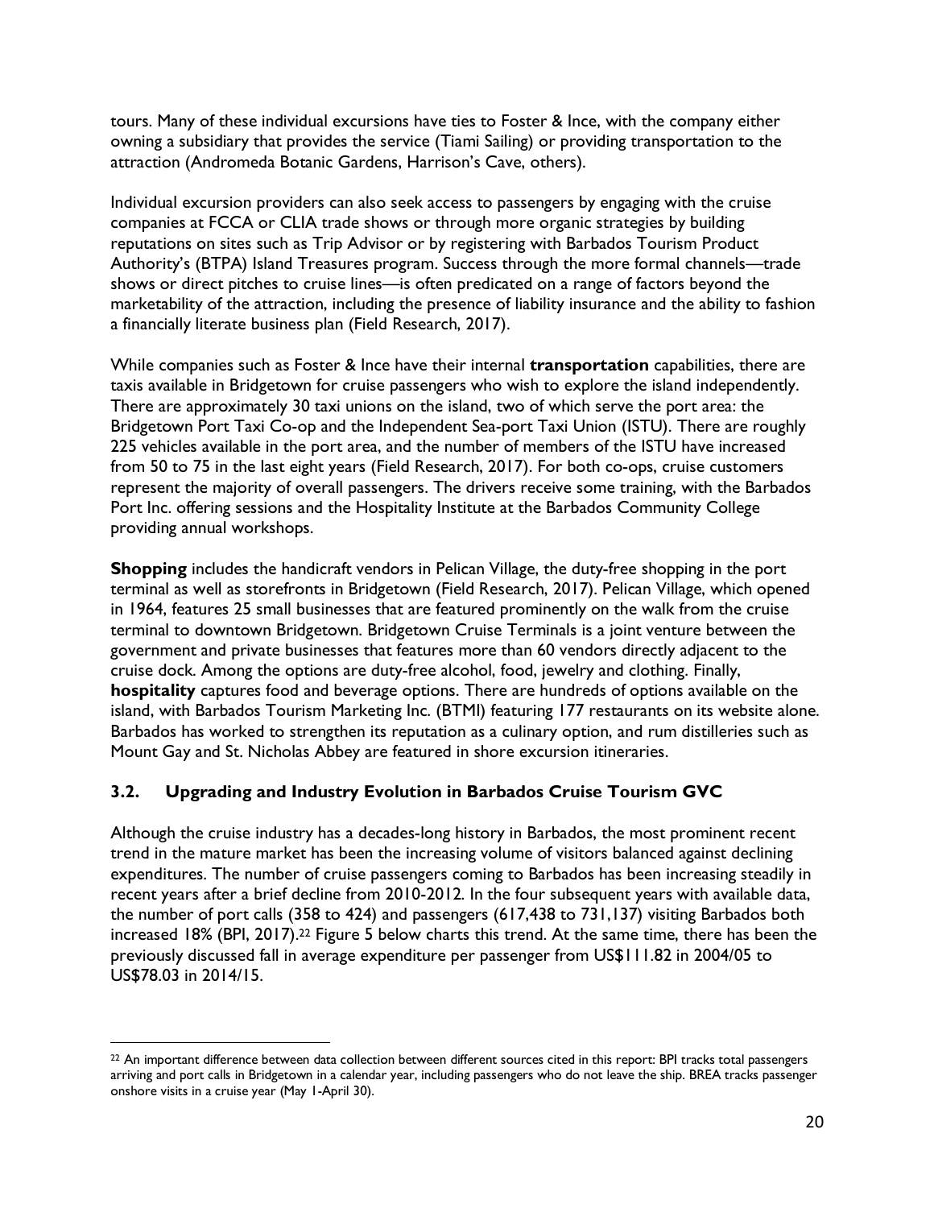tours. Many of these individual excursions have ties to Foster & Ince, with the company either owning a subsidiary that provides the service (Tiami Sailing) or providing transportation to the attraction (Andromeda Botanic Gardens, Harrison's Cave, others).

Individual excursion providers can also seek access to passengers by engaging with the cruise companies at FCCA or CLIA trade shows or through more organic strategies by building reputations on sites such as Trip Advisor or by registering with Barbados Tourism Product Authority's (BTPA) Island Treasures program. Success through the more formal channels—trade shows or direct pitches to cruise lines—is often predicated on a range of factors beyond the marketability of the attraction, including the presence of liability insurance and the ability to fashion a financially literate business plan (Field Research, 2017).

While companies such as Foster & Ince have their internal **transportation** capabilities, there are taxis available in Bridgetown for cruise passengers who wish to explore the island independently. There are approximately 30 taxi unions on the island, two of which serve the port area: the Bridgetown Port Taxi Co-op and the Independent Sea-port Taxi Union (ISTU). There are roughly 225 vehicles available in the port area, and the number of members of the ISTU have increased from 50 to 75 in the last eight years (Field Research, 2017). For both co-ops, cruise customers represent the majority of overall passengers. The drivers receive some training, with the Barbados Port Inc. offering sessions and the Hospitality Institute at the Barbados Community College providing annual workshops.

**Shopping** includes the handicraft vendors in Pelican Village, the duty-free shopping in the port terminal as well as storefronts in Bridgetown (Field Research, 2017). Pelican Village, which opened in 1964, features 25 small businesses that are featured prominently on the walk from the cruise terminal to downtown Bridgetown. Bridgetown Cruise Terminals is a joint venture between the government and private businesses that features more than 60 vendors directly adjacent to the cruise dock. Among the options are duty-free alcohol, food, jewelry and clothing. Finally, **hospitality** captures food and beverage options. There are hundreds of options available on the island, with Barbados Tourism Marketing Inc. (BTMI) featuring 177 restaurants on its website alone. Barbados has worked to strengthen its reputation as a culinary option, and rum distilleries such as Mount Gay and St. Nicholas Abbey are featured in shore excursion itineraries.

### 3.2. Upgrading and Industry Evolution in Barbados Cruise Tourism GVC

Although the cruise industry has a decades-long history in Barbados, the most prominent recent trend in the mature market has been the increasing volume of visitors balanced against declining expenditures. The number of cruise passengers coming to Barbados has been increasing steadily in recent years after a brief decline from 2010-2012. In the four subsequent years with available data, the number of port calls (358 to 424) and passengers (617,438 to 731,137) visiting Barbados both increased 18% (BPI, 2017).[22] Figure 5 below charts this trend. At the same time, there has been the previously discussed fall in average expenditure per passenger from US$111.82 in 2004/05 to US$78.03 in 2014/15.

[22] An important difference between data collection between different sources cited in this report: BPI tracks total passengers arriving and port calls in Bridgetown in a calendar year, including passengers who do not leave the ship. BREA tracks passenger onshore visits in a cruise year (May 1-April 30).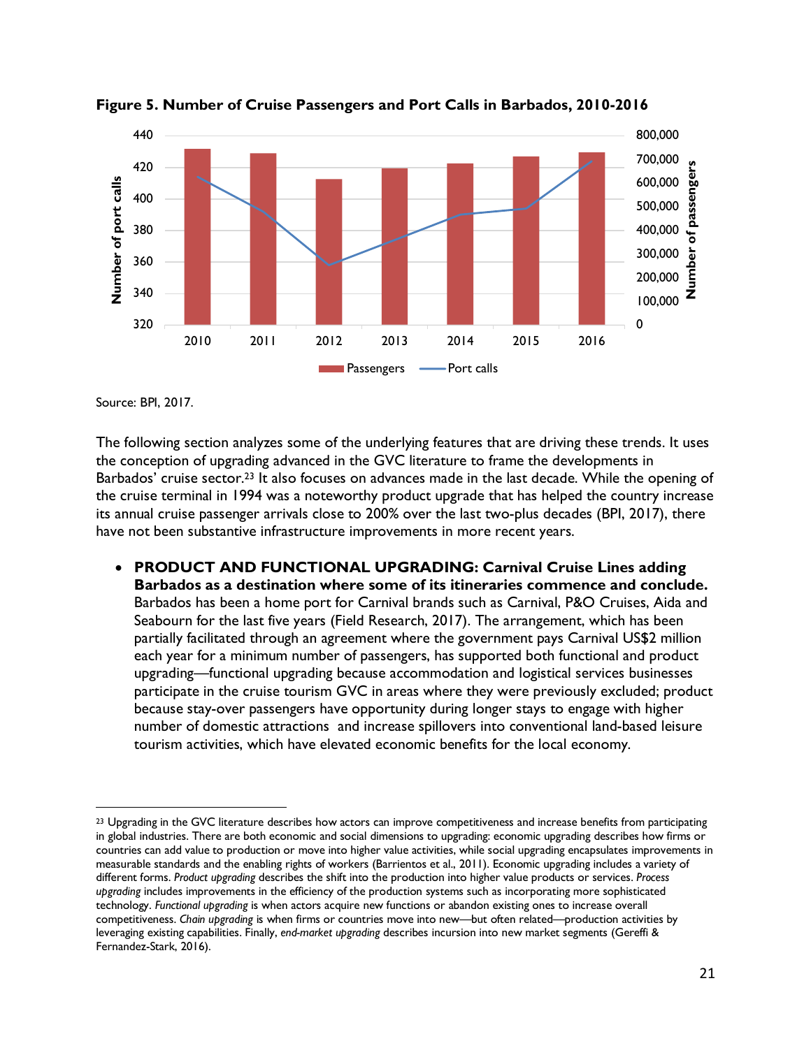**Figure 5. Number of Cruise Passengers and Port Calls in Barbados, 2010-2016**

Source: BPI, 2017.

The following section analyzes some of the underlying features that are driving these trends. It uses the conception of upgrading advanced in the GVC literature to frame the developments in Barbados' cruise sector.[23] It also focuses on advances made in the last decade. While the opening of the cruise terminal in 1994 was a noteworthy product upgrade that has helped the country increase its annual cruise passenger arrivals close to 200% over the last two-plus decades (BPI, 2017), there have not been substantive infrastructure improvements in more recent years.

- **PRODUCT AND FUNCTIONAL UPGRADING: Carnival Cruise Lines adding Barbados as a destination where some of its itineraries commence and conclude.** Barbados has been a home port for Carnival brands such as Carnival, P&O Cruises, Aida and Seabourn for the last five years (Field Research, 2017). The arrangement, which has been partially facilitated through an agreement where the government pays Carnival US$2 million each year for a minimum number of passengers, has supported both functional and product upgrading—functional upgrading because accommodation and logistical services businesses participate in the cruise tourism GVC in areas where they were previously excluded; product because stay-over passengers have opportunity during longer stays to engage with higher number of domestic attractions and increase spillovers into conventional land-based leisure tourism activities, which have elevated economic benefits for the local economy.

[23] Upgrading in the GVC literature describes how actors can improve competitiveness and increase benefits from participating in global industries. There are both economic and social dimensions to upgrading: economic upgrading describes how firms or countries can add value to production or move into higher value activities, while social upgrading encapsulates improvements in measurable standards and the enabling rights of workers (Barrientos et al., 2011). Economic upgrading includes a variety of different forms. *Product upgrading* describes the shift into the production into higher value products or services. *Process upgrading* includes improvements in the efficiency of the production systems such as incorporating more sophisticated technology. *Functional upgrading* is when actors acquire new functions or abandon existing ones to increase overall competitiveness. *Chain upgrading* is when firms or countries move into new—but often related—production activities by leveraging existing capabilities. Finally, *end-market upgrading* describes incursion into new market segments (Gereffi & Fernandez-Stark, 2016).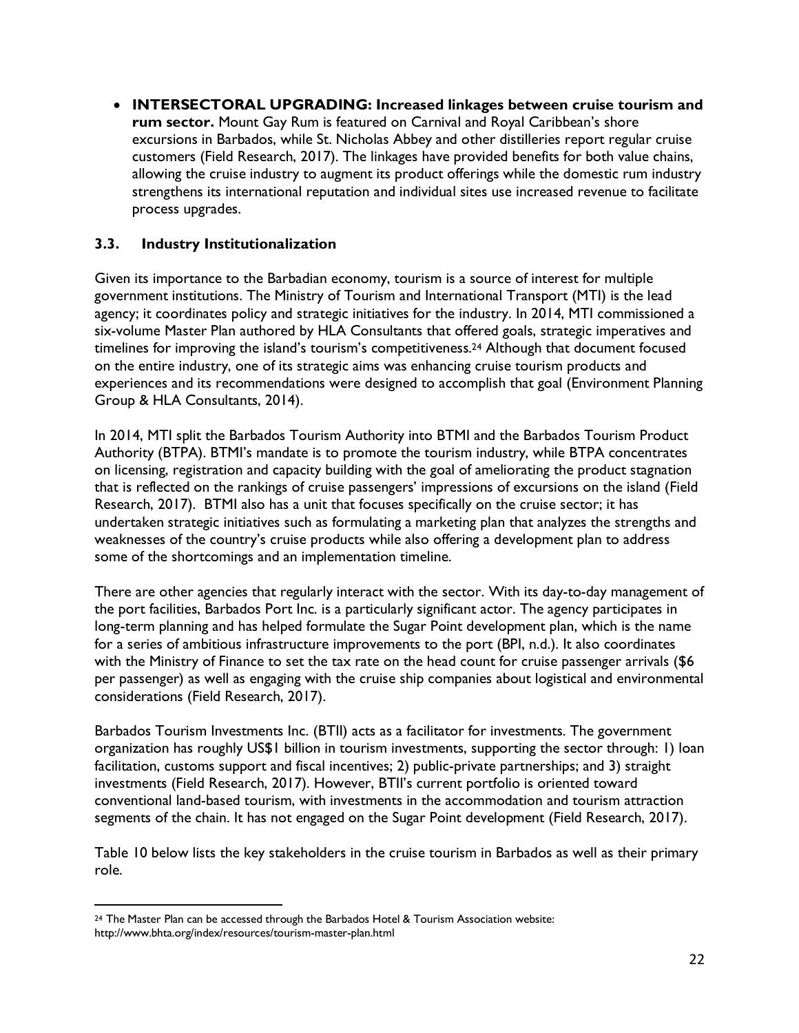- **INTERSECTORAL UPGRADING: Increased linkages between cruise tourism and rum sector.** Mount Gay Rum is featured on Carnival and Royal Caribbean's shore excursions in Barbados, while St. Nicholas Abbey and other distilleries report regular cruise customers (Field Research, 2017). The linkages have provided benefits for both value chains, allowing the cruise industry to augment its product offerings while the domestic rum industry strengthens its international reputation and individual sites use increased revenue to facilitate process upgrades.

### 3.3. Industry Institutionalization

Given its importance to the Barbadian economy, tourism is a source of interest for multiple government institutions. The Ministry of Tourism and International Transport (MTI) is the lead agency; it coordinates policy and strategic initiatives for the industry. In 2014, MTI commissioned a six-volume Master Plan authored by HLA Consultants that offered goals, strategic imperatives and timelines for improving the island's tourism's competitiveness.[24] Although that document focused on the entire industry, one of its strategic aims was enhancing cruise tourism products and experiences and its recommendations were designed to accomplish that goal (Environment Planning Group & HLA Consultants, 2014).

In 2014, MTI split the Barbados Tourism Authority into BTMI and the Barbados Tourism Product Authority (BTPA). BTMI's mandate is to promote the tourism industry, while BTPA concentrates on licensing, registration and capacity building with the goal of ameliorating the product stagnation that is reflected on the rankings of cruise passengers' impressions of excursions on the island (Field Research, 2017). BTMI also has a unit that focuses specifically on the cruise sector; it has undertaken strategic initiatives such as formulating a marketing plan that analyzes the strengths and weaknesses of the country's cruise products while also offering a development plan to address some of the shortcomings and an implementation timeline.

There are other agencies that regularly interact with the sector. With its day-to-day management of the port facilities, Barbados Port Inc. is a particularly significant actor. The agency participates in long-term planning and has helped formulate the Sugar Point development plan, which is the name for a series of ambitious infrastructure improvements to the port (BPI, n.d.). It also coordinates with the Ministry of Finance to set the tax rate on the head count for cruise passenger arrivals ($6 per passenger) as well as engaging with the cruise ship companies about logistical and environmental considerations (Field Research, 2017).

Barbados Tourism Investments Inc. (BTII) acts as a facilitator for investments. The government organization has roughly US$1 billion in tourism investments, supporting the sector through: 1) loan facilitation, customs support and fiscal incentives; 2) public-private partnerships; and 3) straight investments (Field Research, 2017). However, BTII's current portfolio is oriented toward conventional land-based tourism, with investments in the accommodation and tourism attraction segments of the chain. It has not engaged on the Sugar Point development (Field Research, 2017).

Table 10 below lists the key stakeholders in the cruise tourism in Barbados as well as their primary role.

---

[24] The Master Plan can be accessed through the Barbados Hotel & Tourism Association website: http://www.bhta.org/index/resources/tourism-master-plan.html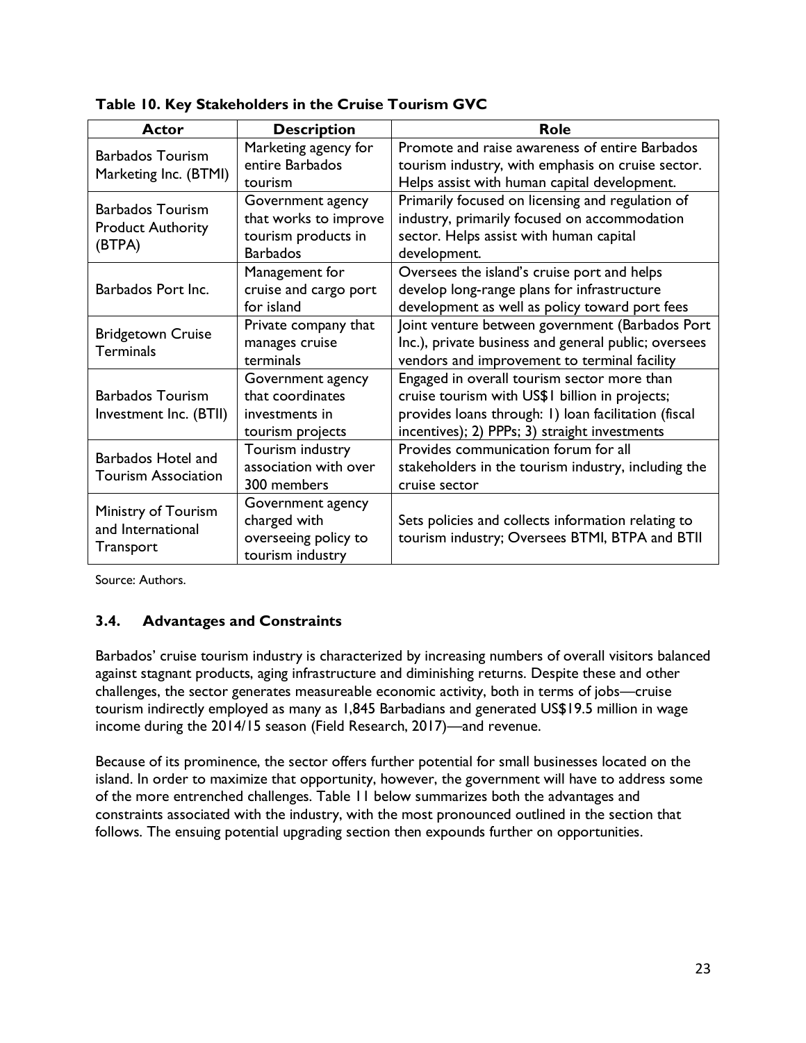**Table 10. Key Stakeholders in the Cruise Tourism GVC**

| Actor | Description | Role |
| --- | --- | --- |
| Barbados Tourism Marketing Inc. (BTMI) | Marketing agency for entire Barbados tourism | Promote and raise awareness of entire Barbados tourism industry, with emphasis on cruise sector. Helps assist with human capital development. |
| Barbados Tourism Product Authority (BTPA) | Government agency that works to improve tourism products in Barbados | Primarily focused on licensing and regulation of industry, primarily focused on accommodation sector. Helps assist with human capital development. |
| Barbados Port Inc. | Management for cruise and cargo port for island | Oversees the island's cruise port and helps develop long-range plans for infrastructure development as well as policy toward port fees |
| Bridgetown Cruise Terminals | Private company that manages cruise terminals | Joint venture between government (Barbados Port Inc.), private business and general public; oversees vendors and improvement to terminal facility |
| Barbados Tourism Investment Inc. (BTII) | Government agency that coordinates investments in tourism projects | Engaged in overall tourism sector more than cruise tourism with US$1 billion in projects; provides loans through: 1) loan facilitation (fiscal incentives); 2) PPPs; 3) straight investments |
| Barbados Hotel and Tourism Association | Tourism industry association with over 300 members | Provides communication forum for all stakeholders in the tourism industry, including the cruise sector |
| Ministry of Tourism and International Transport | Government agency charged with overseeing policy to tourism industry | Sets policies and collects information relating to tourism industry; Oversees BTMI, BTPA and BTII |

Source: Authors.

### 3.4. Advantages and Constraints

Barbados' cruise tourism industry is characterized by increasing numbers of overall visitors balanced against stagnant products, aging infrastructure and diminishing returns. Despite these and other challenges, the sector generates measureable economic activity, both in terms of jobs—cruise tourism indirectly employed as many as 1,845 Barbadians and generated US$19.5 million in wage income during the 2014/15 season (Field Research, 2017)—and revenue.

Because of its prominence, the sector offers further potential for small businesses located on the island. In order to maximize that opportunity, however, the government will have to address some of the more entrenched challenges. Table 11 below summarizes both the advantages and constraints associated with the industry, with the most pronounced outlined in the section that follows. The ensuing potential upgrading section then expounds further on opportunities.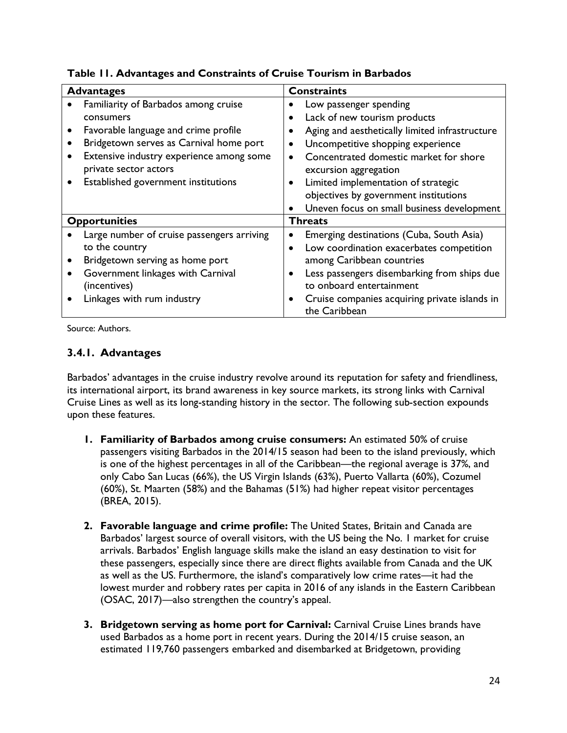**Table 11. Advantages and Constraints of Cruise Tourism in Barbados**

| Advantages | Constraints |
|---|---|
| • Familiarity of Barbados among cruise consumers<br>• Favorable language and crime profile<br>• Bridgetown serves as Carnival home port<br>• Extensive industry experience among some private sector actors<br>• Established government institutions | • Low passenger spending<br>• Lack of new tourism products<br>• Aging and aesthetically limited infrastructure<br>• Uncompetitive shopping experience<br>• Concentrated domestic market for shore excursion aggregation<br>• Limited implementation of strategic objectives by government institutions<br>• Uneven focus on small business development |
| **Opportunities** | **Threats** |
| • Large number of cruise passengers arriving to the country<br>• Bridgetown serving as home port<br>• Government linkages with Carnival (incentives)<br>• Linkages with rum industry | • Emerging destinations (Cuba, South Asia)<br>• Low coordination exacerbates competition among Caribbean countries<br>• Less passengers disembarking from ships due to onboard entertainment<br>• Cruise companies acquiring private islands in the Caribbean |

Source: Authors.

### 3.4.1. Advantages

Barbados' advantages in the cruise industry revolve around its reputation for safety and friendliness, its international airport, its brand awareness in key source markets, its strong links with Carnival Cruise Lines as well as its long-standing history in the sector. The following sub-section expounds upon these features.

1. **Familiarity of Barbados among cruise consumers:** An estimated 50% of cruise passengers visiting Barbados in the 2014/15 season had been to the island previously, which is one of the highest percentages in all of the Caribbean—the regional average is 37%, and only Cabo San Lucas (66%), the US Virgin Islands (63%), Puerto Vallarta (60%), Cozumel (60%), St. Maarten (58%) and the Bahamas (51%) had higher repeat visitor percentages (BREA, 2015).

2. **Favorable language and crime profile:** The United States, Britain and Canada are Barbados' largest source of overall visitors, with the US being the No. 1 market for cruise arrivals. Barbados' English language skills make the island an easy destination to visit for these passengers, especially since there are direct flights available from Canada and the UK as well as the US. Furthermore, the island's comparatively low crime rates—it had the lowest murder and robbery rates per capita in 2016 of any islands in the Eastern Caribbean (OSAC, 2017)—also strengthen the country's appeal.

3. **Bridgetown serving as home port for Carnival:** Carnival Cruise Lines brands have used Barbados as a home port in recent years. During the 2014/15 cruise season, an estimated 119,760 passengers embarked and disembarked at Bridgetown, providing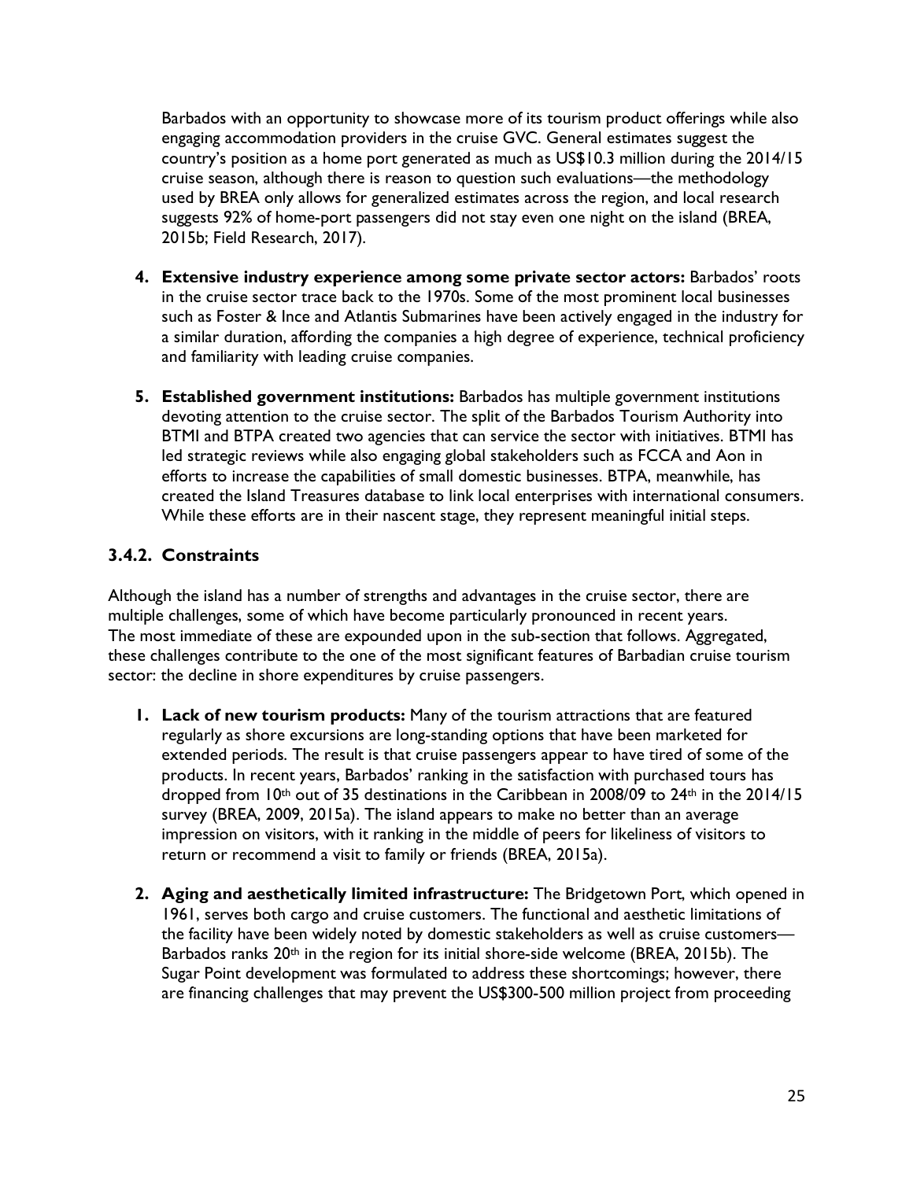Barbados with an opportunity to showcase more of its tourism product offerings while also engaging accommodation providers in the cruise GVC. General estimates suggest the country's position as a home port generated as much as US$10.3 million during the 2014/15 cruise season, although there is reason to question such evaluations—the methodology used by BREA only allows for generalized estimates across the region, and local research suggests 92% of home-port passengers did not stay even one night on the island (BREA, 2015b; Field Research, 2017).

4. **Extensive industry experience among some private sector actors:** Barbados' roots in the cruise sector trace back to the 1970s. Some of the most prominent local businesses such as Foster & Ince and Atlantis Submarines have been actively engaged in the industry for a similar duration, affording the companies a high degree of experience, technical proficiency and familiarity with leading cruise companies.

5. **Established government institutions:** Barbados has multiple government institutions devoting attention to the cruise sector. The split of the Barbados Tourism Authority into BTMI and BTPA created two agencies that can service the sector with initiatives. BTMI has led strategic reviews while also engaging global stakeholders such as FCCA and Aon in efforts to increase the capabilities of small domestic businesses. BTPA, meanwhile, has created the Island Treasures database to link local enterprises with international consumers. While these efforts are in their nascent stage, they represent meaningful initial steps.

### 3.4.2. Constraints

Although the island has a number of strengths and advantages in the cruise sector, there are multiple challenges, some of which have become particularly pronounced in recent years. The most immediate of these are expounded upon in the sub-section that follows. Aggregated, these challenges contribute to the one of the most significant features of Barbadian cruise tourism sector: the decline in shore expenditures by cruise passengers.

1. **Lack of new tourism products:** Many of the tourism attractions that are featured regularly as shore excursions are long-standing options that have been marketed for extended periods. The result is that cruise passengers appear to have tired of some of the products. In recent years, Barbados' ranking in the satisfaction with purchased tours has dropped from 10th out of 35 destinations in the Caribbean in 2008/09 to 24th in the 2014/15 survey (BREA, 2009, 2015a). The island appears to make no better than an average impression on visitors, with it ranking in the middle of peers for likeliness of visitors to return or recommend a visit to family or friends (BREA, 2015a).

2. **Aging and aesthetically limited infrastructure:** The Bridgetown Port, which opened in 1961, serves both cargo and cruise customers. The functional and aesthetic limitations of the facility have been widely noted by domestic stakeholders as well as cruise customers—Barbados ranks 20th in the region for its initial shore-side welcome (BREA, 2015b). The Sugar Point development was formulated to address these shortcomings; however, there are financing challenges that may prevent the US$300-500 million project from proceeding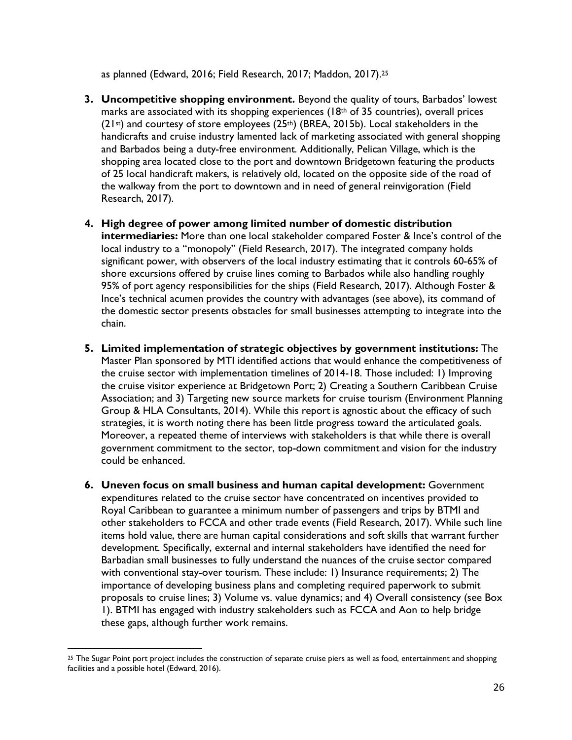as planned (Edward, 2016; Field Research, 2017; Maddon, 2017).[25]

3. **Uncompetitive shopping environment.** Beyond the quality of tours, Barbados' lowest marks are associated with its shopping experiences (18th of 35 countries), overall prices (21st) and courtesy of store employees (25th) (BREA, 2015b). Local stakeholders in the handicrafts and cruise industry lamented lack of marketing associated with general shopping and Barbados being a duty-free environment. Additionally, Pelican Village, which is the shopping area located close to the port and downtown Bridgetown featuring the products of 25 local handicraft makers, is relatively old, located on the opposite side of the road of the walkway from the port to downtown and in need of general reinvigoration (Field Research, 2017).

4. **High degree of power among limited number of domestic distribution intermediaries:** More than one local stakeholder compared Foster & Ince's control of the local industry to a "monopoly" (Field Research, 2017). The integrated company holds significant power, with observers of the local industry estimating that it controls 60-65% of shore excursions offered by cruise lines coming to Barbados while also handling roughly 95% of port agency responsibilities for the ships (Field Research, 2017). Although Foster & Ince's technical acumen provides the country with advantages (see above), its command of the domestic sector presents obstacles for small businesses attempting to integrate into the chain.

5. **Limited implementation of strategic objectives by government institutions:** The Master Plan sponsored by MTI identified actions that would enhance the competitiveness of the cruise sector with implementation timelines of 2014-18. Those included: 1) Improving the cruise visitor experience at Bridgetown Port; 2) Creating a Southern Caribbean Cruise Association; and 3) Targeting new source markets for cruise tourism (Environment Planning Group & HLA Consultants, 2014). While this report is agnostic about the efficacy of such strategies, it is worth noting there has been little progress toward the articulated goals. Moreover, a repeated theme of interviews with stakeholders is that while there is overall government commitment to the sector, top-down commitment and vision for the industry could be enhanced.

6. **Uneven focus on small business and human capital development:** Government expenditures related to the cruise sector have concentrated on incentives provided to Royal Caribbean to guarantee a minimum number of passengers and trips by BTMI and other stakeholders to FCCA and other trade events (Field Research, 2017). While such line items hold value, there are human capital considerations and soft skills that warrant further development. Specifically, external and internal stakeholders have identified the need for Barbadian small businesses to fully understand the nuances of the cruise sector compared with conventional stay-over tourism. These include: 1) Insurance requirements; 2) The importance of developing business plans and completing required paperwork to submit proposals to cruise lines; 3) Volume vs. value dynamics; and 4) Overall consistency (see Box 1). BTMI has engaged with industry stakeholders such as FCCA and Aon to help bridge these gaps, although further work remains.

[25] The Sugar Point port project includes the construction of separate cruise piers as well as food, entertainment and shopping facilities and a possible hotel (Edward, 2016).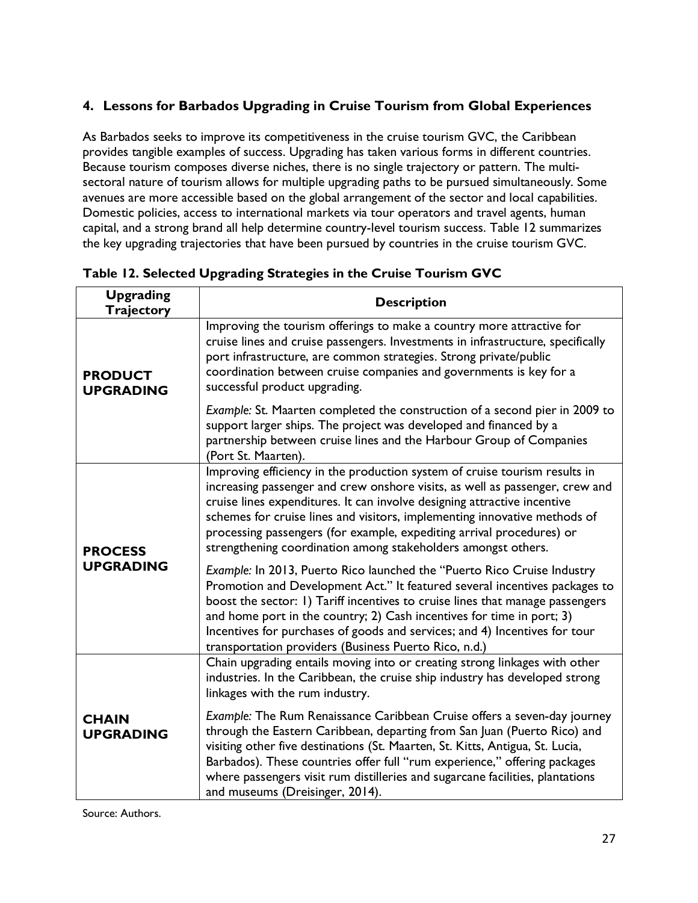## 4. Lessons for Barbados Upgrading in Cruise Tourism from Global Experiences

As Barbados seeks to improve its competitiveness in the cruise tourism GVC, the Caribbean provides tangible examples of success. Upgrading has taken various forms in different countries. Because tourism composes diverse niches, there is no single trajectory or pattern. The multi-sectoral nature of tourism allows for multiple upgrading paths to be pursued simultaneously. Some avenues are more accessible based on the global arrangement of the sector and local capabilities. Domestic policies, access to international markets via tour operators and travel agents, human capital, and a strong brand all help determine country-level tourism success. Table 12 summarizes the key upgrading trajectories that have been pursued by countries in the cruise tourism GVC.

**Table 12. Selected Upgrading Strategies in the Cruise Tourism GVC**

| Upgrading Trajectory | Description |
|---|---|
| **PRODUCT UPGRADING** | Improving the tourism offerings to make a country more attractive for cruise lines and cruise passengers. Investments in infrastructure, specifically port infrastructure, are common strategies. Strong private/public coordination between cruise companies and governments is key for a successful product upgrading. <br><br> *Example:* St. Maarten completed the construction of a second pier in 2009 to support larger ships. The project was developed and financed by a partnership between cruise lines and the Harbour Group of Companies (Port St. Maarten). |
| **PROCESS UPGRADING** | Improving efficiency in the production system of cruise tourism results in increasing passenger and crew onshore visits, as well as passenger, crew and cruise lines expenditures. It can involve designing attractive incentive schemes for cruise lines and visitors, implementing innovative methods of processing passengers (for example, expediting arrival procedures) or strengthening coordination among stakeholders amongst others. <br><br> *Example:* In 2013, Puerto Rico launched the "Puerto Rico Cruise Industry Promotion and Development Act." It featured several incentives packages to boost the sector: 1) Tariff incentives to cruise lines that manage passengers and home port in the country; 2) Cash incentives for time in port; 3) Incentives for purchases of goods and services; and 4) Incentives for tour transportation providers (Business Puerto Rico, n.d.) |
| **CHAIN UPGRADING** | Chain upgrading entails moving into or creating strong linkages with other industries. In the Caribbean, the cruise ship industry has developed strong linkages with the rum industry. <br><br> *Example:* The Rum Renaissance Caribbean Cruise offers a seven-day journey through the Eastern Caribbean, departing from San Juan (Puerto Rico) and visiting other five destinations (St. Maarten, St. Kitts, Antigua, St. Lucia, Barbados). These countries offer full "rum experience," offering packages where passengers visit rum distilleries and sugarcane facilities, plantations and museums (Dreisinger, 2014). |

Source: Authors.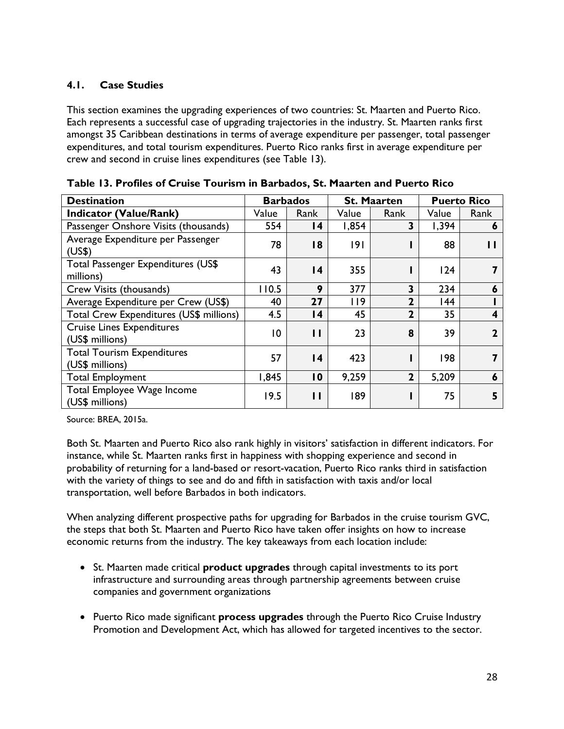### 4.1. Case Studies

This section examines the upgrading experiences of two countries: St. Maarten and Puerto Rico. Each represents a successful case of upgrading trajectories in the industry. St. Maarten ranks first amongst 35 Caribbean destinations in terms of average expenditure per passenger, total passenger expenditures, and total tourism expenditures. Puerto Rico ranks first in average expenditure per crew and second in cruise lines expenditures (see Table 13).

**Table 13. Profiles of Cruise Tourism in Barbados, St. Maarten and Puerto Rico**

| Destination | Barbados | | St. Maarten | | Puerto Rico | |
|---|---|---|---|---|---|---|
| **Indicator (Value/Rank)** | Value | Rank | Value | Rank | Value | Rank |
| Passenger Onshore Visits (thousands) | 554 | **14** | 1,854 | **3** | 1,394 | **6** |
| Average Expenditure per Passenger (US$) | 78 | **18** | 191 | **1** | 88 | **11** |
| Total Passenger Expenditures (US$ millions) | 43 | **14** | 355 | **1** | 124 | **7** |
| Crew Visits (thousands) | 110.5 | **9** | 377 | **3** | 234 | **6** |
| Average Expenditure per Crew (US$) | 40 | **27** | 119 | **2** | 144 | **1** |
| Total Crew Expenditures (US$ millions) | 4.5 | **14** | 45 | **2** | 35 | **4** |
| Cruise Lines Expenditures (US$ millions) | 10 | **11** | 23 | **8** | 39 | **2** |
| Total Tourism Expenditures (US$ millions) | 57 | **14** | 423 | **1** | 198 | **7** |
| Total Employment | 1,845 | **10** | 9,259 | **2** | 5,209 | **6** |
| Total Employee Wage Income (US$ millions) | 19.5 | **11** | 189 | **1** | 75 | **5** |

Source: BREA, 2015a.

Both St. Maarten and Puerto Rico also rank highly in visitors' satisfaction in different indicators. For instance, while St. Maarten ranks first in happiness with shopping experience and second in probability of returning for a land-based or resort-vacation, Puerto Rico ranks third in satisfaction with the variety of things to see and do and fifth in satisfaction with taxis and/or local transportation, well before Barbados in both indicators.

When analyzing different prospective paths for upgrading for Barbados in the cruise tourism GVC, the steps that both St. Maarten and Puerto Rico have taken offer insights on how to increase economic returns from the industry. The key takeaways from each location include:

- St. Maarten made critical **product upgrades** through capital investments to its port infrastructure and surrounding areas through partnership agreements between cruise companies and government organizations
- Puerto Rico made significant **process upgrades** through the Puerto Rico Cruise Industry Promotion and Development Act, which has allowed for targeted incentives to the sector.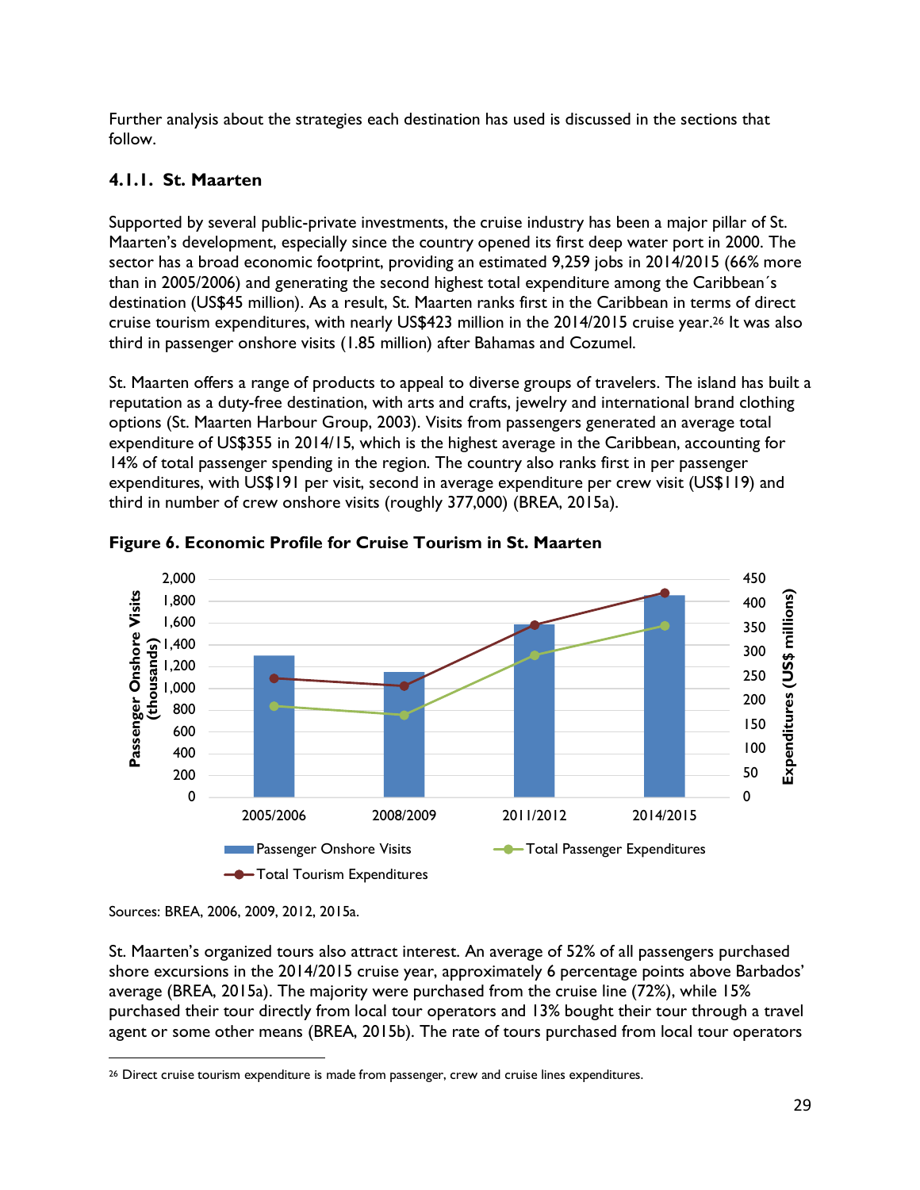Further analysis about the strategies each destination has used is discussed in the sections that follow.

### 4.1.1. St. Maarten

Supported by several public-private investments, the cruise industry has been a major pillar of St. Maarten's development, especially since the country opened its first deep water port in 2000. The sector has a broad economic footprint, providing an estimated 9,259 jobs in 2014/2015 (66% more than in 2005/2006) and generating the second highest total expenditure among the Caribbean´s destination (US$45 million). As a result, St. Maarten ranks first in the Caribbean in terms of direct cruise tourism expenditures, with nearly US$423 million in the 2014/2015 cruise year.[26] It was also third in passenger onshore visits (1.85 million) after Bahamas and Cozumel.

St. Maarten offers a range of products to appeal to diverse groups of travelers. The island has built a reputation as a duty-free destination, with arts and crafts, jewelry and international brand clothing options (St. Maarten Harbour Group, 2003). Visits from passengers generated an average total expenditure of US$355 in 2014/15, which is the highest average in the Caribbean, accounting for 14% of total passenger spending in the region. The country also ranks first in per passenger expenditures, with US$191 per visit, second in average expenditure per crew visit (US$119) and third in number of crew onshore visits (roughly 377,000) (BREA, 2015a).

**Figure 6. Economic Profile for Cruise Tourism in St. Maarten**

Sources: BREA, 2006, 2009, 2012, 2015a.

St. Maarten's organized tours also attract interest. An average of 52% of all passengers purchased shore excursions in the 2014/2015 cruise year, approximately 6 percentage points above Barbados' average (BREA, 2015a). The majority were purchased from the cruise line (72%), while 15% purchased their tour directly from local tour operators and 13% bought their tour through a travel agent or some other means (BREA, 2015b). The rate of tours purchased from local tour operators

[26] Direct cruise tourism expenditure is made from passenger, crew and cruise lines expenditures.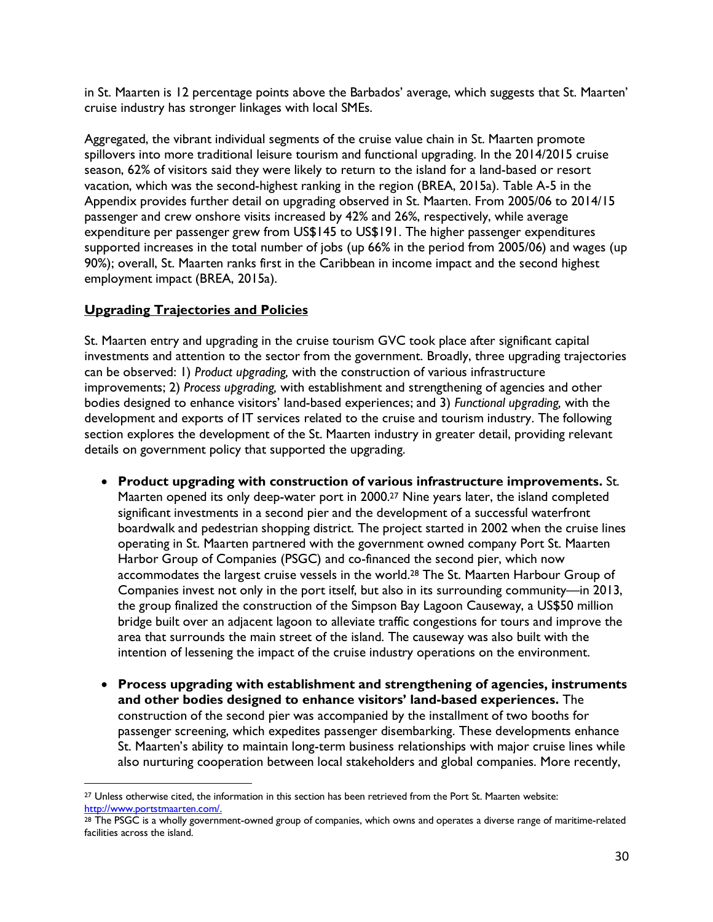in St. Maarten is 12 percentage points above the Barbados' average, which suggests that St. Maarten' cruise industry has stronger linkages with local SMEs.

Aggregated, the vibrant individual segments of the cruise value chain in St. Maarten promote spillovers into more traditional leisure tourism and functional upgrading. In the 2014/2015 cruise season, 62% of visitors said they were likely to return to the island for a land-based or resort vacation, which was the second-highest ranking in the region (BREA, 2015a). Table A-5 in the Appendix provides further detail on upgrading observed in St. Maarten. From 2005/06 to 2014/15 passenger and crew onshore visits increased by 42% and 26%, respectively, while average expenditure per passenger grew from US$145 to US$191. The higher passenger expenditures supported increases in the total number of jobs (up 66% in the period from 2005/06) and wages (up 90%); overall, St. Maarten ranks first in the Caribbean in income impact and the second highest employment impact (BREA, 2015a).

**Upgrading Trajectories and Policies**

St. Maarten entry and upgrading in the cruise tourism GVC took place after significant capital investments and attention to the sector from the government. Broadly, three upgrading trajectories can be observed: 1) *Product upgrading,* with the construction of various infrastructure improvements; 2) *Process upgrading,* with establishment and strengthening of agencies and other bodies designed to enhance visitors' land-based experiences; and 3) *Functional upgrading,* with the development and exports of IT services related to the cruise and tourism industry. The following section explores the development of the St. Maarten industry in greater detail, providing relevant details on government policy that supported the upgrading.

- **Product upgrading with construction of various infrastructure improvements.** St. Maarten opened its only deep-water port in 2000.[27] Nine years later, the island completed significant investments in a second pier and the development of a successful waterfront boardwalk and pedestrian shopping district. The project started in 2002 when the cruise lines operating in St. Maarten partnered with the government owned company Port St. Maarten Harbor Group of Companies (PSGC) and co-financed the second pier, which now accommodates the largest cruise vessels in the world.[28] The St. Maarten Harbour Group of Companies invest not only in the port itself, but also in its surrounding community—in 2013, the group finalized the construction of the Simpson Bay Lagoon Causeway, a US$50 million bridge built over an adjacent lagoon to alleviate traffic congestions for tours and improve the area that surrounds the main street of the island. The causeway was also built with the intention of lessening the impact of the cruise industry operations on the environment.

- **Process upgrading with establishment and strengthening of agencies, instruments and other bodies designed to enhance visitors' land-based experiences.** The construction of the second pier was accompanied by the installment of two booths for passenger screening, which expedites passenger disembarking. These developments enhance St. Maarten's ability to maintain long-term business relationships with major cruise lines while also nurturing cooperation between local stakeholders and global companies. More recently,

[27] Unless otherwise cited, the information in this section has been retrieved from the Port St. Maarten website: http://www.portstmaarten.com/.

[28] The PSGC is a wholly government-owned group of companies, which owns and operates a diverse range of maritime-related facilities across the island.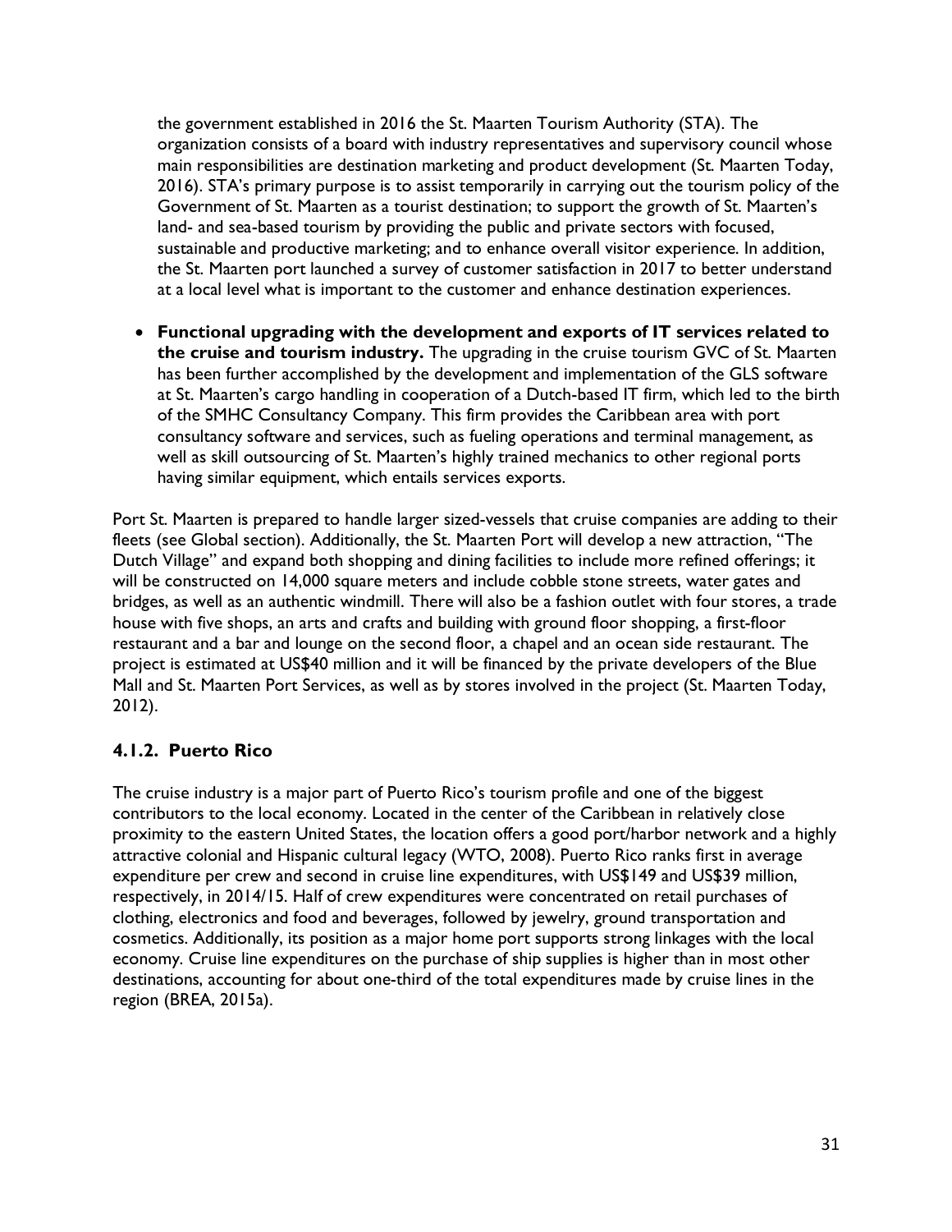the government established in 2016 the St. Maarten Tourism Authority (STA). The organization consists of a board with industry representatives and supervisory council whose main responsibilities are destination marketing and product development (St. Maarten Today, 2016). STA's primary purpose is to assist temporarily in carrying out the tourism policy of the Government of St. Maarten as a tourist destination; to support the growth of St. Maarten's land- and sea-based tourism by providing the public and private sectors with focused, sustainable and productive marketing; and to enhance overall visitor experience. In addition, the St. Maarten port launched a survey of customer satisfaction in 2017 to better understand at a local level what is important to the customer and enhance destination experiences.

- **Functional upgrading with the development and exports of IT services related to the cruise and tourism industry.** The upgrading in the cruise tourism GVC of St. Maarten has been further accomplished by the development and implementation of the GLS software at St. Maarten's cargo handling in cooperation of a Dutch-based IT firm, which led to the birth of the SMHC Consultancy Company. This firm provides the Caribbean area with port consultancy software and services, such as fueling operations and terminal management, as well as skill outsourcing of St. Maarten's highly trained mechanics to other regional ports having similar equipment, which entails services exports.

Port St. Maarten is prepared to handle larger sized-vessels that cruise companies are adding to their fleets (see Global section). Additionally, the St. Maarten Port will develop a new attraction, "The Dutch Village" and expand both shopping and dining facilities to include more refined offerings; it will be constructed on 14,000 square meters and include cobble stone streets, water gates and bridges, as well as an authentic windmill. There will also be a fashion outlet with four stores, a trade house with five shops, an arts and crafts and building with ground floor shopping, a first-floor restaurant and a bar and lounge on the second floor, a chapel and an ocean side restaurant. The project is estimated at US$40 million and it will be financed by the private developers of the Blue Mall and St. Maarten Port Services, as well as by stores involved in the project (St. Maarten Today, 2012).

### 4.1.2. Puerto Rico

The cruise industry is a major part of Puerto Rico's tourism profile and one of the biggest contributors to the local economy. Located in the center of the Caribbean in relatively close proximity to the eastern United States, the location offers a good port/harbor network and a highly attractive colonial and Hispanic cultural legacy (WTO, 2008). Puerto Rico ranks first in average expenditure per crew and second in cruise line expenditures, with US$149 and US$39 million, respectively, in 2014/15. Half of crew expenditures were concentrated on retail purchases of clothing, electronics and food and beverages, followed by jewelry, ground transportation and cosmetics. Additionally, its position as a major home port supports strong linkages with the local economy. Cruise line expenditures on the purchase of ship supplies is higher than in most other destinations, accounting for about one-third of the total expenditures made by cruise lines in the region (BREA, 2015a).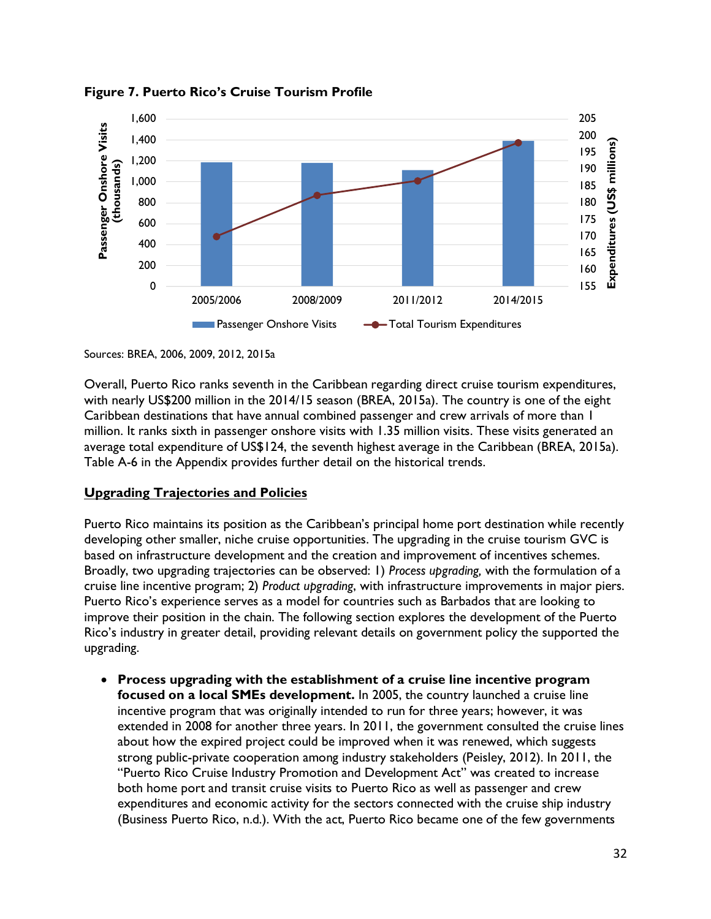**Figure 7. Puerto Rico's Cruise Tourism Profile**

Sources: BREA, 2006, 2009, 2012, 2015a

Overall, Puerto Rico ranks seventh in the Caribbean regarding direct cruise tourism expenditures, with nearly US$200 million in the 2014/15 season (BREA, 2015a). The country is one of the eight Caribbean destinations that have annual combined passenger and crew arrivals of more than 1 million. It ranks sixth in passenger onshore visits with 1.35 million visits. These visits generated an average total expenditure of US$124, the seventh highest average in the Caribbean (BREA, 2015a). Table A-6 in the Appendix provides further detail on the historical trends.

## Upgrading Trajectories and Policies

Puerto Rico maintains its position as the Caribbean's principal home port destination while recently developing other smaller, niche cruise opportunities. The upgrading in the cruise tourism GVC is based on infrastructure development and the creation and improvement of incentives schemes. Broadly, two upgrading trajectories can be observed: 1) *Process upgrading,* with the formulation of a cruise line incentive program; 2) *Product upgrading*, with infrastructure improvements in major piers. Puerto Rico's experience serves as a model for countries such as Barbados that are looking to improve their position in the chain. The following section explores the development of the Puerto Rico's industry in greater detail, providing relevant details on government policy the supported the upgrading.

- **Process upgrading with the establishment of a cruise line incentive program focused on a local SMEs development.** In 2005, the country launched a cruise line incentive program that was originally intended to run for three years; however, it was extended in 2008 for another three years. In 2011, the government consulted the cruise lines about how the expired project could be improved when it was renewed, which suggests strong public-private cooperation among industry stakeholders (Peisley, 2012). In 2011, the "Puerto Rico Cruise Industry Promotion and Development Act" was created to increase both home port and transit cruise visits to Puerto Rico as well as passenger and crew expenditures and economic activity for the sectors connected with the cruise ship industry (Business Puerto Rico, n.d.). With the act, Puerto Rico became one of the few governments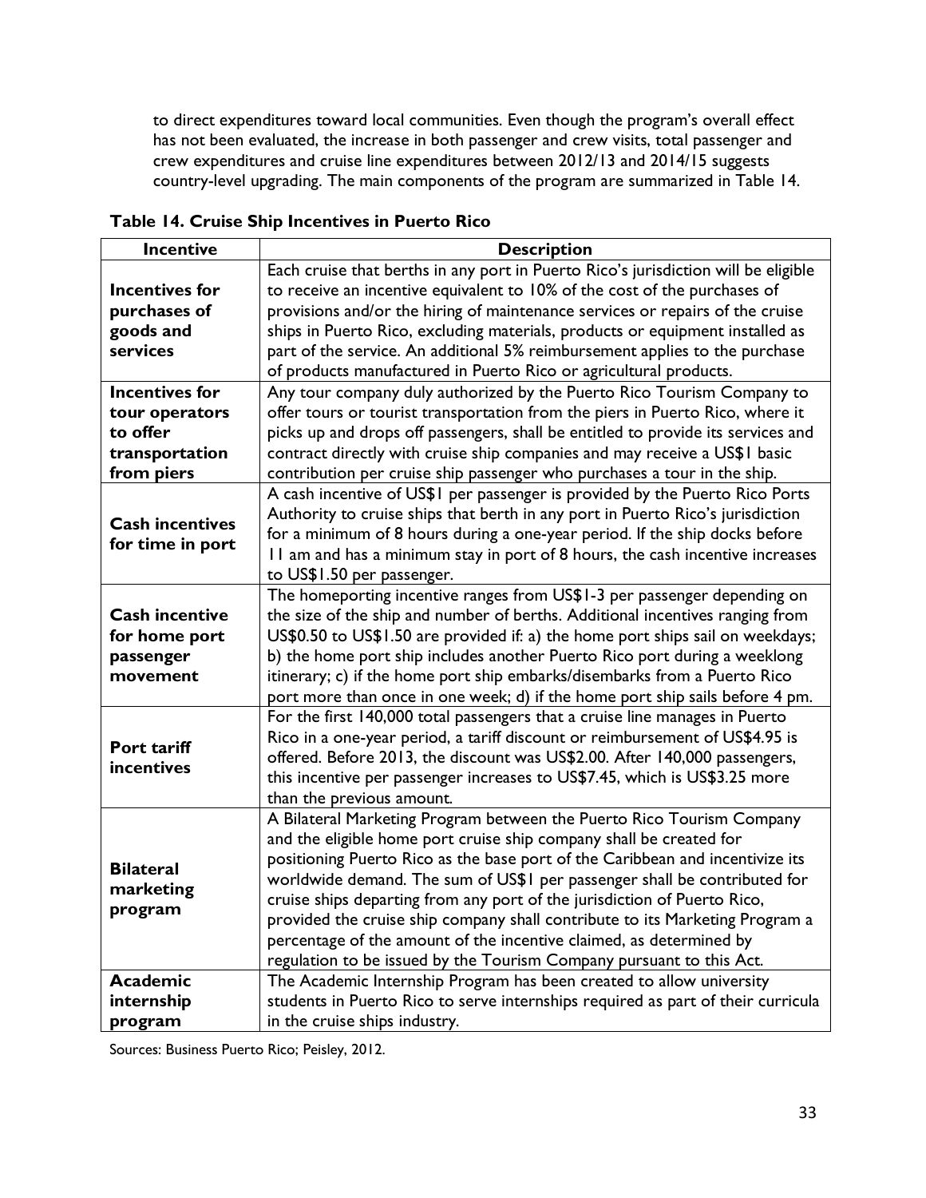to direct expenditures toward local communities. Even though the program's overall effect has not been evaluated, the increase in both passenger and crew visits, total passenger and crew expenditures and cruise line expenditures between 2012/13 and 2014/15 suggests country-level upgrading. The main components of the program are summarized in Table 14.

**Table 14. Cruise Ship Incentives in Puerto Rico**

| Incentive | Description |
|---|---|
| **Incentives for purchases of goods and services** | Each cruise that berths in any port in Puerto Rico's jurisdiction will be eligible to receive an incentive equivalent to 10% of the cost of the purchases of provisions and/or the hiring of maintenance services or repairs of the cruise ships in Puerto Rico, excluding materials, products or equipment installed as part of the service. An additional 5% reimbursement applies to the purchase of products manufactured in Puerto Rico or agricultural products. |
| **Incentives for tour operators to offer transportation from piers** | Any tour company duly authorized by the Puerto Rico Tourism Company to offer tours or tourist transportation from the piers in Puerto Rico, where it picks up and drops off passengers, shall be entitled to provide its services and contract directly with cruise ship companies and may receive a US$1 basic contribution per cruise ship passenger who purchases a tour in the ship. |
| **Cash incentives for time in port** | A cash incentive of US$1 per passenger is provided by the Puerto Rico Ports Authority to cruise ships that berth in any port in Puerto Rico's jurisdiction for a minimum of 8 hours during a one-year period. If the ship docks before 11 am and has a minimum stay in port of 8 hours, the cash incentive increases to US$1.50 per passenger. |
| **Cash incentive for home port passenger movement** | The homeporting incentive ranges from US$1-3 per passenger depending on the size of the ship and number of berths. Additional incentives ranging from US$0.50 to US$1.50 are provided if: a) the home port ships sail on weekdays; b) the home port ship includes another Puerto Rico port during a weeklong itinerary; c) if the home port ship embarks/disembarks from a Puerto Rico port more than once in one week; d) if the home port ship sails before 4 pm. |
| **Port tariff incentives** | For the first 140,000 total passengers that a cruise line manages in Puerto Rico in a one-year period, a tariff discount or reimbursement of US$4.95 is offered. Before 2013, the discount was US$2.00. After 140,000 passengers, this incentive per passenger increases to US$7.45, which is US$3.25 more than the previous amount. |
| **Bilateral marketing program** | A Bilateral Marketing Program between the Puerto Rico Tourism Company and the eligible home port cruise ship company shall be created for positioning Puerto Rico as the base port of the Caribbean and incentivize its worldwide demand. The sum of US$1 per passenger shall be contributed for cruise ships departing from any port of the jurisdiction of Puerto Rico, provided the cruise ship company shall contribute to its Marketing Program a percentage of the amount of the incentive claimed, as determined by regulation to be issued by the Tourism Company pursuant to this Act. |
| **Academic internship program** | The Academic Internship Program has been created to allow university students in Puerto Rico to serve internships required as part of their curricula in the cruise ships industry. |

Sources: Business Puerto Rico; Peisley, 2012.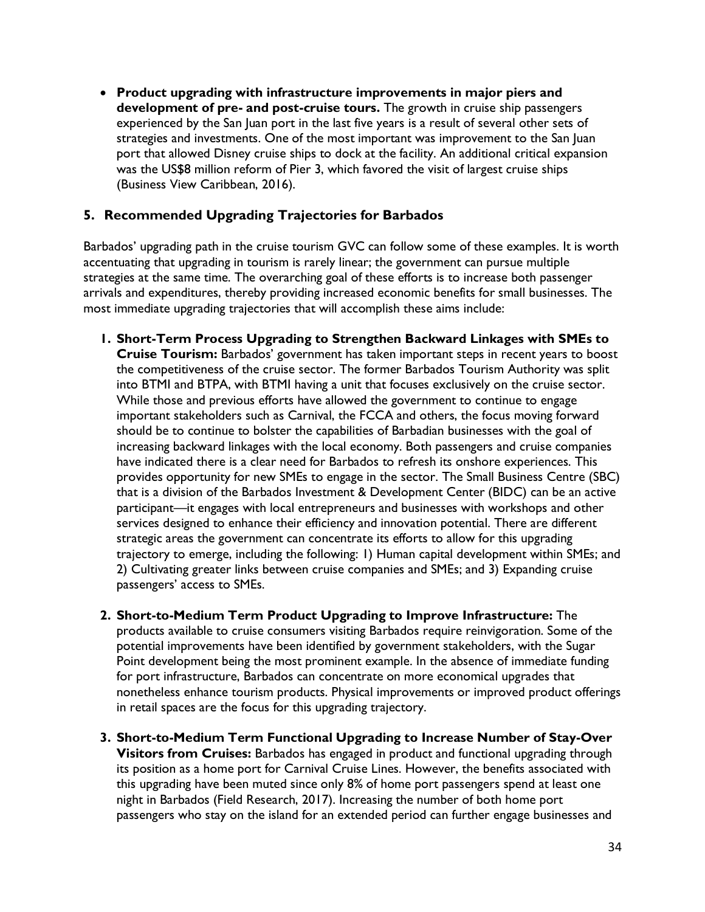- **Product upgrading with infrastructure improvements in major piers and development of pre- and post-cruise tours.** The growth in cruise ship passengers experienced by the San Juan port in the last five years is a result of several other sets of strategies and investments. One of the most important was improvement to the San Juan port that allowed Disney cruise ships to dock at the facility. An additional critical expansion was the US$8 million reform of Pier 3, which favored the visit of largest cruise ships (Business View Caribbean, 2016).

## 5. Recommended Upgrading Trajectories for Barbados

Barbados' upgrading path in the cruise tourism GVC can follow some of these examples. It is worth accentuating that upgrading in tourism is rarely linear; the government can pursue multiple strategies at the same time. The overarching goal of these efforts is to increase both passenger arrivals and expenditures, thereby providing increased economic benefits for small businesses. The most immediate upgrading trajectories that will accomplish these aims include:

1. **Short-Term Process Upgrading to Strengthen Backward Linkages with SMEs to Cruise Tourism:** Barbados' government has taken important steps in recent years to boost the competitiveness of the cruise sector. The former Barbados Tourism Authority was split into BTMI and BTPA, with BTMI having a unit that focuses exclusively on the cruise sector. While those and previous efforts have allowed the government to continue to engage important stakeholders such as Carnival, the FCCA and others, the focus moving forward should be to continue to bolster the capabilities of Barbadian businesses with the goal of increasing backward linkages with the local economy. Both passengers and cruise companies have indicated there is a clear need for Barbados to refresh its onshore experiences. This provides opportunity for new SMEs to engage in the sector. The Small Business Centre (SBC) that is a division of the Barbados Investment & Development Center (BIDC) can be an active participant—it engages with local entrepreneurs and businesses with workshops and other services designed to enhance their efficiency and innovation potential. There are different strategic areas the government can concentrate its efforts to allow for this upgrading trajectory to emerge, including the following: 1) Human capital development within SMEs; and 2) Cultivating greater links between cruise companies and SMEs; and 3) Expanding cruise passengers' access to SMEs.

2. **Short-to-Medium Term Product Upgrading to Improve Infrastructure:** The products available to cruise consumers visiting Barbados require reinvigoration. Some of the potential improvements have been identified by government stakeholders, with the Sugar Point development being the most prominent example. In the absence of immediate funding for port infrastructure, Barbados can concentrate on more economical upgrades that nonetheless enhance tourism products. Physical improvements or improved product offerings in retail spaces are the focus for this upgrading trajectory.

3. **Short-to-Medium Term Functional Upgrading to Increase Number of Stay-Over Visitors from Cruises:** Barbados has engaged in product and functional upgrading through its position as a home port for Carnival Cruise Lines. However, the benefits associated with this upgrading have been muted since only 8% of home port passengers spend at least one night in Barbados (Field Research, 2017). Increasing the number of both home port passengers who stay on the island for an extended period can further engage businesses and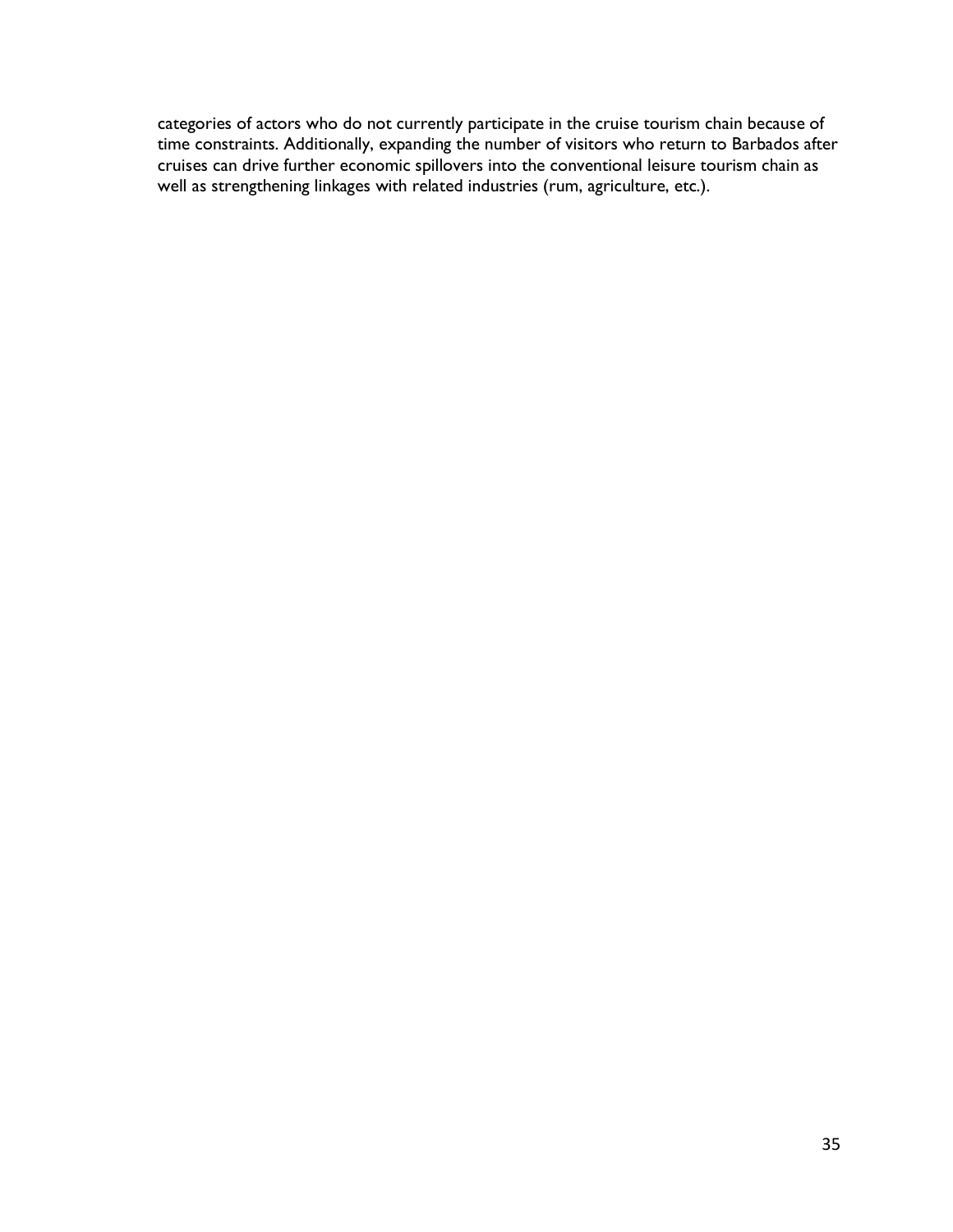categories of actors who do not currently participate in the cruise tourism chain because of time constraints. Additionally, expanding the number of visitors who return to Barbados after cruises can drive further economic spillovers into the conventional leisure tourism chain as well as strengthening linkages with related industries (rum, agriculture, etc.).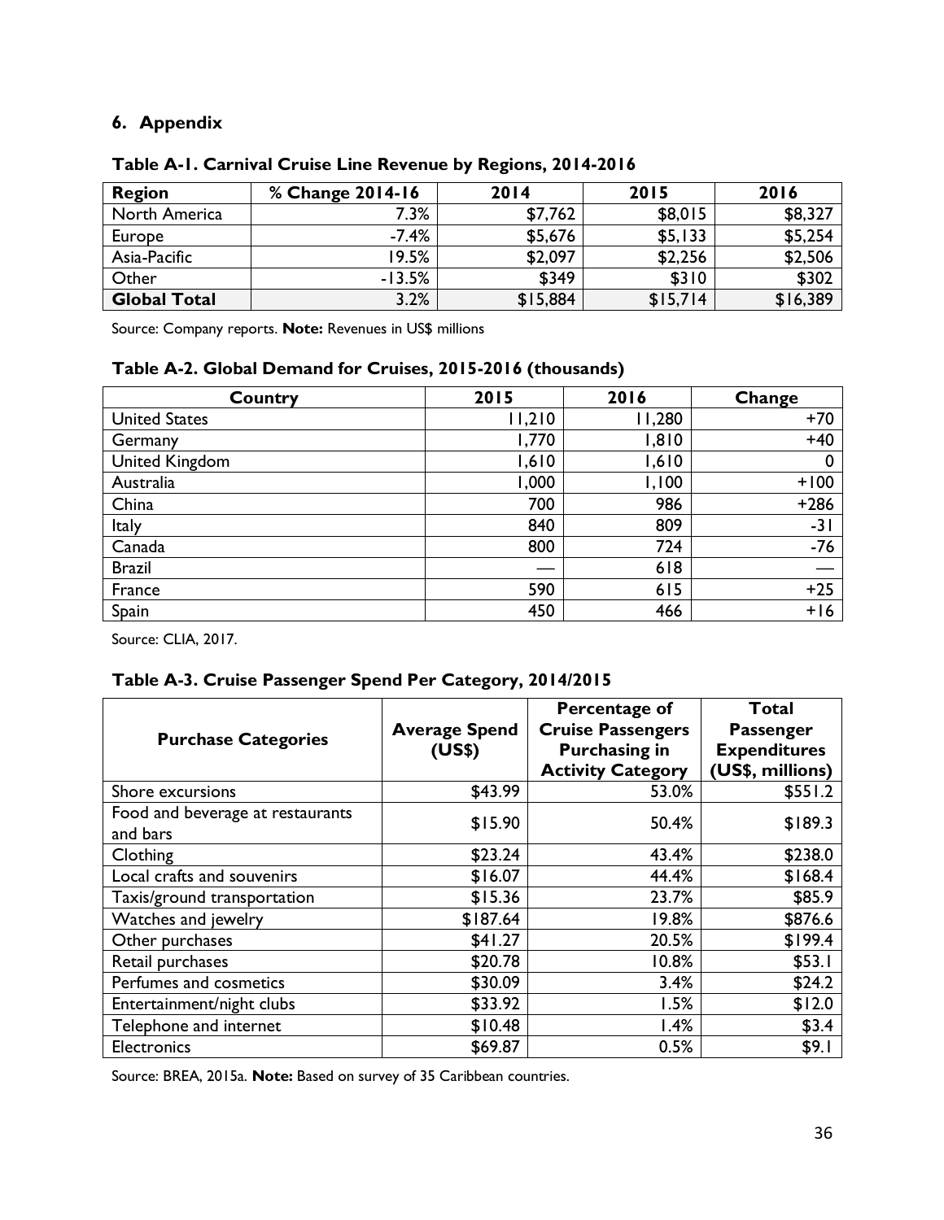## 6. Appendix

**Table A-1. Carnival Cruise Line Revenue by Regions, 2014-2016**

| Region | % Change 2014-16 | 2014 | 2015 | 2016 |
|---|---|---|---|---|
| North America | 7.3% | $7,762 | $8,015 | $8,327 |
| Europe | -7.4% | $5,676 | $5,133 | $5,254 |
| Asia-Pacific | 19.5% | $2,097 | $2,256 | $2,506 |
| Other | -13.5% | $349 | $310 | $302 |
| **Global Total** | 3.2% | $15,884 | $15,714 | $16,389 |

Source: Company reports. **Note:** Revenues in US$ millions

**Table A-2. Global Demand for Cruises, 2015-2016 (thousands)**

| Country | 2015 | 2016 | Change |
|---|---|---|---|
| United States | 11,210 | 11,280 | +70 |
| Germany | 1,770 | 1,810 | +40 |
| United Kingdom | 1,610 | 1,610 | 0 |
| Australia | 1,000 | 1,100 | +100 |
| China | 700 | 986 | +286 |
| Italy | 840 | 809 | -31 |
| Canada | 800 | 724 | -76 |
| Brazil | — | 618 | — |
| France | 590 | 615 | +25 |
| Spain | 450 | 466 | +16 |

Source: CLIA, 2017.

**Table A-3. Cruise Passenger Spend Per Category, 2014/2015**

| Purchase Categories | Average Spend (US$) | Percentage of Cruise Passengers Purchasing in Activity Category | Total Passenger Expenditures (US$, millions) |
|---|---|---|---|
| Shore excursions | $43.99 | 53.0% | $551.2 |
| Food and beverage at restaurants and bars | $15.90 | 50.4% | $189.3 |
| Clothing | $23.24 | 43.4% | $238.0 |
| Local crafts and souvenirs | $16.07 | 44.4% | $168.4 |
| Taxis/ground transportation | $15.36 | 23.7% | $85.9 |
| Watches and jewelry | $187.64 | 19.8% | $876.6 |
| Other purchases | $41.27 | 20.5% | $199.4 |
| Retail purchases | $20.78 | 10.8% | $53.1 |
| Perfumes and cosmetics | $30.09 | 3.4% | $24.2 |
| Entertainment/night clubs | $33.92 | 1.5% | $12.0 |
| Telephone and internet | $10.48 | 1.4% | $3.4 |
| Electronics | $69.87 | 0.5% | $9.1 |

Source: BREA, 2015a. **Note:** Based on survey of 35 Caribbean countries.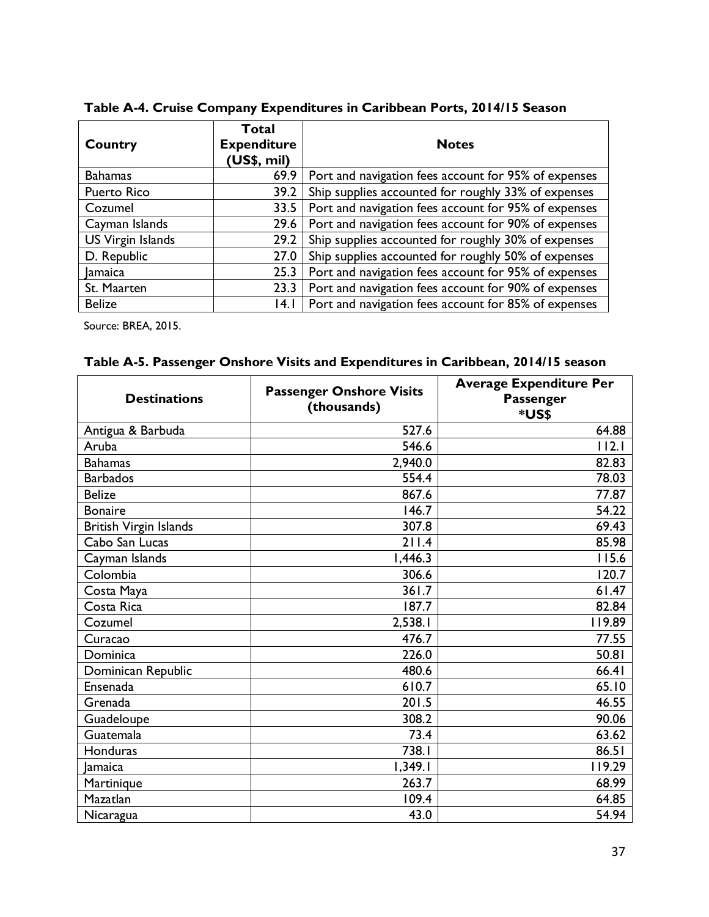**Table A-4. Cruise Company Expenditures in Caribbean Ports, 2014/15 Season**

| Country | Total Expenditure (US$, mil) | Notes |
|---|---|---|
| Bahamas | 69.9 | Port and navigation fees account for 95% of expenses |
| Puerto Rico | 39.2 | Ship supplies accounted for roughly 33% of expenses |
| Cozumel | 33.5 | Port and navigation fees account for 95% of expenses |
| Cayman Islands | 29.6 | Port and navigation fees account for 90% of expenses |
| US Virgin Islands | 29.2 | Ship supplies accounted for roughly 30% of expenses |
| D. Republic | 27.0 | Ship supplies accounted for roughly 50% of expenses |
| Jamaica | 25.3 | Port and navigation fees account for 95% of expenses |
| St. Maarten | 23.3 | Port and navigation fees account for 90% of expenses |
| Belize | 14.1 | Port and navigation fees account for 85% of expenses |

Source: BREA, 2015.

**Table A-5. Passenger Onshore Visits and Expenditures in Caribbean, 2014/15 season**

| Destinations | Passenger Onshore Visits (thousands) | Average Expenditure Per Passenger *US$ |
|---|---|---|
| Antigua & Barbuda | 527.6 | 64.88 |
| Aruba | 546.6 | 112.1 |
| Bahamas | 2,940.0 | 82.83 |
| Barbados | 554.4 | 78.03 |
| Belize | 867.6 | 77.87 |
| Bonaire | 146.7 | 54.22 |
| British Virgin Islands | 307.8 | 69.43 |
| Cabo San Lucas | 211.4 | 85.98 |
| Cayman Islands | 1,446.3 | 115.6 |
| Colombia | 306.6 | 120.7 |
| Costa Maya | 361.7 | 61.47 |
| Costa Rica | 187.7 | 82.84 |
| Cozumel | 2,538.1 | 119.89 |
| Curacao | 476.7 | 77.55 |
| Dominica | 226.0 | 50.81 |
| Dominican Republic | 480.6 | 66.41 |
| Ensenada | 610.7 | 65.10 |
| Grenada | 201.5 | 46.55 |
| Guadeloupe | 308.2 | 90.06 |
| Guatemala | 73.4 | 63.62 |
| Honduras | 738.1 | 86.51 |
| Jamaica | 1,349.1 | 119.29 |
| Martinique | 263.7 | 68.99 |
| Mazatlan | 109.4 | 64.85 |
| Nicaragua | 43.0 | 54.94 |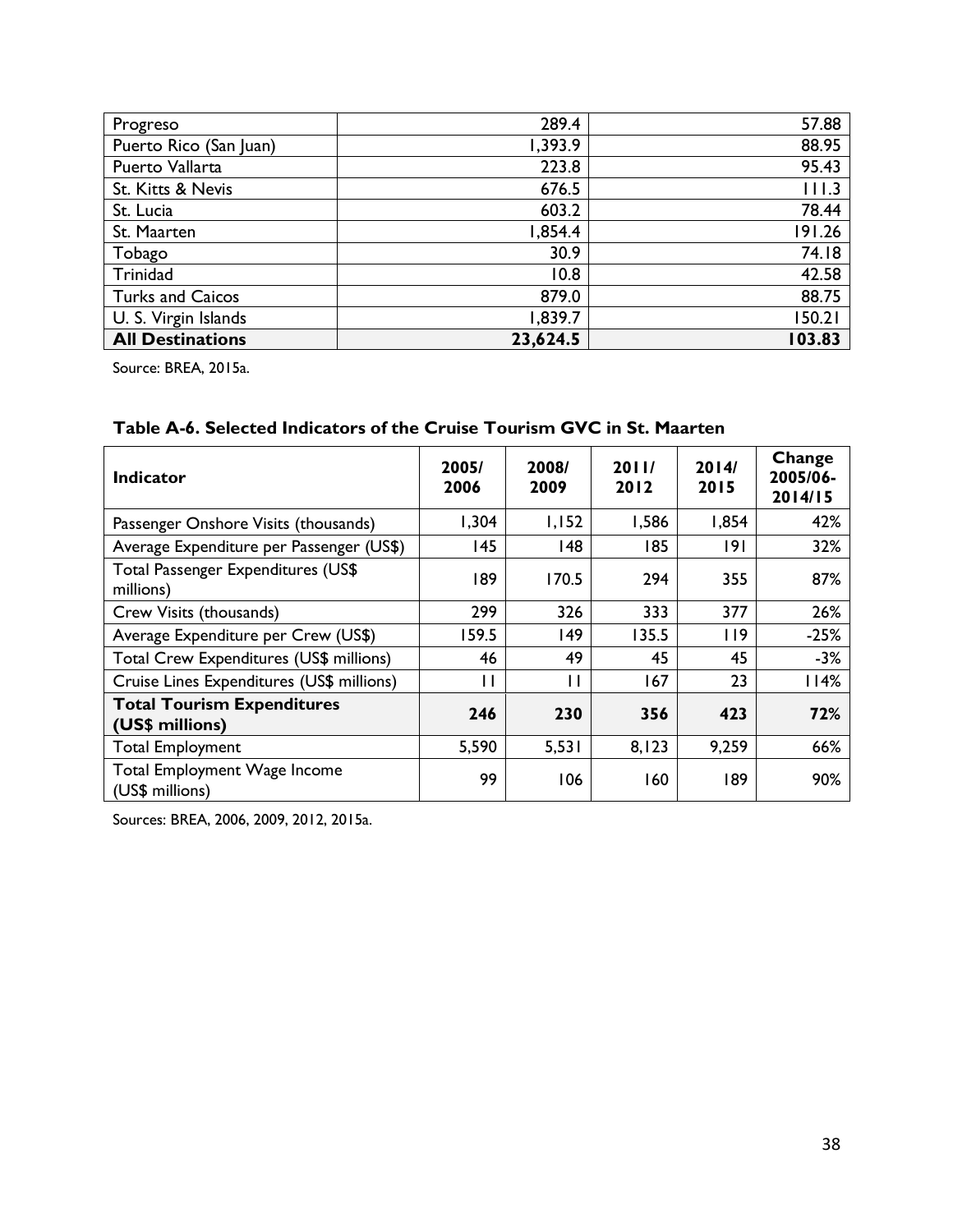| Progreso | 289.4 | 57.88 |
|---|---|---|
| Puerto Rico (San Juan) | 1,393.9 | 88.95 |
| Puerto Vallarta | 223.8 | 95.43 |
| St. Kitts & Nevis | 676.5 | 111.3 |
| St. Lucia | 603.2 | 78.44 |
| St. Maarten | 1,854.4 | 191.26 |
| Tobago | 30.9 | 74.18 |
| Trinidad | 10.8 | 42.58 |
| Turks and Caicos | 879.0 | 88.75 |
| U. S. Virgin Islands | 1,839.7 | 150.21 |
| **All Destinations** | **23,624.5** | **103.83** |

Source: BREA, 2015a.

**Table A-6. Selected Indicators of the Cruise Tourism GVC in St. Maarten**

| Indicator | 2005/2006 | 2008/2009 | 2011/2012 | 2014/2015 | Change 2005/06-2014/15 |
|---|---|---|---|---|---|
| Passenger Onshore Visits (thousands) | 1,304 | 1,152 | 1,586 | 1,854 | 42% |
| Average Expenditure per Passenger (US$) | 145 | 148 | 185 | 191 | 32% |
| Total Passenger Expenditures (US$ millions) | 189 | 170.5 | 294 | 355 | 87% |
| Crew Visits (thousands) | 299 | 326 | 333 | 377 | 26% |
| Average Expenditure per Crew (US$) | 159.5 | 149 | 135.5 | 119 | -25% |
| Total Crew Expenditures (US$ millions) | 46 | 49 | 45 | 45 | -3% |
| Cruise Lines Expenditures (US$ millions) | 11 | 11 | 167 | 23 | 114% |
| **Total Tourism Expenditures (US$ millions)** | **246** | **230** | **356** | **423** | **72%** |
| Total Employment | 5,590 | 5,531 | 8,123 | 9,259 | 66% |
| Total Employment Wage Income (US$ millions) | 99 | 106 | 160 | 189 | 90% |

Sources: BREA, 2006, 2009, 2012, 2015a.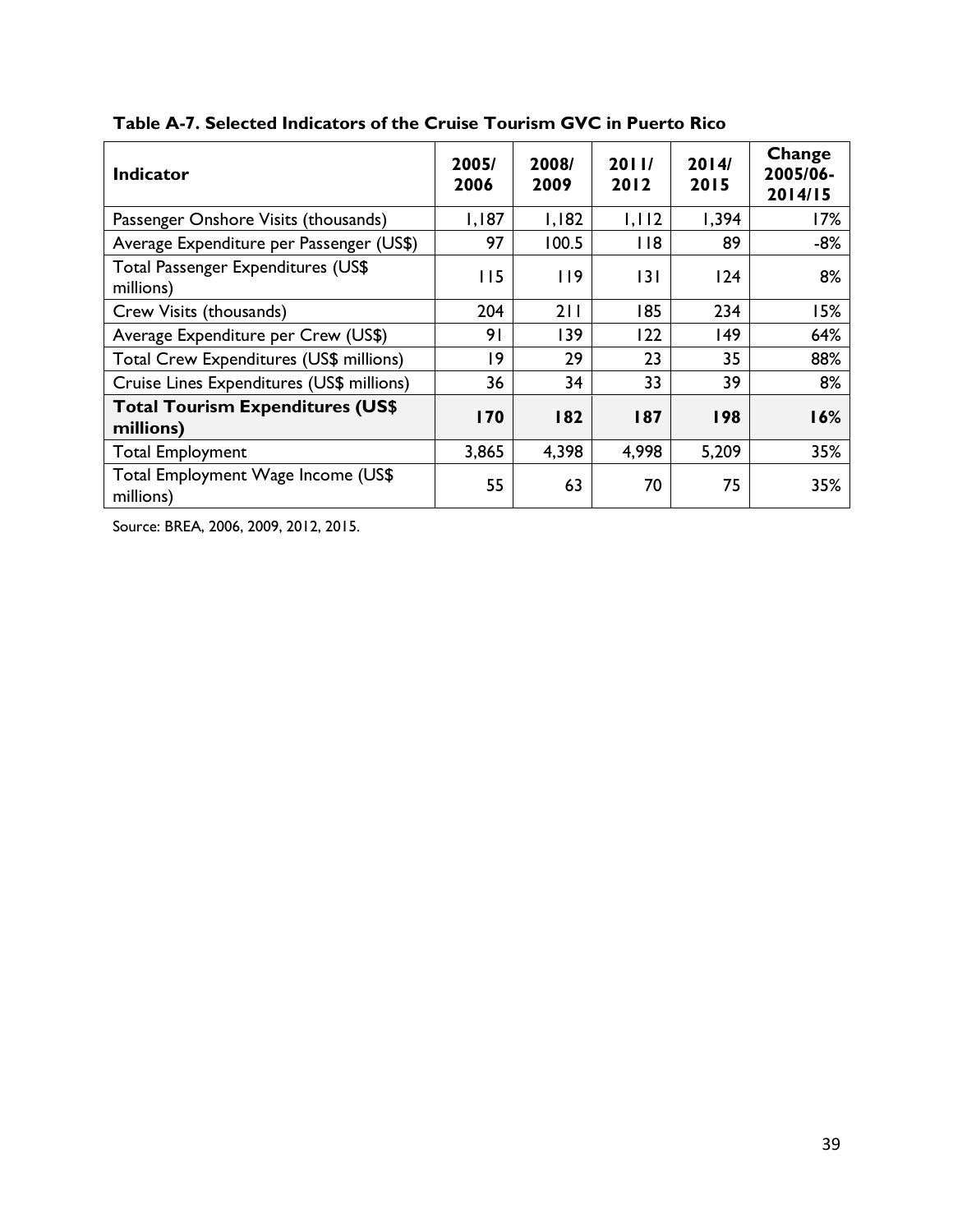**Table A-7. Selected Indicators of the Cruise Tourism GVC in Puerto Rico**

| Indicator | 2005/ 2006 | 2008/ 2009 | 2011/ 2012 | 2014/ 2015 | Change 2005/06-2014/15 |
|---|---|---|---|---|---|
| Passenger Onshore Visits (thousands) | 1,187 | 1,182 | 1,112 | 1,394 | 17% |
| Average Expenditure per Passenger (US$) | 97 | 100.5 | 118 | 89 | -8% |
| Total Passenger Expenditures (US$ millions) | 115 | 119 | 131 | 124 | 8% |
| Crew Visits (thousands) | 204 | 211 | 185 | 234 | 15% |
| Average Expenditure per Crew (US$) | 91 | 139 | 122 | 149 | 64% |
| Total Crew Expenditures (US$ millions) | 19 | 29 | 23 | 35 | 88% |
| Cruise Lines Expenditures (US$ millions) | 36 | 34 | 33 | 39 | 8% |
| **Total Tourism Expenditures (US$ millions)** | **170** | **182** | **187** | **198** | **16%** |
| Total Employment | 3,865 | 4,398 | 4,998 | 5,209 | 35% |
| Total Employment Wage Income (US$ millions) | 55 | 63 | 70 | 75 | 35% |

Source: BREA, 2006, 2009, 2012, 2015.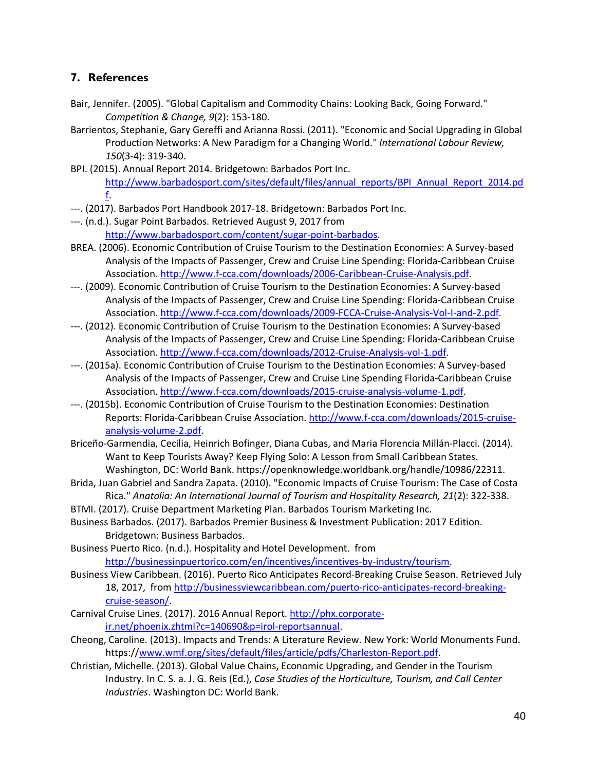## 7. References

Bair, Jennifer. (2005). "Global Capitalism and Commodity Chains: Looking Back, Going Forward." *Competition & Change, 9*(2): 153-180.

Barrientos, Stephanie, Gary Gereffi and Arianna Rossi. (2011). "Economic and Social Upgrading in Global Production Networks: A New Paradigm for a Changing World." *International Labour Review, 150*(3-4): 319-340.

BPI. (2015). Annual Report 2014. Bridgetown: Barbados Port Inc. http://www.barbadosport.com/sites/default/files/annual_reports/BPI_Annual_Report_2014.pdf.

---. (2017). Barbados Port Handbook 2017-18. Bridgetown: Barbados Port Inc.

---. (n.d.). Sugar Point Barbados. Retrieved August 9, 2017 from http://www.barbadosport.com/content/sugar-point-barbados.

BREA. (2006). Economic Contribution of Cruise Tourism to the Destination Economies: A Survey-based Analysis of the Impacts of Passenger, Crew and Cruise Line Spending: Florida-Caribbean Cruise Association. http://www.f-cca.com/downloads/2006-Caribbean-Cruise-Analysis.pdf.

---. (2009). Economic Contribution of Cruise Tourism to the Destination Economies: A Survey-based Analysis of the Impacts of Passenger, Crew and Cruise Line Spending: Florida-Caribbean Cruise Association. http://www.f-cca.com/downloads/2009-FCCA-Cruise-Analysis-Vol-I-and-2.pdf.

---. (2012). Economic Contribution of Cruise Tourism to the Destination Economies: A Survey-based Analysis of the Impacts of Passenger, Crew and Cruise Line Spending: Florida-Caribbean Cruise Association. http://www.f-cca.com/downloads/2012-Cruise-Analysis-vol-1.pdf.

---. (2015a). Economic Contribution of Cruise Tourism to the Destination Economies: A Survey-based Analysis of the Impacts of Passenger, Crew and Cruise Line Spending Florida-Caribbean Cruise Association. http://www.f-cca.com/downloads/2015-cruise-analysis-volume-1.pdf.

---. (2015b). Economic Contribution of Cruise Tourism to the Destination Economies: Destination Reports: Florida-Caribbean Cruise Association. http://www.f-cca.com/downloads/2015-cruise-analysis-volume-2.pdf.

Briceño-Garmendia, Cecilia, Heinrich Bofinger, Diana Cubas, and Maria Florencia Millán-Placci. (2014). Want to Keep Tourists Away? Keep Flying Solo: A Lesson from Small Caribbean States. Washington, DC: World Bank. https://openknowledge.worldbank.org/handle/10986/22311.

Brida, Juan Gabriel and Sandra Zapata. (2010). "Economic Impacts of Cruise Tourism: The Case of Costa Rica." *Anatolia: An International Journal of Tourism and Hospitality Research, 21*(2): 322-338.

BTMI. (2017). Cruise Department Marketing Plan. Barbados Tourism Marketing Inc.

Business Barbados. (2017). Barbados Premier Business & Investment Publication: 2017 Edition. Bridgetown: Business Barbados.

Business Puerto Rico. (n.d.). Hospitality and Hotel Development. from http://businessinpuertorico.com/en/incentives/incentives-by-industry/tourism.

Business View Caribbean. (2016). Puerto Rico Anticipates Record-Breaking Cruise Season. Retrieved July 18, 2017, from http://businessviewcaribbean.com/puerto-rico-anticipates-record-breaking-cruise-season/.

Carnival Cruise Lines. (2017). 2016 Annual Report. http://phx.corporate-ir.net/phoenix.zhtml?c=140690&p=irol-reportsannual.

Cheong, Caroline. (2013). Impacts and Trends: A Literature Review. New York: World Monuments Fund. https://www.wmf.org/sites/default/files/article/pdfs/Charleston-Report.pdf.

Christian, Michelle. (2013). Global Value Chains, Economic Upgrading, and Gender in the Tourism Industry. In C. S. a. J. G. Reis (Ed.), *Case Studies of the Horticulture, Tourism, and Call Center Industries*. Washington DC: World Bank.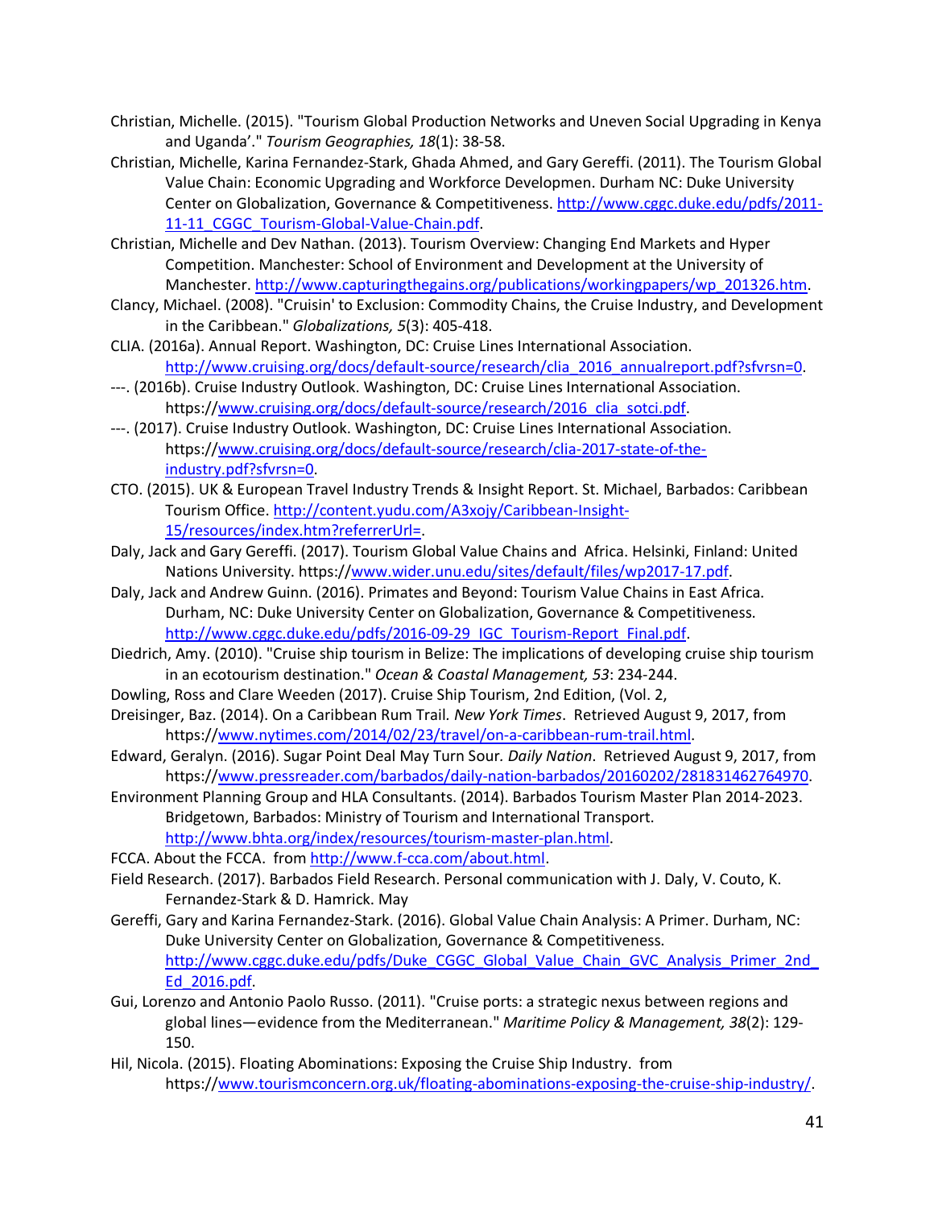Christian, Michelle. (2015). "Tourism Global Production Networks and Uneven Social Upgrading in Kenya and Uganda'." *Tourism Geographies, 18*(1): 38-58.

Christian, Michelle, Karina Fernandez-Stark, Ghada Ahmed, and Gary Gereffi. (2011). The Tourism Global Value Chain: Economic Upgrading and Workforce Developmen. Durham NC: Duke University Center on Globalization, Governance & Competitiveness. http://www.cggc.duke.edu/pdfs/2011-11-11_CGGC_Tourism-Global-Value-Chain.pdf.

Christian, Michelle and Dev Nathan. (2013). Tourism Overview: Changing End Markets and Hyper Competition. Manchester: School of Environment and Development at the University of Manchester. http://www.capturingthegains.org/publications/workingpapers/wp_201326.htm.

Clancy, Michael. (2008). "Cruisin' to Exclusion: Commodity Chains, the Cruise Industry, and Development in the Caribbean." *Globalizations, 5*(3): 405-418.

CLIA. (2016a). Annual Report. Washington, DC: Cruise Lines International Association. http://www.cruising.org/docs/default-source/research/clia_2016_annualreport.pdf?sfvrsn=0.

---. (2016b). Cruise Industry Outlook. Washington, DC: Cruise Lines International Association. https://www.cruising.org/docs/default-source/research/2016_clia_sotci.pdf.

---. (2017). Cruise Industry Outlook. Washington, DC: Cruise Lines International Association. https://www.cruising.org/docs/default-source/research/clia-2017-state-of-the-industry.pdf?sfvrsn=0.

CTO. (2015). UK & European Travel Industry Trends & Insight Report. St. Michael, Barbados: Caribbean Tourism Office. http://content.yudu.com/A3xojy/Caribbean-Insight-15/resources/index.htm?referrerUrl=.

Daly, Jack and Gary Gereffi. (2017). Tourism Global Value Chains and Africa. Helsinki, Finland: United Nations University. https://www.wider.unu.edu/sites/default/files/wp2017-17.pdf.

Daly, Jack and Andrew Guinn. (2016). Primates and Beyond: Tourism Value Chains in East Africa. Durham, NC: Duke University Center on Globalization, Governance & Competitiveness. http://www.cggc.duke.edu/pdfs/2016-09-29_IGC_Tourism-Report_Final.pdf.

Diedrich, Amy. (2010). "Cruise ship tourism in Belize: The implications of developing cruise ship tourism in an ecotourism destination." *Ocean & Coastal Management, 53*: 234-244.

Dowling, Ross and Clare Weeden (2017). Cruise Ship Tourism, 2nd Edition, (Vol. 2,

Dreisinger, Baz. (2014). On a Caribbean Rum Trail. *New York Times*. Retrieved August 9, 2017, from https://www.nytimes.com/2014/02/23/travel/on-a-caribbean-rum-trail.html.

Edward, Geralyn. (2016). Sugar Point Deal May Turn Sour. *Daily Nation*. Retrieved August 9, 2017, from https://www.pressreader.com/barbados/daily-nation-barbados/20160202/281831462764970.

Environment Planning Group and HLA Consultants. (2014). Barbados Tourism Master Plan 2014-2023. Bridgetown, Barbados: Ministry of Tourism and International Transport. http://www.bhta.org/index/resources/tourism-master-plan.html.

FCCA. About the FCCA. from http://www.f-cca.com/about.html.

Field Research. (2017). Barbados Field Research. Personal communication with J. Daly, V. Couto, K. Fernandez-Stark & D. Hamrick. May

Gereffi, Gary and Karina Fernandez-Stark. (2016). Global Value Chain Analysis: A Primer. Durham, NC: Duke University Center on Globalization, Governance & Competitiveness. http://www.cggc.duke.edu/pdfs/Duke_CGGC_Global_Value_Chain_GVC_Analysis_Primer_2nd_Ed_2016.pdf.

Gui, Lorenzo and Antonio Paolo Russo. (2011). "Cruise ports: a strategic nexus between regions and global lines—evidence from the Mediterranean." *Maritime Policy & Management, 38*(2): 129-150.

Hil, Nicola. (2015). Floating Abominations: Exposing the Cruise Ship Industry. from https://www.tourismconcern.org.uk/floating-abominations-exposing-the-cruise-ship-industry/.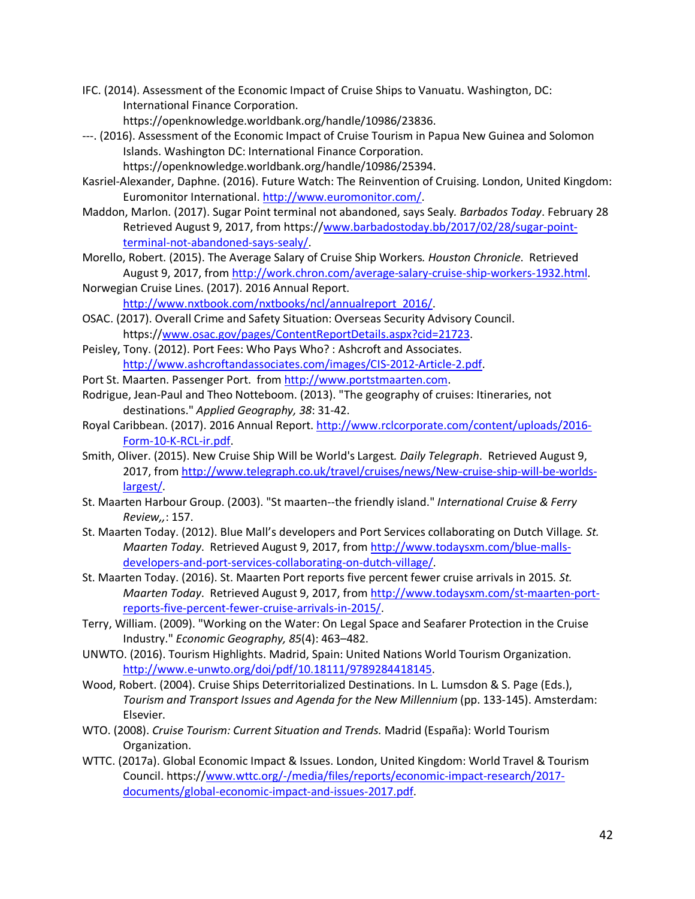IFC. (2014). Assessment of the Economic Impact of Cruise Ships to Vanuatu. Washington, DC: International Finance Corporation. https://openknowledge.worldbank.org/handle/10986/23836.

---. (2016). Assessment of the Economic Impact of Cruise Tourism in Papua New Guinea and Solomon Islands. Washington DC: International Finance Corporation. https://openknowledge.worldbank.org/handle/10986/25394.

Kasriel-Alexander, Daphne. (2016). Future Watch: The Reinvention of Cruising. London, United Kingdom: Euromonitor International. http://www.euromonitor.com/.

Maddon, Marlon. (2017). Sugar Point terminal not abandoned, says Sealy. *Barbados Today*. February 28 Retrieved August 9, 2017, from https://www.barbadostoday.bb/2017/02/28/sugar-point-terminal-not-abandoned-says-sealy/.

Morello, Robert. (2015). The Average Salary of Cruise Ship Workers. *Houston Chronicle*. Retrieved August 9, 2017, from http://work.chron.com/average-salary-cruise-ship-workers-1932.html.

Norwegian Cruise Lines. (2017). 2016 Annual Report. http://www.nxtbook.com/nxtbooks/ncl/annualreport_2016/.

OSAC. (2017). Overall Crime and Safety Situation: Overseas Security Advisory Council. https://www.osac.gov/pages/ContentReportDetails.aspx?cid=21723.

Peisley, Tony. (2012). Port Fees: Who Pays Who? : Ashcroft and Associates. http://www.ashcroftandassociates.com/images/CIS-2012-Article-2.pdf.

Port St. Maarten. Passenger Port. from http://www.portstmaarten.com.

Rodrigue, Jean-Paul and Theo Notteboom. (2013). "The geography of cruises: Itineraries, not destinations." *Applied Geography, 38*: 31-42.

Royal Caribbean. (2017). 2016 Annual Report. http://www.rclcorporate.com/content/uploads/2016-Form-10-K-RCL-ir.pdf.

Smith, Oliver. (2015). New Cruise Ship Will be World's Largest. *Daily Telegraph*. Retrieved August 9, 2017, from http://www.telegraph.co.uk/travel/cruises/news/New-cruise-ship-will-be-worlds-largest/.

St. Maarten Harbour Group. (2003). "St maarten--the friendly island." *International Cruise & Ferry Review,,*: 157.

St. Maarten Today. (2012). Blue Mall's developers and Port Services collaborating on Dutch Village. *St. Maarten Today*. Retrieved August 9, 2017, from http://www.todaysxm.com/blue-malls-developers-and-port-services-collaborating-on-dutch-village/.

St. Maarten Today. (2016). St. Maarten Port reports five percent fewer cruise arrivals in 2015. *St. Maarten Today*. Retrieved August 9, 2017, from http://www.todaysxm.com/st-maarten-port-reports-five-percent-fewer-cruise-arrivals-in-2015/.

Terry, William. (2009). "Working on the Water: On Legal Space and Seafarer Protection in the Cruise Industry." *Economic Geography, 85*(4): 463–482.

UNWTO. (2016). Tourism Highlights. Madrid, Spain: United Nations World Tourism Organization. http://www.e-unwto.org/doi/pdf/10.18111/9789284418145.

Wood, Robert. (2004). Cruise Ships Deterritorialized Destinations. In L. Lumsdon & S. Page (Eds.), *Tourism and Transport Issues and Agenda for the New Millennium* (pp. 133-145). Amsterdam: Elsevier.

WTO. (2008). *Cruise Tourism: Current Situation and Trends.* Madrid (España): World Tourism Organization.

WTTC. (2017a). Global Economic Impact & Issues. London, United Kingdom: World Travel & Tourism Council. https://www.wttc.org/-/media/files/reports/economic-impact-research/2017-documents/global-economic-impact-and-issues-2017.pdf.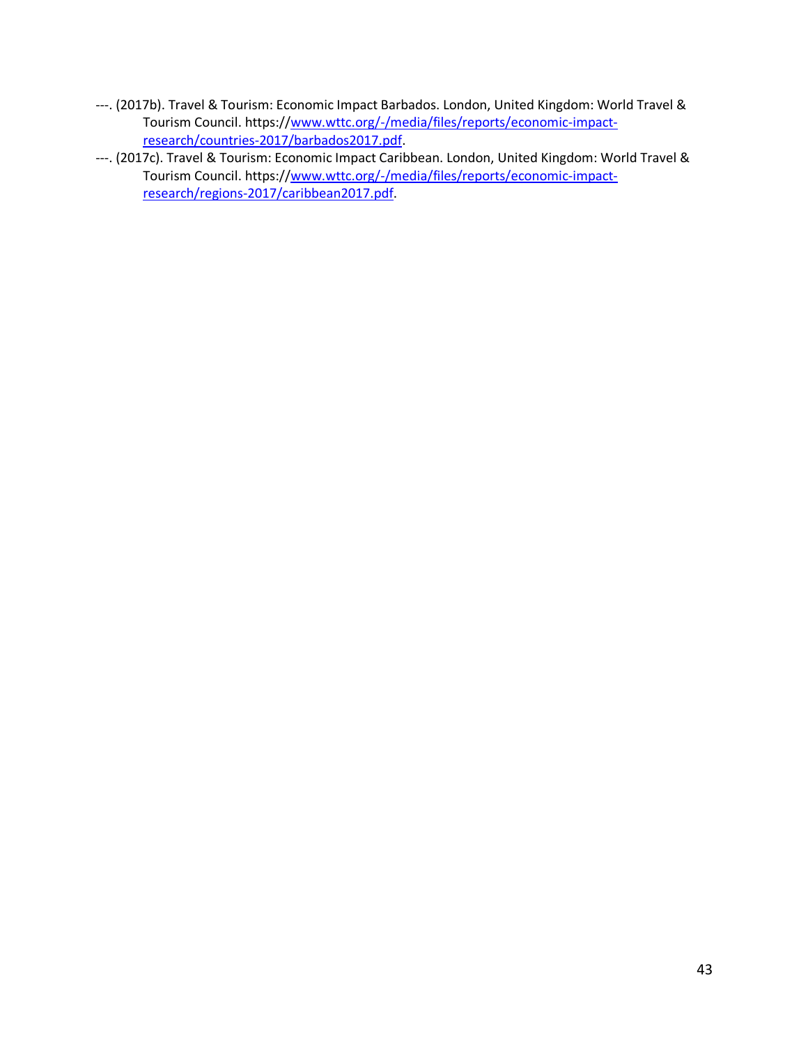---. (2017b). Travel & Tourism: Economic Impact Barbados. London, United Kingdom: World Travel & Tourism Council. https://www.wttc.org/-/media/files/reports/economic-impact-research/countries-2017/barbados2017.pdf.

---. (2017c). Travel & Tourism: Economic Impact Caribbean. London, United Kingdom: World Travel & Tourism Council. https://www.wttc.org/-/media/files/reports/economic-impact-research/regions-2017/caribbean2017.pdf.